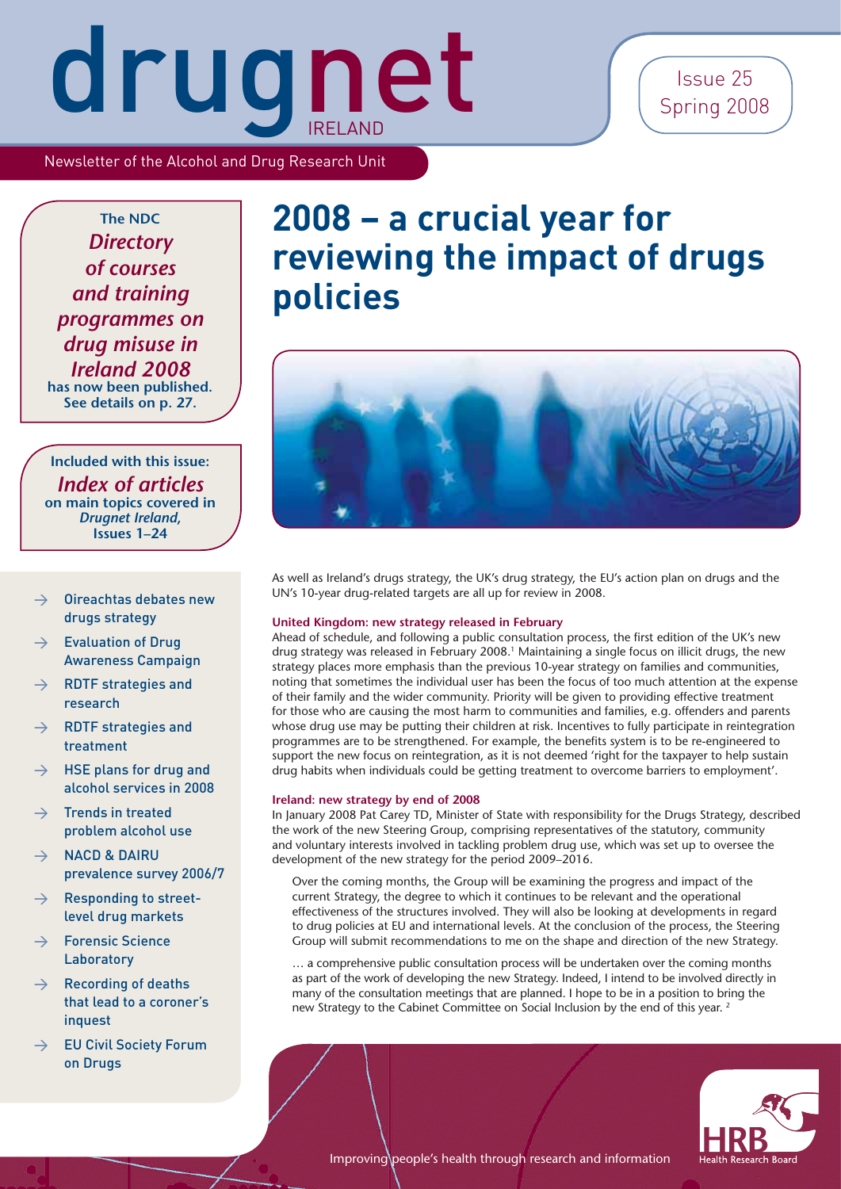# drugnet IRELAND

Issue 25
Spring 2008

Newsletter of the Alcohol and Drug Research Unit

The NDC *Directory of courses and training programmes on drug misuse in Ireland 2008* has now been published. See details on p. 27.

Included with this issue: *Index of articles* on main topics covered in *Drugnet Ireland*, Issues 1–24

- → Oireachtas debates new drugs strategy
- → Evaluation of Drug Awareness Campaign
- → RDTF strategies and research
- → RDTF strategies and treatment
- → HSE plans for drug and alcohol services in 2008
- → Trends in treated problem alcohol use
- → NACD & DAIRU prevalence survey 2006/7
- → Responding to street-level drug markets
- → Forensic Science Laboratory
- → Recording of deaths that lead to a coroner's inquest
- → EU Civil Society Forum on Drugs

# 2008 – a crucial year for reviewing the impact of drugs policies

As well as Ireland's drugs strategy, the UK's drug strategy, the EU's action plan on drugs and the UN's 10-year drug-related targets are all up for review in 2008.

**United Kingdom: new strategy released in February**

Ahead of schedule, and following a public consultation process, the first edition of the UK's new drug strategy was released in February 2008.[1] Maintaining a single focus on illicit drugs, the new strategy places more emphasis than the previous 10-year strategy on families and communities, noting that sometimes the individual user has been the focus of too much attention at the expense of their family and the wider community. Priority will be given to providing effective treatment for those who are causing the most harm to communities and families, e.g. offenders and parents whose drug use may be putting their children at risk. Incentives to fully participate in reintegration programmes are to be strengthened. For example, the benefits system is to be re-engineered to support the new focus on reintegration, as it is not deemed 'right for the taxpayer to help sustain drug habits when individuals could be getting treatment to overcome barriers to employment'.

**Ireland: new strategy by end of 2008**

In January 2008 Pat Carey TD, Minister of State with responsibility for the Drugs Strategy, described the work of the new Steering Group, comprising representatives of the statutory, community and voluntary interests involved in tackling problem drug use, which was set up to oversee the development of the new strategy for the period 2009–2016.

> Over the coming months, the Group will be examining the progress and impact of the current Strategy, the degree to which it continues to be relevant and the operational effectiveness of the structures involved. They will also be looking at developments in regard to drug policies at EU and international levels. At the conclusion of the process, the Steering Group will submit recommendations to me on the shape and direction of the new Strategy.
>
> … a comprehensive public consultation process will be undertaken over the coming months as part of the work of developing the new Strategy. Indeed, I intend to be involved directly in many of the consultation meetings that are planned. I hope to be in a position to bring the new Strategy to the Cabinet Committee on Social Inclusion by the end of this year.[2]

Improving people's health through research and information

HRB Health Research Board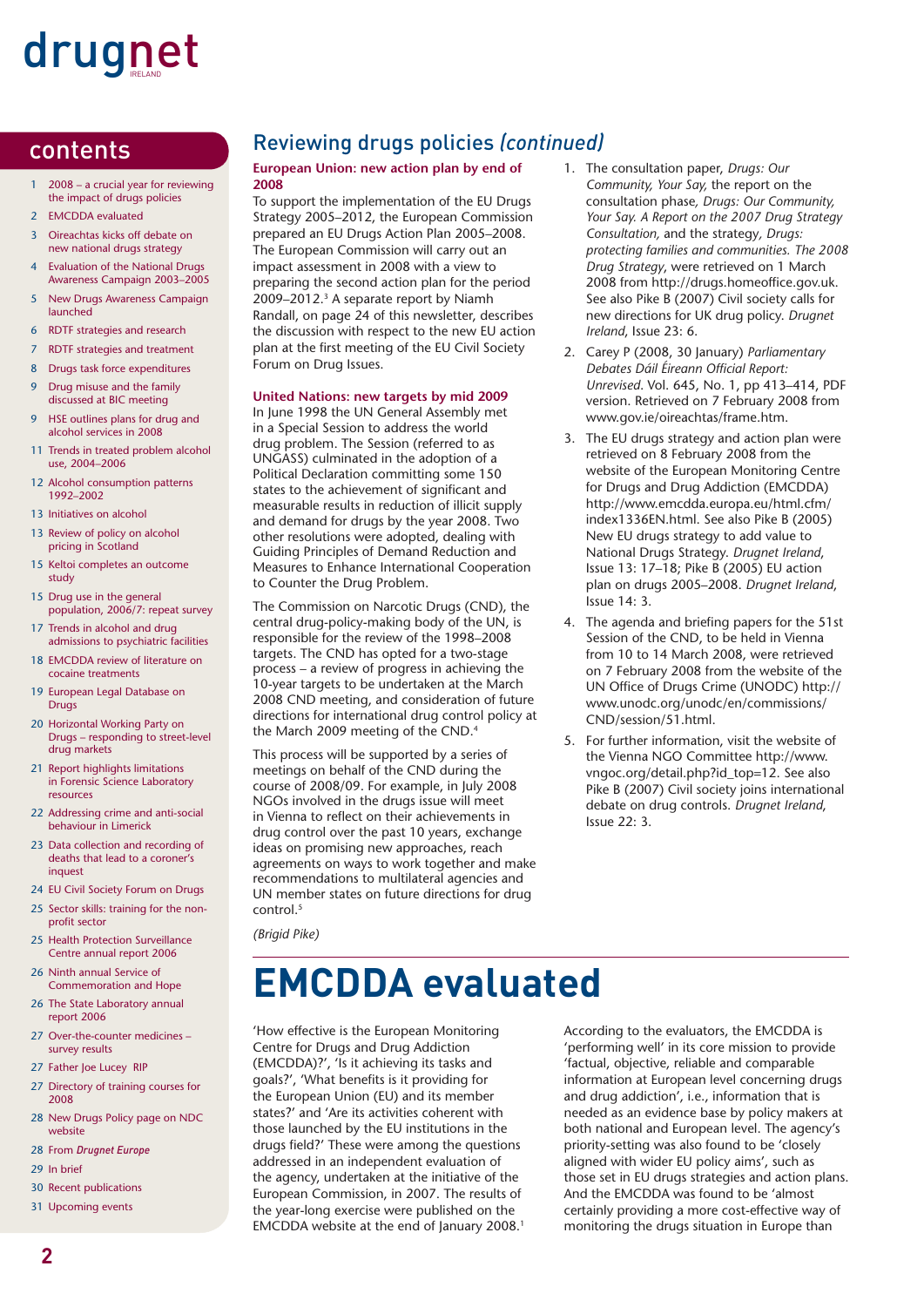## contents

- 1 2008 – a crucial year for reviewing the impact of drugs policies
- 2 EMCDDA evaluated
- 3 Oireachtas kicks off debate on new national drugs strategy
- 4 Evaluation of the National Drugs Awareness Campaign 2003–2005
- 5 New Drugs Awareness Campaign launched
- 6 RDTF strategies and research
- 7 RDTF strategies and treatment
- 8 Drugs task force expenditures
- 9 Drug misuse and the family discussed at BIC meeting
- 9 HSE outlines plans for drug and alcohol services in 2008
- 11 Trends in treated problem alcohol use, 2004–2006
- 12 Alcohol consumption patterns 1992–2002
- 13 Initiatives on alcohol
- 13 Review of policy on alcohol pricing in Scotland
- 15 Keltoi completes an outcome study
- 15 Drug use in the general population, 2006/7: repeat survey
- 17 Trends in alcohol and drug admissions to psychiatric facilities
- 18 EMCDDA review of literature on cocaine treatments
- 19 European Legal Database on Drugs
- 20 Horizontal Working Party on Drugs – responding to street-level drug markets
- 21 Report highlights limitations in Forensic Science Laboratory resources
- 22 Addressing crime and anti-social behaviour in Limerick
- 23 Data collection and recording of deaths that lead to a coroner's inquest
- 24 EU Civil Society Forum on Drugs
- 25 Sector skills: training for the non-profit sector
- 25 Health Protection Surveillance Centre annual report 2006
- 26 Ninth annual Service of Commemoration and Hope
- 26 The State Laboratory annual report 2006
- 27 Over-the-counter medicines – survey results
- 27 Father Joe Lucey RIP
- 27 Directory of training courses for 2008
- 28 New Drugs Policy page on NDC website
- 28 From *Drugnet Europe*
- 29 In brief
- 30 Recent publications
- 31 Upcoming events

## Reviewing drugs policies *(continued)*

**European Union: new action plan by end of 2008**

To support the implementation of the EU Drugs Strategy 2005–2012, the European Commission prepared an EU Drugs Action Plan 2005–2008. The European Commission will carry out an impact assessment in 2008 with a view to preparing the second action plan for the period 2009–2012.[3] A separate report by Niamh Randall, on page 24 of this newsletter, describes the discussion with respect to the new EU action plan at the first meeting of the EU Civil Society Forum on Drug Issues.

**United Nations: new targets by mid 2009**

In June 1998 the UN General Assembly met in a Special Session to address the world drug problem. The Session (referred to as UNGASS) culminated in the adoption of a Political Declaration committing some 150 states to the achievement of significant and measurable results in reduction of illicit supply and demand for drugs by the year 2008. Two other resolutions were adopted, dealing with Guiding Principles of Demand Reduction and Measures to Enhance International Cooperation to Counter the Drug Problem.

The Commission on Narcotic Drugs (CND), the central drug-policy-making body of the UN, is responsible for the review of the 1998–2008 targets. The CND has opted for a two-stage process – a review of progress in achieving the 10-year targets to be undertaken at the March 2008 CND meeting, and consideration of future directions for international drug control policy at the March 2009 meeting of the CND.[4]

This process will be supported by a series of meetings on behalf of the CND during the course of 2008/09. For example, in July 2008 NGOs involved in the drugs issue will meet in Vienna to reflect on their achievements in drug control over the past 10 years, exchange ideas on promising new approaches, reach agreements on ways to work together and make recommendations to multilateral agencies and UN member states on future directions for drug control.[5]

*(Brigid Pike)*

1. The consultation paper, *Drugs: Our Community, Your Say*, the report on the consultation phase, *Drugs: Our Community, Your Say. A Report on the 2007 Drug Strategy Consultation,* and the strategy, *Drugs: protecting families and communities. The 2008 Drug Strategy*, were retrieved on 1 March 2008 from http://drugs.homeoffice.gov.uk. See also Pike B (2007) Civil society calls for new directions for UK drug policy. *Drugnet Ireland*, Issue 23: 6.
2. Carey P (2008, 30 January) *Parliamentary Debates Dáil Éireann Official Report: Unrevised.* Vol. 645, No. 1, pp 413–414, PDF version. Retrieved on 7 February 2008 from www.gov.ie/oireachtas/frame.htm.
3. The EU drugs strategy and action plan were retrieved on 8 February 2008 from the website of the European Monitoring Centre for Drugs and Drug Addiction (EMCDDA) http://www.emcdda.europa.eu/html.cfm/index1336EN.html. See also Pike B (2005) New EU drugs strategy to add value to National Drugs Strategy. *Drugnet Ireland*, Issue 13: 17–18; Pike B (2005) EU action plan on drugs 2005–2008. *Drugnet Ireland*, Issue 14: 3.
4. The agenda and briefing papers for the 51st Session of the CND, to be held in Vienna from 10 to 14 March 2008, were retrieved on 7 February 2008 from the website of the UN Office of Drugs Crime (UNODC) http://www.unodc.org/unodc/en/commissions/CND/session/51.html.
5. For further information, visit the website of the Vienna NGO Committee http://www.vngoc.org/detail.php?id_top=12. See also Pike B (2007) Civil society joins international debate on drug controls. *Drugnet Ireland*, Issue 22: 3.

# EMCDDA evaluated

'How effective is the European Monitoring Centre for Drugs and Drug Addiction (EMCDDA)?', 'Is it achieving its tasks and goals?', 'What benefits is it providing for the European Union (EU) and its member states?' and 'Are its activities coherent with those launched by the EU institutions in the drugs field?' These were among the questions addressed in an independent evaluation of the agency, undertaken at the initiative of the European Commission, in 2007. The results of the year-long exercise were published on the EMCDDA website at the end of January 2008.[1]

According to the evaluators, the EMCDDA is 'performing well' in its core mission to provide 'factual, objective, reliable and comparable information at European level concerning drugs and drug addiction', i.e., information that is needed as an evidence base by policy makers at both national and European level. The agency's priority-setting was also found to be 'closely aligned with wider EU policy aims', such as those set in EU drugs strategies and action plans. And the EMCDDA was found to be 'almost certainly providing a more cost-effective way of monitoring the drugs situation in Europe than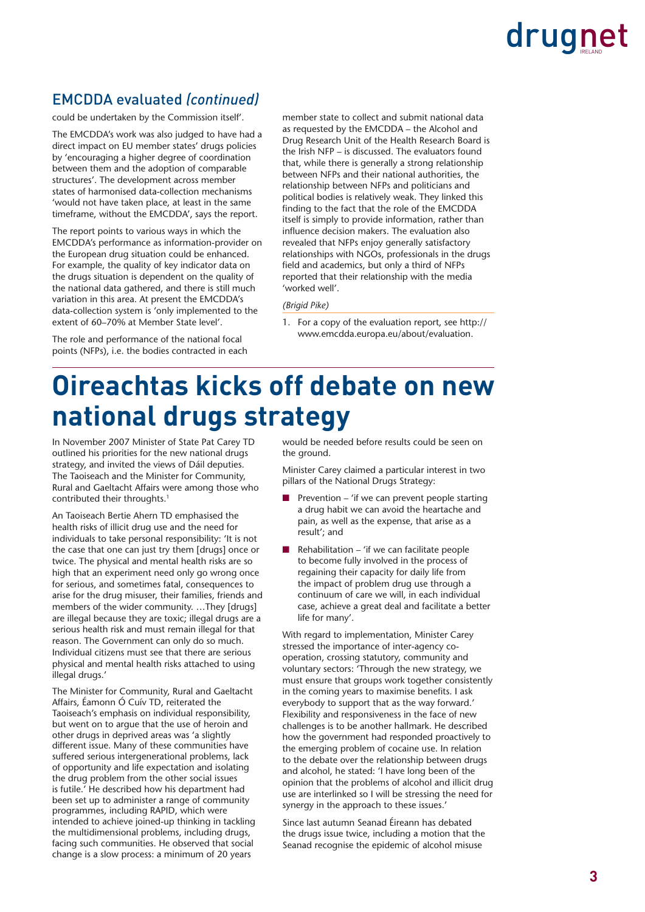## EMCDDA evaluated *(continued)*

could be undertaken by the Commission itself'.

The EMCDDA's work was also judged to have had a direct impact on EU member states' drugs policies by 'encouraging a higher degree of coordination between them and the adoption of comparable structures'. The development across member states of harmonised data-collection mechanisms 'would not have taken place, at least in the same timeframe, without the EMCDDA', says the report.

The report points to various ways in which the EMCDDA's performance as information-provider on the European drug situation could be enhanced. For example, the quality of key indicator data on the drugs situation is dependent on the quality of the national data gathered, and there is still much variation in this area. At present the EMCDDA's data-collection system is 'only implemented to the extent of 60–70% at Member State level'.

The role and performance of the national focal points (NFPs), i.e. the bodies contracted in each member state to collect and submit national data as requested by the EMCDDA – the Alcohol and Drug Research Unit of the Health Research Board is the Irish NFP – is discussed. The evaluators found that, while there is generally a strong relationship between NFPs and their national authorities, the relationship between NFPs and politicians and political bodies is relatively weak. They linked this finding to the fact that the role of the EMCDDA itself is simply to provide information, rather than influence decision makers. The evaluation also revealed that NFPs enjoy generally satisfactory relationships with NGOs, professionals in the drugs field and academics, but only a third of NFPs reported that their relationship with the media 'worked well'.

*(Brigid Pike)*

1. For a copy of the evaluation report, see http://www.emcdda.europa.eu/about/evaluation.

# Oireachtas kicks off debate on new national drugs strategy

In November 2007 Minister of State Pat Carey TD outlined his priorities for the new national drugs strategy, and invited the views of Dáil deputies. The Taoiseach and the Minister for Community, Rural and Gaeltacht Affairs were among those who contributed their throughts.[1]

An Taoiseach Bertie Ahern TD emphasised the health risks of illicit drug use and the need for individuals to take personal responsibility: 'It is not the case that one can just try them [drugs] once or twice. The physical and mental health risks are so high that an experiment need only go wrong once for serious, and sometimes fatal, consequences to arise for the drug misuser, their families, friends and members of the wider community. …They [drugs] are illegal because they are toxic; illegal drugs are a serious health risk and must remain illegal for that reason. The Government can only do so much. Individual citizens must see that there are serious physical and mental health risks attached to using illegal drugs.'

The Minister for Community, Rural and Gaeltacht Affairs, Éamonn Ó Cuív TD, reiterated the Taoiseach's emphasis on individual responsibility, but went on to argue that the use of heroin and other drugs in deprived areas was 'a slightly different issue. Many of these communities have suffered serious intergenerational problems, lack of opportunity and life expectation and isolating the drug problem from the other social issues is futile.' He described how his department had been set up to administer a range of community programmes, including RAPID, which were intended to achieve joined-up thinking in tackling the multidimensional problems, including drugs, facing such communities. He observed that social change is a slow process: a minimum of 20 years would be needed before results could be seen on the ground.

Minister Carey claimed a particular interest in two pillars of the National Drugs Strategy:

- Prevention – 'if we can prevent people starting a drug habit we can avoid the heartache and pain, as well as the expense, that arise as a result'; and
- Rehabilitation – 'if we can facilitate people to become fully involved in the process of regaining their capacity for daily life from the impact of problem drug use through a continuum of care we will, in each individual case, achieve a great deal and facilitate a better life for many'.

With regard to implementation, Minister Carey stressed the importance of inter-agency co-operation, crossing statutory, community and voluntary sectors: 'Through the new strategy, we must ensure that groups work together consistently in the coming years to maximise benefits. I ask everybody to support that as the way forward.' Flexibility and responsiveness in the face of new challenges is to be another hallmark. He described how the government had responded proactively to the emerging problem of cocaine use. In relation to the debate over the relationship between drugs and alcohol, he stated: 'I have long been of the opinion that the problems of alcohol and illicit drug use are interlinked so I will be stressing the need for synergy in the approach to these issues.'

Since last autumn Seanad Éireann has debated the drugs issue twice, including a motion that the Seanad recognise the epidemic of alcohol misuse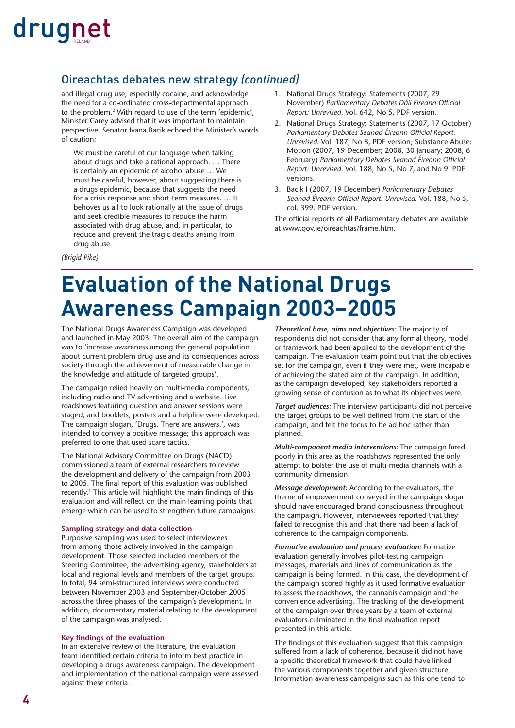## Oireachtas debates new strategy *(continued)*

and illegal drug use, especially cocaine, and acknowledge the need for a co-ordinated cross-departmental approach to the problem.[2] With regard to use of the term 'epidemic', Minister Carey advised that it was important to maintain perspective. Senator Ivana Bacik echoed the Minister's words of caution:

> We must be careful of our language when talking about drugs and take a rational approach. … There is certainly an epidemic of alcohol abuse … We must be careful, however, about suggesting there is a drugs epidemic, because that suggests the need for a crisis response and short-term measures. … It behoves us all to look rationally at the issue of drugs and seek credible measures to reduce the harm associated with drug abuse, and, in particular, to reduce and prevent the tragic deaths arising from drug abuse.

*(Brigid Pike)*

1. National Drugs Strategy: Statements (2007, 29 November) *Parliamentary Debates Dáil Éireann Official Report: Unrevised*. Vol. 642, No 5, PDF version.
2. National Drugs Strategy: Statements (2007, 17 October) *Parliamentary Debates Seanad Éireann Official Report: Unrevised*. Vol. 187, No 8, PDF version; Substance Abuse: Motion (2007, 19 December; 2008, 30 January; 2008, 6 February) *Parliamentary Debates Seanad Éireann Official Report: Unrevised*. Vol. 188, No 5, No 7, and No 9. PDF versions.
3. Bacik I (2007, 19 December) *Parliamentary Debates Seanad Éireann Official Report: Unrevised*. Vol. 188, No 5, col. 399. PDF version.

The official reports of all Parliamentary debates are available at www.gov.ie/oireachtas/frame.htm.

# Evaluation of the National Drugs Awareness Campaign 2003–2005

The National Drugs Awareness Campaign was developed and launched in May 2003. The overall aim of the campaign was to 'increase awareness among the general population about current problem drug use and its consequences across society through the achievement of measurable change in the knowledge and attitude of targeted groups'.

The campaign relied heavily on multi-media components, including radio and TV advertising and a website. Live roadshows featuring question and answer sessions were staged, and booklets, posters and a helpline were developed. The campaign slogan, 'Drugs. There are answers.', was intended to convey a positive message; this approach was preferred to one that used scare tactics.

The National Advisory Committee on Drugs (NACD) commissioned a team of external researchers to review the development and delivery of the campaign from 2003 to 2005. The final report of this evaluation was published recently.[1] This article will highlight the main findings of this evaluation and will reflect on the main learning points that emerge which can be used to strengthen future campaigns.

### Sampling strategy and data collection

Purposive sampling was used to select interviewees from among those actively involved in the campaign development. Those selected included members of the Steering Committee, the advertising agency, stakeholders at local and regional levels and members of the target groups. In total, 94 semi-structured interviews were conducted between November 2003 and September/October 2005 across the three phases of the campaign's development. In addition, documentary material relating to the development of the campaign was analysed.

### Key findings of the evaluation

In an extensive review of the literature, the evaluation team identified certain criteria to inform best practice in developing a drugs awareness campaign. The development and implementation of the national campaign were assessed against these criteria.

***Theoretical base, aims and objectives:*** The majority of respondents did not consider that any formal theory, model or framework had been applied to the development of the campaign. The evaluation team point out that the objectives set for the campaign, even if they were met, were incapable of achieving the stated aim of the campaign. In addition, as the campaign developed, key stakeholders reported a growing sense of confusion as to what its objectives were.

***Target audiences:*** The interview participants did not perceive the target groups to be well defined from the start of the campaign, and felt the focus to be ad hoc rather than planned.

***Multi-component media interventions:*** The campaign fared poorly in this area as the roadshows represented the only attempt to bolster the use of multi-media channels with a community dimension.

***Message development:*** According to the evaluators, the theme of empowerment conveyed in the campaign slogan should have encouraged brand consciousness throughout the campaign. However, interviewees reported that they failed to recognise this and that there had been a lack of coherence to the campaign components.

***Formative evaluation and process evaluation:*** Formative evaluation generally involves pilot-testing campaign messages, materials and lines of communication as the campaign is being formed. In this case, the development of the campaign scored highly as it used formative evaluation to assess the roadshows, the cannabis campaign and the convenience advertising. The tracking of the development of the campaign over three years by a team of external evaluators culminated in the final evaluation report presented in this article.

The findings of this evaluation suggest that this campaign suffered from a lack of coherence, because it did not have a specific theoretical framework that could have linked the various components together and given structure. Information awareness campaigns such as this one tend to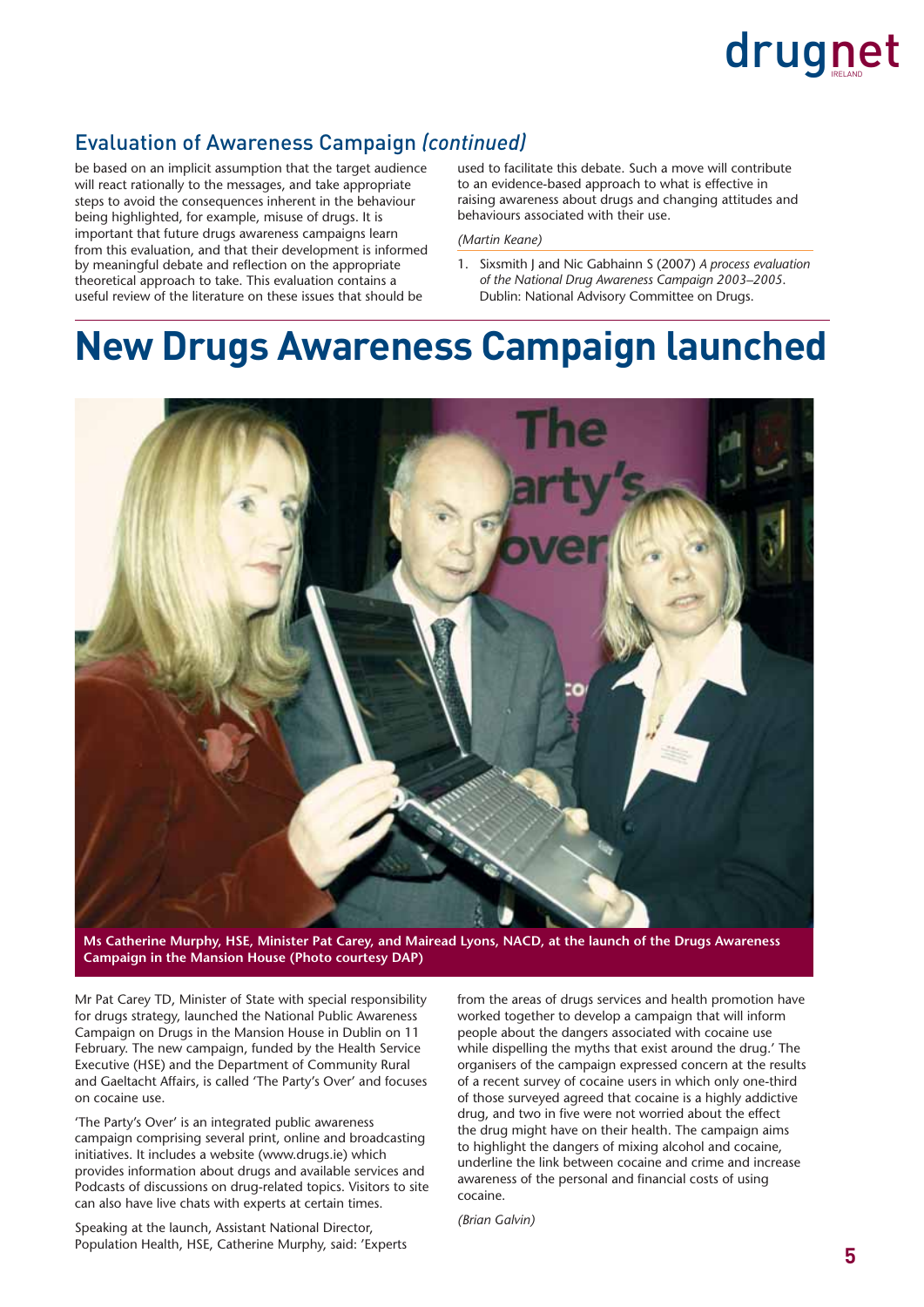## Evaluation of Awareness Campaign *(continued)*

be based on an implicit assumption that the target audience will react rationally to the messages, and take appropriate steps to avoid the consequences inherent in the behaviour being highlighted, for example, misuse of drugs. It is important that future drugs awareness campaigns learn from this evaluation, and that their development is informed by meaningful debate and reflection on the appropriate theoretical approach to take. This evaluation contains a useful review of the literature on these issues that should be used to facilitate this debate. Such a move will contribute to an evidence-based approach to what is effective in raising awareness about drugs and changing attitudes and behaviours associated with their use.

*(Martin Keane)*

1. Sixsmith J and Nic Gabhainn S (2007) *A process evaluation of the National Drug Awareness Campaign 2003–2005*. Dublin: National Advisory Committee on Drugs.

# New Drugs Awareness Campaign launched

**Ms Catherine Murphy, HSE, Minister Pat Carey, and Mairead Lyons, NACD, at the launch of the Drugs Awareness Campaign in the Mansion House (Photo courtesy DAP)**

Mr Pat Carey TD, Minister of State with special responsibility for drugs strategy, launched the National Public Awareness Campaign on Drugs in the Mansion House in Dublin on 11 February. The new campaign, funded by the Health Service Executive (HSE) and the Department of Community Rural and Gaeltacht Affairs, is called 'The Party's Over' and focuses on cocaine use.

'The Party's Over' is an integrated public awareness campaign comprising several print, online and broadcasting initiatives. It includes a website (www.drugs.ie) which provides information about drugs and available services and Podcasts of discussions on drug-related topics. Visitors to site can also have live chats with experts at certain times.

Speaking at the launch, Assistant National Director, Population Health, HSE, Catherine Murphy, said: 'Experts from the areas of drugs services and health promotion have worked together to develop a campaign that will inform people about the dangers associated with cocaine use while dispelling the myths that exist around the drug.' The organisers of the campaign expressed concern at the results of a recent survey of cocaine users in which only one-third of those surveyed agreed that cocaine is a highly addictive drug, and two in five were not worried about the effect the drug might have on their health. The campaign aims to highlight the dangers of mixing alcohol and cocaine, underline the link between cocaine and crime and increase awareness of the personal and financial costs of using cocaine.

*(Brian Galvin)*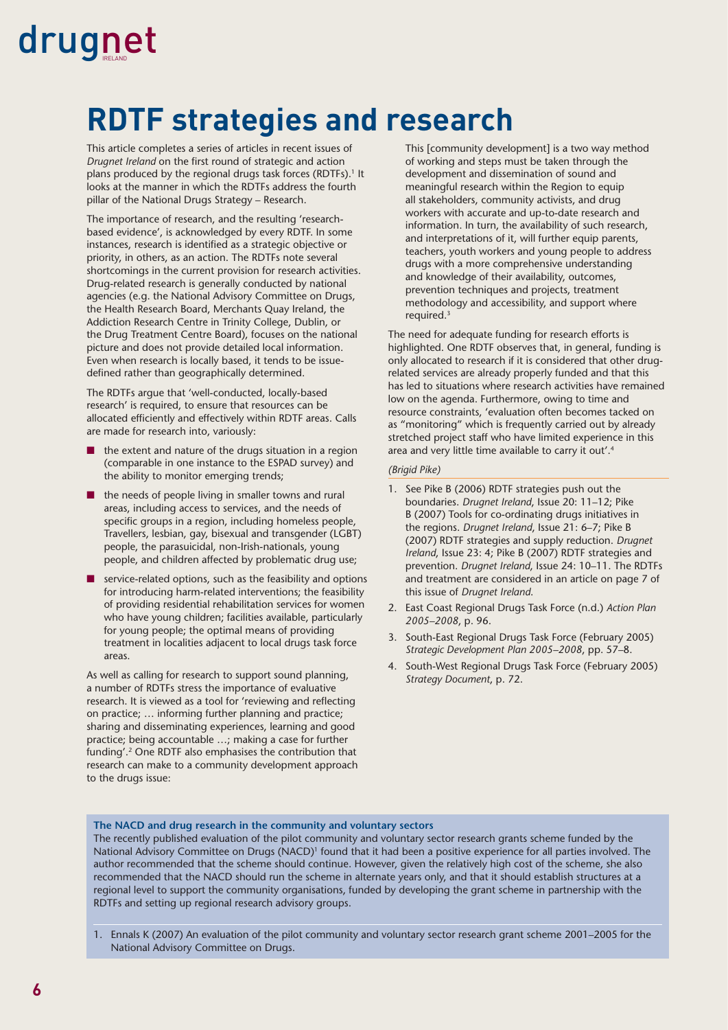# RDTF strategies and research

This article completes a series of articles in recent issues of *Drugnet Ireland* on the first round of strategic and action plans produced by the regional drugs task forces (RDTFs).[1] It looks at the manner in which the RDTFs address the fourth pillar of the National Drugs Strategy – Research.

The importance of research, and the resulting 'research-based evidence', is acknowledged by every RDTF. In some instances, research is identified as a strategic objective or priority, in others, as an action. The RDTFs note several shortcomings in the current provision for research activities. Drug-related research is generally conducted by national agencies (e.g. the National Advisory Committee on Drugs, the Health Research Board, Merchants Quay Ireland, the Addiction Research Centre in Trinity College, Dublin, or the Drug Treatment Centre Board), focuses on the national picture and does not provide detailed local information. Even when research is locally based, it tends to be issue-defined rather than geographically determined.

The RDTFs argue that 'well-conducted, locally-based research' is required, to ensure that resources can be allocated efficiently and effectively within RDTF areas. Calls are made for research into, variously:

- the extent and nature of the drugs situation in a region (comparable in one instance to the ESPAD survey) and the ability to monitor emerging trends;
- the needs of people living in smaller towns and rural areas, including access to services, and the needs of specific groups in a region, including homeless people, Travellers, lesbian, gay, bisexual and transgender (LGBT) people, the parasuicidal, non-Irish-nationals, young people, and children affected by problematic drug use;
- service-related options, such as the feasibility and options for introducing harm-related interventions; the feasibility of providing residential rehabilitation services for women who have young children; facilities available, particularly for young people; the optimal means of providing treatment in localities adjacent to local drugs task force areas.

As well as calling for research to support sound planning, a number of RDTFs stress the importance of evaluative research. It is viewed as a tool for 'reviewing and reflecting on practice; … informing further planning and practice; sharing and disseminating experiences, learning and good practice; being accountable …; making a case for further funding'.[2] One RDTF also emphasises the contribution that research can make to a community development approach to the drugs issue:

> This [community development] is a two way method of working and steps must be taken through the development and dissemination of sound and meaningful research within the Region to equip all stakeholders, community activists, and drug workers with accurate and up-to-date research and information. In turn, the availability of such research, and interpretations of it, will further equip parents, teachers, youth workers and young people to address drugs with a more comprehensive understanding and knowledge of their availability, outcomes, prevention techniques and projects, treatment methodology and accessibility, and support where required.[3]

The need for adequate funding for research efforts is highlighted. One RDTF observes that, in general, funding is only allocated to research if it is considered that other drug-related services are already properly funded and that this has led to situations where research activities have remained low on the agenda. Furthermore, owing to time and resource constraints, 'evaluation often becomes tacked on as "monitoring" which is frequently carried out by already stretched project staff who have limited experience in this area and very little time available to carry it out'.[4]

*(Brigid Pike)*

1. See Pike B (2006) RDTF strategies push out the boundaries. *Drugnet Ireland*, Issue 20: 11–12; Pike B (2007) Tools for co-ordinating drugs initiatives in the regions. *Drugnet Ireland*, Issue 21: 6–7; Pike B (2007) RDTF strategies and supply reduction. *Drugnet Ireland*, Issue 23: 4; Pike B (2007) RDTF strategies and prevention. *Drugnet Ireland*, Issue 24: 10–11. The RDTFs and treatment are considered in an article on page 7 of this issue of *Drugnet Ireland*.
2. East Coast Regional Drugs Task Force (n.d.) *Action Plan 2005–2008*, p. 96.
3. South-East Regional Drugs Task Force (February 2005) *Strategic Development Plan 2005–2008*, pp. 57–8.
4. South-West Regional Drugs Task Force (February 2005) *Strategy Document*, p. 72.

**The NACD and drug research in the community and voluntary sectors**

The recently published evaluation of the pilot community and voluntary sector research grants scheme funded by the National Advisory Committee on Drugs (NACD)[1] found that it had been a positive experience for all parties involved. The author recommended that the scheme should continue. However, given the relatively high cost of the scheme, she also recommended that the NACD should run the scheme in alternate years only, and that it should establish structures at a regional level to support the community organisations, funded by developing the grant scheme in partnership with the RDTFs and setting up regional research advisory groups.

1. Ennals K (2007) An evaluation of the pilot community and voluntary sector research grant scheme 2001–2005 for the National Advisory Committee on Drugs.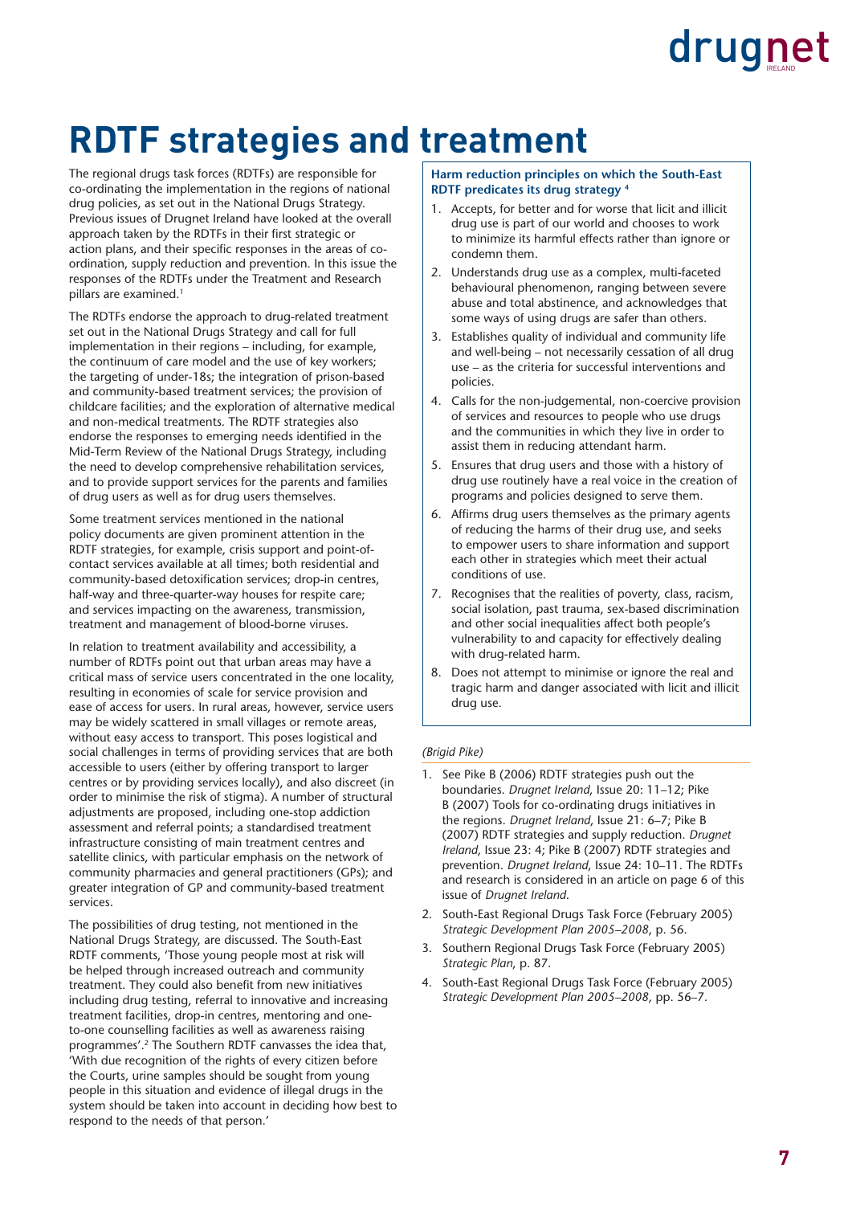# RDTF strategies and treatment

The regional drugs task forces (RDTFs) are responsible for co-ordinating the implementation in the regions of national drug policies, as set out in the National Drugs Strategy. Previous issues of Drugnet Ireland have looked at the overall approach taken by the RDTFs in their first strategic or action plans, and their specific responses in the areas of co-ordination, supply reduction and prevention. In this issue the responses of the RDTFs under the Treatment and Research pillars are examined.[1]

The RDTFs endorse the approach to drug-related treatment set out in the National Drugs Strategy and call for full implementation in their regions – including, for example, the continuum of care model and the use of key workers; the targeting of under-18s; the integration of prison-based and community-based treatment services; the provision of childcare facilities; and the exploration of alternative medical and non-medical treatments. The RDTF strategies also endorse the responses to emerging needs identified in the Mid-Term Review of the National Drugs Strategy, including the need to develop comprehensive rehabilitation services, and to provide support services for the parents and families of drug users as well as for drug users themselves.

Some treatment services mentioned in the national policy documents are given prominent attention in the RDTF strategies, for example, crisis support and point-of-contact services available at all times; both residential and community-based detoxification services; drop-in centres, half-way and three-quarter-way houses for respite care; and services impacting on the awareness, transmission, treatment and management of blood-borne viruses.

In relation to treatment availability and accessibility, a number of RDTFs point out that urban areas may have a critical mass of service users concentrated in the one locality, resulting in economies of scale for service provision and ease of access for users. In rural areas, however, service users may be widely scattered in small villages or remote areas, without easy access to transport. This poses logistical and social challenges in terms of providing services that are both accessible to users (either by offering transport to larger centres or by providing services locally), and also discreet (in order to minimise the risk of stigma). A number of structural adjustments are proposed, including one-stop addiction assessment and referral points; a standardised treatment infrastructure consisting of main treatment centres and satellite clinics, with particular emphasis on the network of community pharmacies and general practitioners (GPs); and greater integration of GP and community-based treatment services.

The possibilities of drug testing, not mentioned in the National Drugs Strategy, are discussed. The South-East RDTF comments, 'Those young people most at risk will be helped through increased outreach and community treatment. They could also benefit from new initiatives including drug testing, referral to innovative and increasing treatment facilities, drop-in centres, mentoring and one-to-one counselling facilities as well as awareness raising programmes'.[2] The Southern RDTF canvasses the idea that, 'With due recognition of the rights of every citizen before the Courts, urine samples should be sought from young people in this situation and evidence of illegal drugs in the system should be taken into account in deciding how best to respond to the needs of that person.'

**Harm reduction principles on which the South-East RDTF predicates its drug strategy [4]**

1. Accepts, for better and for worse that licit and illicit drug use is part of our world and chooses to work to minimize its harmful effects rather than ignore or condemn them.
2. Understands drug use as a complex, multi-faceted behavioural phenomenon, ranging between severe abuse and total abstinence, and acknowledges that some ways of using drugs are safer than others.
3. Establishes quality of individual and community life and well-being – not necessarily cessation of all drug use – as the criteria for successful interventions and policies.
4. Calls for the non-judgemental, non-coercive provision of services and resources to people who use drugs and the communities in which they live in order to assist them in reducing attendant harm.
5. Ensures that drug users and those with a history of drug use routinely have a real voice in the creation of programs and policies designed to serve them.
6. Affirms drug users themselves as the primary agents of reducing the harms of their drug use, and seeks to empower users to share information and support each other in strategies which meet their actual conditions of use.
7. Recognises that the realities of poverty, class, racism, social isolation, past trauma, sex-based discrimination and other social inequalities affect both people's vulnerability to and capacity for effectively dealing with drug-related harm.
8. Does not attempt to minimise or ignore the real and tragic harm and danger associated with licit and illicit drug use.

*(Brigid Pike)*

1. See Pike B (2006) RDTF strategies push out the boundaries. *Drugnet Ireland*, Issue 20: 11–12; Pike B (2007) Tools for co-ordinating drugs initiatives in the regions. *Drugnet Ireland*, Issue 21: 6–7; Pike B (2007) RDTF strategies and supply reduction. *Drugnet Ireland*, Issue 23: 4; Pike B (2007) RDTF strategies and prevention. *Drugnet Ireland*, Issue 24: 10–11. The RDTFs and research is considered in an article on page 6 of this issue of *Drugnet Ireland*.
2. South-East Regional Drugs Task Force (February 2005) *Strategic Development Plan 2005–2008*, p. 56.
3. Southern Regional Drugs Task Force (February 2005) *Strategic Plan*, p. 87.
4. South-East Regional Drugs Task Force (February 2005) *Strategic Development Plan 2005–2008*, pp. 56–7.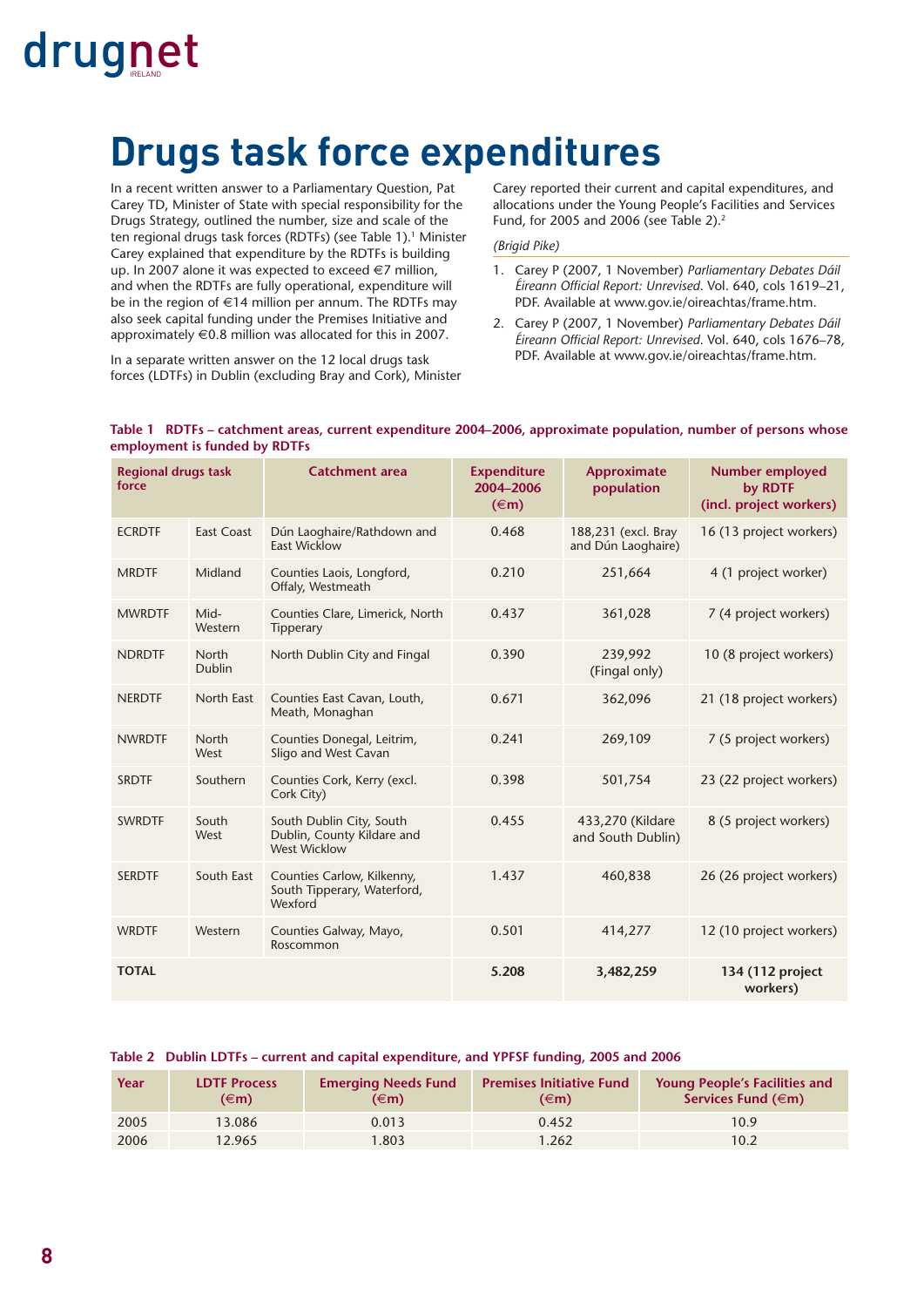# Drugs task force expenditures

In a recent written answer to a Parliamentary Question, Pat Carey TD, Minister of State with special responsibility for the Drugs Strategy, outlined the number, size and scale of the ten regional drugs task forces (RDTFs) (see Table 1).[1] Minister Carey explained that expenditure by the RDTFs is building up. In 2007 alone it was expected to exceed €7 million, and when the RDTFs are fully operational, expenditure will be in the region of €14 million per annum. The RDTFs may also seek capital funding under the Premises Initiative and approximately €0.8 million was allocated for this in 2007.

In a separate written answer on the 12 local drugs task forces (LDTFs) in Dublin (excluding Bray and Cork), Minister Carey reported their current and capital expenditures, and allocations under the Young People's Facilities and Services Fund, for 2005 and 2006 (see Table 2).[2]

*(Brigid Pike)*

1. Carey P (2007, 1 November) *Parliamentary Debates Dáil Éireann Official Report: Unrevised*. Vol. 640, cols 1619–21, PDF. Available at www.gov.ie/oireachtas/frame.htm.
2. Carey P (2007, 1 November) *Parliamentary Debates Dáil Éireann Official Report: Unrevised*. Vol. 640, cols 1676–78, PDF. Available at www.gov.ie/oireachtas/frame.htm.

**Table 1 RDTFs – catchment areas, current expenditure 2004–2006, approximate population, number of persons whose employment is funded by RDTFs**

| Regional drugs task force | | Catchment area | Expenditure 2004–2006 (€m) | Approximate population | Number employed by RDTF (incl. project workers) |
|---|---|---|---|---|---|
| ECRDTF | East Coast | Dún Laoghaire/Rathdown and East Wicklow | 0.468 | 188,231 (excl. Bray and Dún Laoghaire) | 16 (13 project workers) |
| MRDTF | Midland | Counties Laois, Longford, Offaly, Westmeath | 0.210 | 251,664 | 4 (1 project worker) |
| MWRDTF | Mid-Western | Counties Clare, Limerick, North Tipperary | 0.437 | 361,028 | 7 (4 project workers) |
| NDRDTF | North Dublin | North Dublin City and Fingal | 0.390 | 239,992 (Fingal only) | 10 (8 project workers) |
| NERDTF | North East | Counties East Cavan, Louth, Meath, Monaghan | 0.671 | 362,096 | 21 (18 project workers) |
| NWRDTF | North West | Counties Donegal, Leitrim, Sligo and West Cavan | 0.241 | 269,109 | 7 (5 project workers) |
| SRDTF | Southern | Counties Cork, Kerry (excl. Cork City) | 0.398 | 501,754 | 23 (22 project workers) |
| SWRDTF | South West | South Dublin City, South Dublin, County Kildare and West Wicklow | 0.455 | 433,270 (Kildare and South Dublin) | 8 (5 project workers) |
| SERDTF | South East | Counties Carlow, Kilkenny, South Tipperary, Waterford, Wexford | 1.437 | 460,838 | 26 (26 project workers) |
| WRDTF | Western | Counties Galway, Mayo, Roscommon | 0.501 | 414,277 | 12 (10 project workers) |
| **TOTAL** | | | **5.208** | **3,482,259** | **134 (112 project workers)** |

**Table 2 Dublin LDTFs – current and capital expenditure, and YPFSF funding, 2005 and 2006**

| Year | LDTF Process (€m) | Emerging Needs Fund (€m) | Premises Initiative Fund (€m) | Young People's Facilities and Services Fund (€m) |
|---|---|---|---|---|
| 2005 | 13.086 | 0.013 | 0.452 | 10.9 |
| 2006 | 12.965 | 1.803 | 1.262 | 10.2 |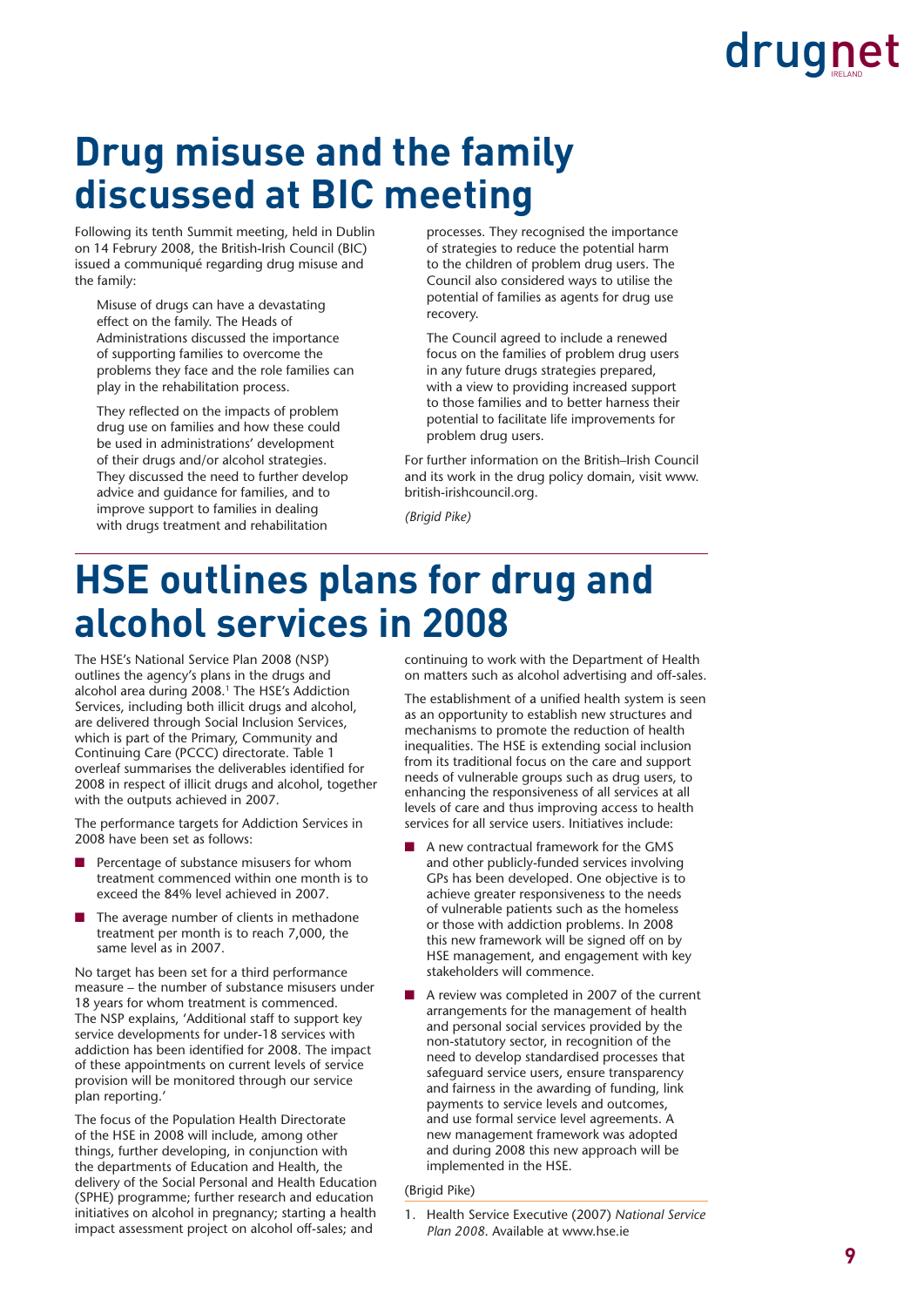# Drug misuse and the family discussed at BIC meeting

Following its tenth Summit meeting, held in Dublin on 14 Februry 2008, the British-Irish Council (BIC) issued a communiqué regarding drug misuse and the family:

> Misuse of drugs can have a devastating effect on the family. The Heads of Administrations discussed the importance of supporting families to overcome the problems they face and the role families can play in the rehabilitation process.
>
> They reflected on the impacts of problem drug use on families and how these could be used in administrations' development of their drugs and/or alcohol strategies. They discussed the need to further develop advice and guidance for families, and to improve support to families in dealing with drugs treatment and rehabilitation processes. They recognised the importance of strategies to reduce the potential harm to the children of problem drug users. The Council also considered ways to utilise the potential of families as agents for drug use recovery.
>
> The Council agreed to include a renewed focus on the families of problem drug users in any future drugs strategies prepared, with a view to providing increased support to those families and to better harness their potential to facilitate life improvements for problem drug users.

For further information on the British–Irish Council and its work in the drug policy domain, visit www.british-irishcouncil.org.

*(Brigid Pike)*

# HSE outlines plans for drug and alcohol services in 2008

The HSE's National Service Plan 2008 (NSP) outlines the agency's plans in the drugs and alcohol area during 2008.[1] The HSE's Addiction Services, including both illicit drugs and alcohol, are delivered through Social Inclusion Services, which is part of the Primary, Community and Continuing Care (PCCC) directorate. Table 1 overleaf summarises the deliverables identified for 2008 in respect of illicit drugs and alcohol, together with the outputs achieved in 2007.

The performance targets for Addiction Services in 2008 have been set as follows:

- Percentage of substance misusers for whom treatment commenced within one month is to exceed the 84% level achieved in 2007.
- The average number of clients in methadone treatment per month is to reach 7,000, the same level as in 2007.

No target has been set for a third performance measure – the number of substance misusers under 18 years for whom treatment is commenced. The NSP explains, 'Additional staff to support key service developments for under-18 services with addiction has been identified for 2008. The impact of these appointments on current levels of service provision will be monitored through our service plan reporting.'

The focus of the Population Health Directorate of the HSE in 2008 will include, among other things, further developing, in conjunction with the departments of Education and Health, the delivery of the Social Personal and Health Education (SPHE) programme; further research and education initiatives on alcohol in pregnancy; starting a health impact assessment project on alcohol off-sales; and continuing to work with the Department of Health on matters such as alcohol advertising and off-sales.

The establishment of a unified health system is seen as an opportunity to establish new structures and mechanisms to promote the reduction of health inequalities. The HSE is extending social inclusion from its traditional focus on the care and support needs of vulnerable groups such as drug users, to enhancing the responsiveness of all services at all levels of care and thus improving access to health services for all service users. Initiatives include:

- A new contractual framework for the GMS and other publicly-funded services involving GPs has been developed. One objective is to achieve greater responsiveness to the needs of vulnerable patients such as the homeless or those with addiction problems. In 2008 this new framework will be signed off on by HSE management, and engagement with key stakeholders will commence.
- A review was completed in 2007 of the current arrangements for the management of health and personal social services provided by the non-statutory sector, in recognition of the need to develop standardised processes that safeguard service users, ensure transparency and fairness in the awarding of funding, link payments to service levels and outcomes, and use formal service level agreements. A new management framework was adopted and during 2008 this new approach will be implemented in the HSE.

(Brigid Pike)

1. Health Service Executive (2007) *National Service Plan 2008*. Available at www.hse.ie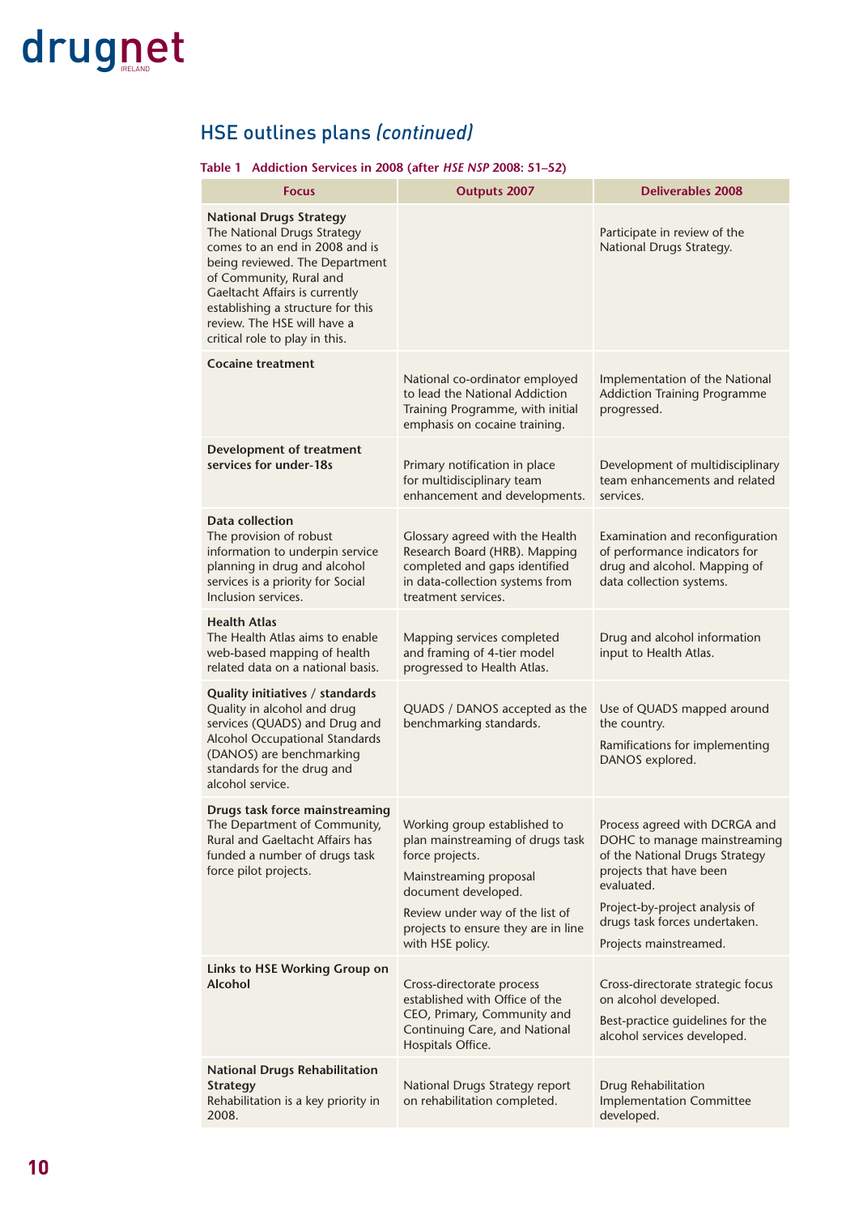## HSE outlines plans *(continued)*

**Table 1 Addiction Services in 2008 (after *HSE NSP* 2008: 51–52)**

| Focus | Outputs 2007 | Deliverables 2008 |
|---|---|---|
| **National Drugs Strategy** The National Drugs Strategy comes to an end in 2008 and is being reviewed. The Department of Community, Rural and Gaeltacht Affairs is currently establishing a structure for this review. The HSE will have a critical role to play in this. | | Participate in review of the National Drugs Strategy. |
| **Cocaine treatment** | National co-ordinator employed to lead the National Addiction Training Programme, with initial emphasis on cocaine training. | Implementation of the National Addiction Training Programme progressed. |
| **Development of treatment services for under-18s** | Primary notification in place for multidisciplinary team enhancement and developments. | Development of multidisciplinary team enhancements and related services. |
| **Data collection** The provision of robust information to underpin service planning in drug and alcohol services is a priority for Social Inclusion services. | Glossary agreed with the Health Research Board (HRB). Mapping completed and gaps identified in data-collection systems from treatment services. | Examination and reconfiguration of performance indicators for drug and alcohol. Mapping of data collection systems. |
| **Health Atlas** The Health Atlas aims to enable web-based mapping of health related data on a national basis. | Mapping services completed and framing of 4-tier model progressed to Health Atlas. | Drug and alcohol information input to Health Atlas. |
| **Quality initiatives / standards** Quality in alcohol and drug services (QUADS) and Drug and Alcohol Occupational Standards (DANOS) are benchmarking standards for the drug and alcohol service. | QUADS / DANOS accepted as the benchmarking standards. | Use of QUADS mapped around the country.<br>Ramifications for implementing DANOS explored. |
| **Drugs task force mainstreaming** The Department of Community, Rural and Gaeltacht Affairs has funded a number of drugs task force pilot projects. | Working group established to plan mainstreaming of drugs task force projects.<br>Mainstreaming proposal document developed.<br>Review under way of the list of projects to ensure they are in line with HSE policy. | Process agreed with DCRGA and DOHC to manage mainstreaming of the National Drugs Strategy projects that have been evaluated.<br>Project-by-project analysis of drugs task forces undertaken.<br>Projects mainstreamed. |
| **Links to HSE Working Group on Alcohol** | Cross-directorate process established with Office of the CEO, Primary, Community and Continuing Care, and National Hospitals Office. | Cross-directorate strategic focus on alcohol developed.<br>Best-practice guidelines for the alcohol services developed. |
| **National Drugs Rehabilitation Strategy** Rehabilitation is a key priority in 2008. | National Drugs Strategy report on rehabilitation completed. | Drug Rehabilitation Implementation Committee developed. |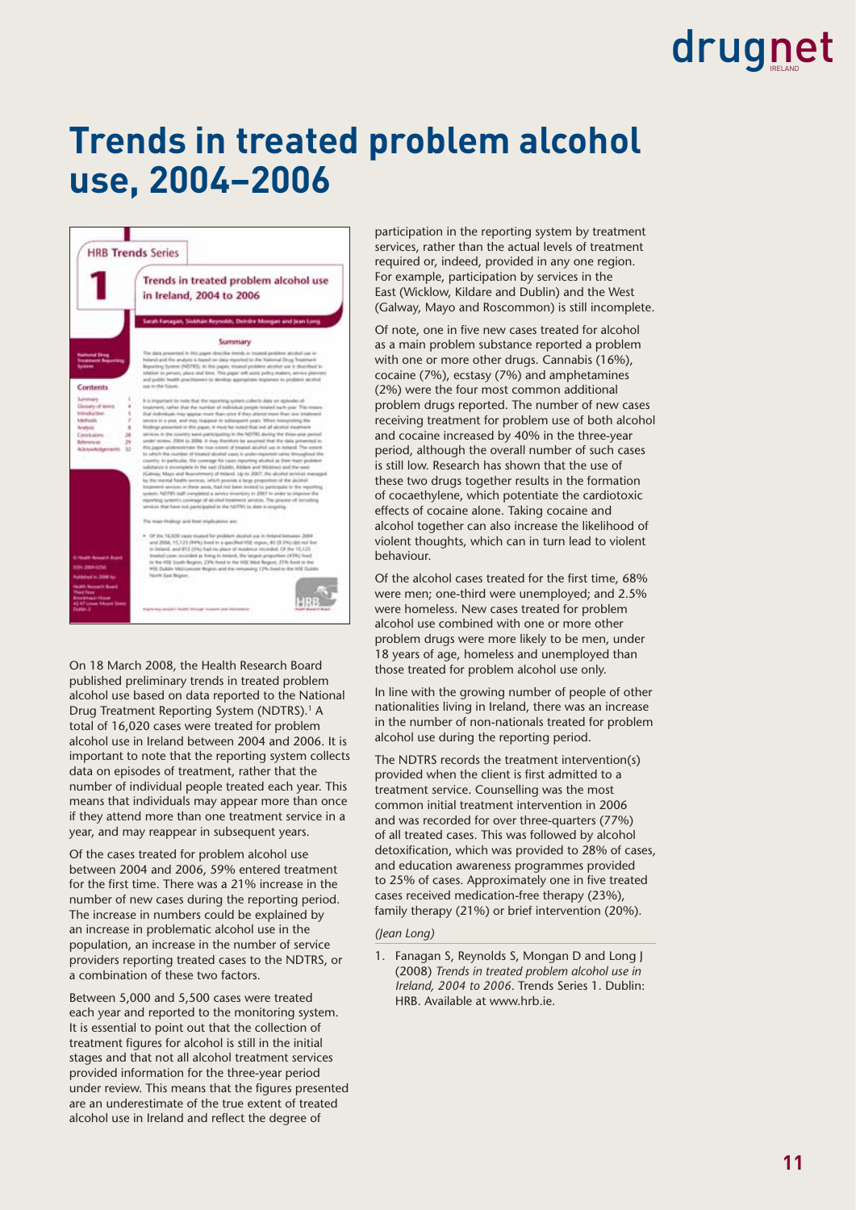# Trends in treated problem alcohol use, 2004–2006

On 18 March 2008, the Health Research Board published preliminary trends in treated problem alcohol use based on data reported to the National Drug Treatment Reporting System (NDTRS).[1] A total of 16,020 cases were treated for problem alcohol use in Ireland between 2004 and 2006. It is important to note that the reporting system collects data on episodes of treatment, rather that the number of individual people treated each year. This means that individuals may appear more than once if they attend more than one treatment service in a year, and may reappear in subsequent years.

Of the cases treated for problem alcohol use between 2004 and 2006, 59% entered treatment for the first time. There was a 21% increase in the number of new cases during the reporting period. The increase in numbers could be explained by an increase in problematic alcohol use in the population, an increase in the number of service providers reporting treated cases to the NDTRS, or a combination of these two factors.

Between 5,000 and 5,500 cases were treated each year and reported to the monitoring system. It is essential to point out that the collection of treatment figures for alcohol is still in the initial stages and that not all alcohol treatment services provided information for the three-year period under review. This means that the figures presented are an underestimate of the true extent of treated alcohol use in Ireland and reflect the degree of participation in the reporting system by treatment services, rather than the actual levels of treatment required or, indeed, provided in any one region. For example, participation by services in the East (Wicklow, Kildare and Dublin) and the West (Galway, Mayo and Roscommon) is still incomplete.

Of note, one in five new cases treated for alcohol as a main problem substance reported a problem with one or more other drugs. Cannabis (16%), cocaine (7%), ecstasy (7%) and amphetamines (2%) were the four most common additional problem drugs reported. The number of new cases receiving treatment for problem use of both alcohol and cocaine increased by 40% in the three-year period, although the overall number of such cases is still low. Research has shown that the use of these two drugs together results in the formation of cocaethylene, which potentiate the cardiotoxic effects of cocaine alone. Taking cocaine and alcohol together can also increase the likelihood of violent thoughts, which can in turn lead to violent behaviour.

Of the alcohol cases treated for the first time, 68% were men; one-third were unemployed; and 2.5% were homeless. New cases treated for problem alcohol use combined with one or more other problem drugs were more likely to be men, under 18 years of age, homeless and unemployed than those treated for problem alcohol use only.

In line with the growing number of people of other nationalities living in Ireland, there was an increase in the number of non-nationals treated for problem alcohol use during the reporting period.

The NDTRS records the treatment intervention(s) provided when the client is first admitted to a treatment service. Counselling was the most common initial treatment intervention in 2006 and was recorded for over three-quarters (77%) of all treated cases. This was followed by alcohol detoxification, which was provided to 28% of cases, and education awareness programmes provided to 25% of cases. Approximately one in five treated cases received medication-free therapy (23%), family therapy (21%) or brief intervention (20%).

*(Jean Long)*

1. Fanagan S, Reynolds S, Mongan D and Long J (2008) *Trends in treated problem alcohol use in Ireland, 2004 to 2006*. Trends Series 1. Dublin: HRB. Available at www.hrb.ie.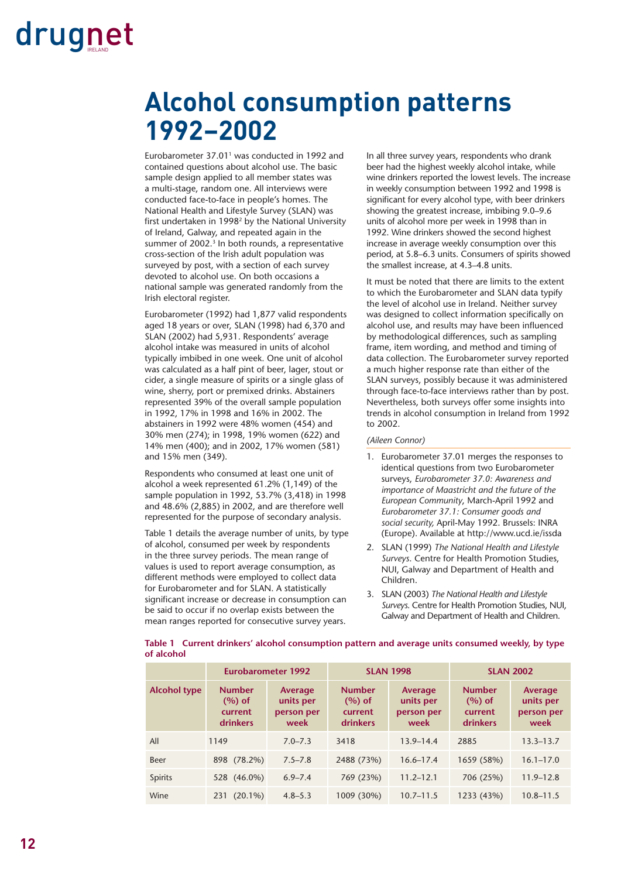# Alcohol consumption patterns 1992–2002

Eurobarometer 37.01[1] was conducted in 1992 and contained questions about alcohol use. The basic sample design applied to all member states was a multi-stage, random one. All interviews were conducted face-to-face in people's homes. The National Health and Lifestyle Survey (SLAN) was first undertaken in 1998[2] by the National University of Ireland, Galway, and repeated again in the summer of 2002.[3] In both rounds, a representative cross-section of the Irish adult population was surveyed by post, with a section of each survey devoted to alcohol use. On both occasions a national sample was generated randomly from the Irish electoral register.

Eurobarometer (1992) had 1,877 valid respondents aged 18 years or over, SLAN (1998) had 6,370 and SLAN (2002) had 5,931. Respondents' average alcohol intake was measured in units of alcohol typically imbibed in one week. One unit of alcohol was calculated as a half pint of beer, lager, stout or cider, a single measure of spirits or a single glass of wine, sherry, port or premixed drinks. Abstainers represented 39% of the overall sample population in 1992, 17% in 1998 and 16% in 2002. The abstainers in 1992 were 48% women (454) and 30% men (274); in 1998, 19% women (622) and 14% men (400); and in 2002, 17% women (581) and 15% men (349).

Respondents who consumed at least one unit of alcohol a week represented 61.2% (1,149) of the sample population in 1992, 53.7% (3,418) in 1998 and 48.6% (2,885) in 2002, and are therefore well represented for the purpose of secondary analysis.

Table 1 details the average number of units, by type of alcohol, consumed per week by respondents in the three survey periods. The mean range of values is used to report average consumption, as different methods were employed to collect data for Eurobarometer and for SLAN. A statistically significant increase or decrease in consumption can be said to occur if no overlap exists between the mean ranges reported for consecutive survey years.

In all three survey years, respondents who drank beer had the highest weekly alcohol intake, while wine drinkers reported the lowest levels. The increase in weekly consumption between 1992 and 1998 is significant for every alcohol type, with beer drinkers showing the greatest increase, imbibing 9.0–9.6 units of alcohol more per week in 1998 than in 1992. Wine drinkers showed the second highest increase in average weekly consumption over this period, at 5.8–6.3 units. Consumers of spirits showed the smallest increase, at 4.3–4.8 units.

It must be noted that there are limits to the extent to which the Eurobarometer and SLAN data typify the level of alcohol use in Ireland. Neither survey was designed to collect information specifically on alcohol use, and results may have been influenced by methodological differences, such as sampling frame, item wording, and method and timing of data collection. The Eurobarometer survey reported a much higher response rate than either of the SLAN surveys, possibly because it was administered through face-to-face interviews rather than by post. Nevertheless, both surveys offer some insights into trends in alcohol consumption in Ireland from 1992 to 2002.

*(Aileen Connor)*

1. Eurobarometer 37.01 merges the responses to identical questions from two Eurobarometer surveys, *Eurobarometer 37.0: Awareness and importance of Maastricht and the future of the European Community*, March-April 1992 and *Eurobarometer 37.1: Consumer goods and social security*, April-May 1992. Brussels: INRA (Europe). Available at http://www.ucd.ie/issda
2. SLAN (1999) *The National Health and Lifestyle Surveys*. Centre for Health Promotion Studies, NUI, Galway and Department of Health and Children.
3. SLAN (2003) *The National Health and Lifestyle Surveys*. Centre for Health Promotion Studies, NUI, Galway and Department of Health and Children.

**Table 1 Current drinkers' alcohol consumption pattern and average units consumed weekly, by type of alcohol**

| | Eurobarometer 1992 | | SLAN 1998 | | SLAN 2002 | |
|---|---|---|---|---|---|---|
| **Alcohol type** | **Number (%) of current drinkers** | **Average units per person per week** | **Number (%) of current drinkers** | **Average units per person per week** | **Number (%) of current drinkers** | **Average units per person per week** |
| All | 1149 | 7.0–7.3 | 3418 | 13.9–14.4 | 2885 | 13.3–13.7 |
| Beer | 898 (78.2%) | 7.5–7.8 | 2488 (73%) | 16.6–17.4 | 1659 (58%) | 16.1–17.0 |
| Spirits | 528 (46.0%) | 6.9–7.4 | 769 (23%) | 11.2–12.1 | 706 (25%) | 11.9–12.8 |
| Wine | 231 (20.1%) | 4.8–5.3 | 1009 (30%) | 10.7–11.5 | 1233 (43%) | 10.8–11.5 |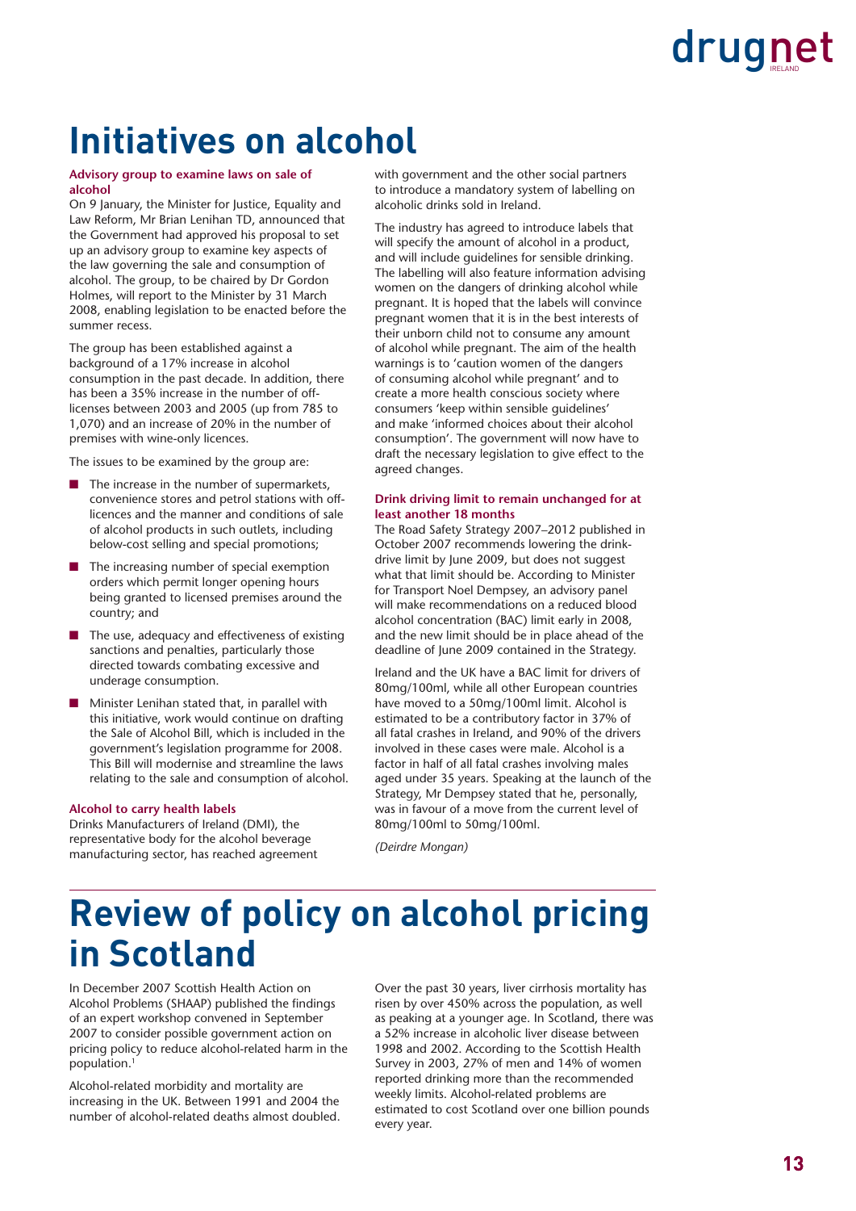# Initiatives on alcohol

### Advisory group to examine laws on sale of alcohol

On 9 January, the Minister for Justice, Equality and Law Reform, Mr Brian Lenihan TD, announced that the Government had approved his proposal to set up an advisory group to examine key aspects of the law governing the sale and consumption of alcohol. The group, to be chaired by Dr Gordon Holmes, will report to the Minister by 31 March 2008, enabling legislation to be enacted before the summer recess.

The group has been established against a background of a 17% increase in alcohol consumption in the past decade. In addition, there has been a 35% increase in the number of off-licenses between 2003 and 2005 (up from 785 to 1,070) and an increase of 20% in the number of premises with wine-only licences.

The issues to be examined by the group are:

- The increase in the number of supermarkets, convenience stores and petrol stations with off-licences and the manner and conditions of sale of alcohol products in such outlets, including below-cost selling and special promotions;
- The increasing number of special exemption orders which permit longer opening hours being granted to licensed premises around the country; and
- The use, adequacy and effectiveness of existing sanctions and penalties, particularly those directed towards combating excessive and underage consumption.
- Minister Lenihan stated that, in parallel with this initiative, work would continue on drafting the Sale of Alcohol Bill, which is included in the government's legislation programme for 2008. This Bill will modernise and streamline the laws relating to the sale and consumption of alcohol.

### Alcohol to carry health labels

Drinks Manufacturers of Ireland (DMI), the representative body for the alcohol beverage manufacturing sector, has reached agreement with government and the other social partners to introduce a mandatory system of labelling on alcoholic drinks sold in Ireland.

The industry has agreed to introduce labels that will specify the amount of alcohol in a product, and will include guidelines for sensible drinking. The labelling will also feature information advising women on the dangers of drinking alcohol while pregnant. It is hoped that the labels will convince pregnant women that it is in the best interests of their unborn child not to consume any amount of alcohol while pregnant. The aim of the health warnings is to 'caution women of the dangers of consuming alcohol while pregnant' and to create a more health conscious society where consumers 'keep within sensible guidelines' and make 'informed choices about their alcohol consumption'. The government will now have to draft the necessary legislation to give effect to the agreed changes.

### Drink driving limit to remain unchanged for at least another 18 months

The Road Safety Strategy 2007–2012 published in October 2007 recommends lowering the drink-drive limit by June 2009, but does not suggest what that limit should be. According to Minister for Transport Noel Dempsey, an advisory panel will make recommendations on a reduced blood alcohol concentration (BAC) limit early in 2008, and the new limit should be in place ahead of the deadline of June 2009 contained in the Strategy.

Ireland and the UK have a BAC limit for drivers of 80mg/100ml, while all other European countries have moved to a 50mg/100ml limit. Alcohol is estimated to be a contributory factor in 37% of all fatal crashes in Ireland, and 90% of the drivers involved in these cases were male. Alcohol is a factor in half of all fatal crashes involving males aged under 35 years. Speaking at the launch of the Strategy, Mr Dempsey stated that he, personally, was in favour of a move from the current level of 80mg/100ml to 50mg/100ml.

*(Deirdre Mongan)*

# Review of policy on alcohol pricing in Scotland

In December 2007 Scottish Health Action on Alcohol Problems (SHAAP) published the findings of an expert workshop convened in September 2007 to consider possible government action on pricing policy to reduce alcohol-related harm in the population.[1]

Alcohol-related morbidity and mortality are increasing in the UK. Between 1991 and 2004 the number of alcohol-related deaths almost doubled. Over the past 30 years, liver cirrhosis mortality has risen by over 450% across the population, as well as peaking at a younger age. In Scotland, there was a 52% increase in alcoholic liver disease between 1998 and 2002. According to the Scottish Health Survey in 2003, 27% of men and 14% of women reported drinking more than the recommended weekly limits. Alcohol-related problems are estimated to cost Scotland over one billion pounds every year.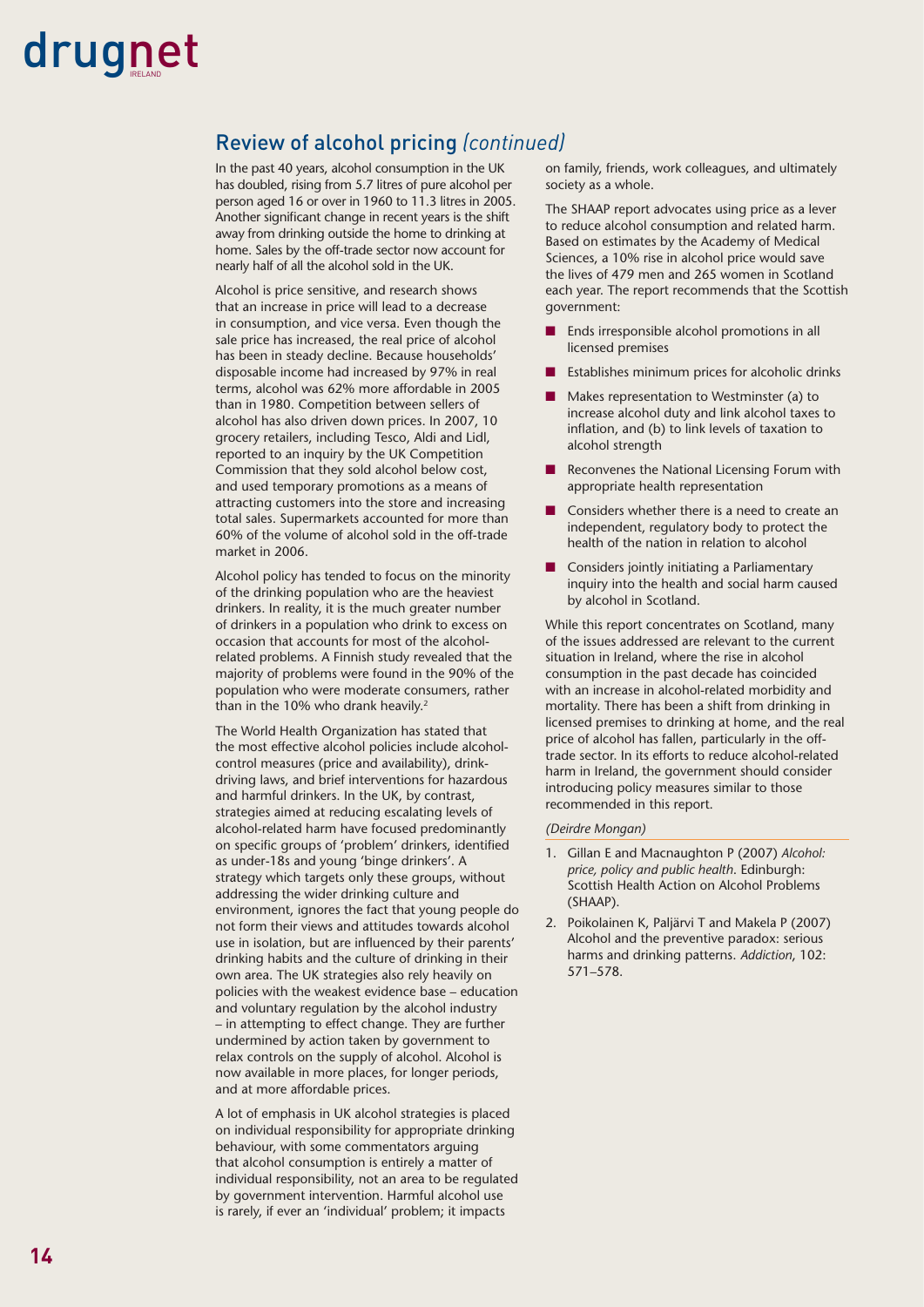## Review of alcohol pricing *(continued)*

In the past 40 years, alcohol consumption in the UK has doubled, rising from 5.7 litres of pure alcohol per person aged 16 or over in 1960 to 11.3 litres in 2005. Another significant change in recent years is the shift away from drinking outside the home to drinking at home. Sales by the off-trade sector now account for nearly half of all the alcohol sold in the UK.

Alcohol is price sensitive, and research shows that an increase in price will lead to a decrease in consumption, and vice versa. Even though the sale price has increased, the real price of alcohol has been in steady decline. Because households' disposable income had increased by 97% in real terms, alcohol was 62% more affordable in 2005 than in 1980. Competition between sellers of alcohol has also driven down prices. In 2007, 10 grocery retailers, including Tesco, Aldi and Lidl, reported to an inquiry by the UK Competition Commission that they sold alcohol below cost, and used temporary promotions as a means of attracting customers into the store and increasing total sales. Supermarkets accounted for more than 60% of the volume of alcohol sold in the off-trade market in 2006.

Alcohol policy has tended to focus on the minority of the drinking population who are the heaviest drinkers. In reality, it is the much greater number of drinkers in a population who drink to excess on occasion that accounts for most of the alcohol-related problems. A Finnish study revealed that the majority of problems were found in the 90% of the population who were moderate consumers, rather than in the 10% who drank heavily.[2]

The World Health Organization has stated that the most effective alcohol policies include alcohol-control measures (price and availability), drink-driving laws, and brief interventions for hazardous and harmful drinkers. In the UK, by contrast, strategies aimed at reducing escalating levels of alcohol-related harm have focused predominantly on specific groups of 'problem' drinkers, identified as under-18s and young 'binge drinkers'. A strategy which targets only these groups, without addressing the wider drinking culture and environment, ignores the fact that young people do not form their views and attitudes towards alcohol use in isolation, but are influenced by their parents' drinking habits and the culture of drinking in their own area. The UK strategies also rely heavily on policies with the weakest evidence base – education and voluntary regulation by the alcohol industry – in attempting to effect change. They are further undermined by action taken by government to relax controls on the supply of alcohol. Alcohol is now available in more places, for longer periods, and at more affordable prices.

A lot of emphasis in UK alcohol strategies is placed on individual responsibility for appropriate drinking behaviour, with some commentators arguing that alcohol consumption is entirely a matter of individual responsibility, not an area to be regulated by government intervention. Harmful alcohol use is rarely, if ever an 'individual' problem; it impacts on family, friends, work colleagues, and ultimately society as a whole.

The SHAAP report advocates using price as a lever to reduce alcohol consumption and related harm. Based on estimates by the Academy of Medical Sciences, a 10% rise in alcohol price would save the lives of 479 men and 265 women in Scotland each year. The report recommends that the Scottish government:

- Ends irresponsible alcohol promotions in all licensed premises
- Establishes minimum prices for alcoholic drinks
- Makes representation to Westminster (a) to increase alcohol duty and link alcohol taxes to inflation, and (b) to link levels of taxation to alcohol strength
- Reconvenes the National Licensing Forum with appropriate health representation
- Considers whether there is a need to create an independent, regulatory body to protect the health of the nation in relation to alcohol
- Considers jointly initiating a Parliamentary inquiry into the health and social harm caused by alcohol in Scotland.

While this report concentrates on Scotland, many of the issues addressed are relevant to the current situation in Ireland, where the rise in alcohol consumption in the past decade has coincided with an increase in alcohol-related morbidity and mortality. There has been a shift from drinking in licensed premises to drinking at home, and the real price of alcohol has fallen, particularly in the off-trade sector. In its efforts to reduce alcohol-related harm in Ireland, the government should consider introducing policy measures similar to those recommended in this report.

*(Deirdre Mongan)*

1. Gillan E and Macnaughton P (2007) *Alcohol: price, policy and public health*. Edinburgh: Scottish Health Action on Alcohol Problems (SHAAP).
2. Poikolainen K, Paljärvi T and Makela P (2007) Alcohol and the preventive paradox: serious harms and drinking patterns. *Addiction*, 102: 571–578.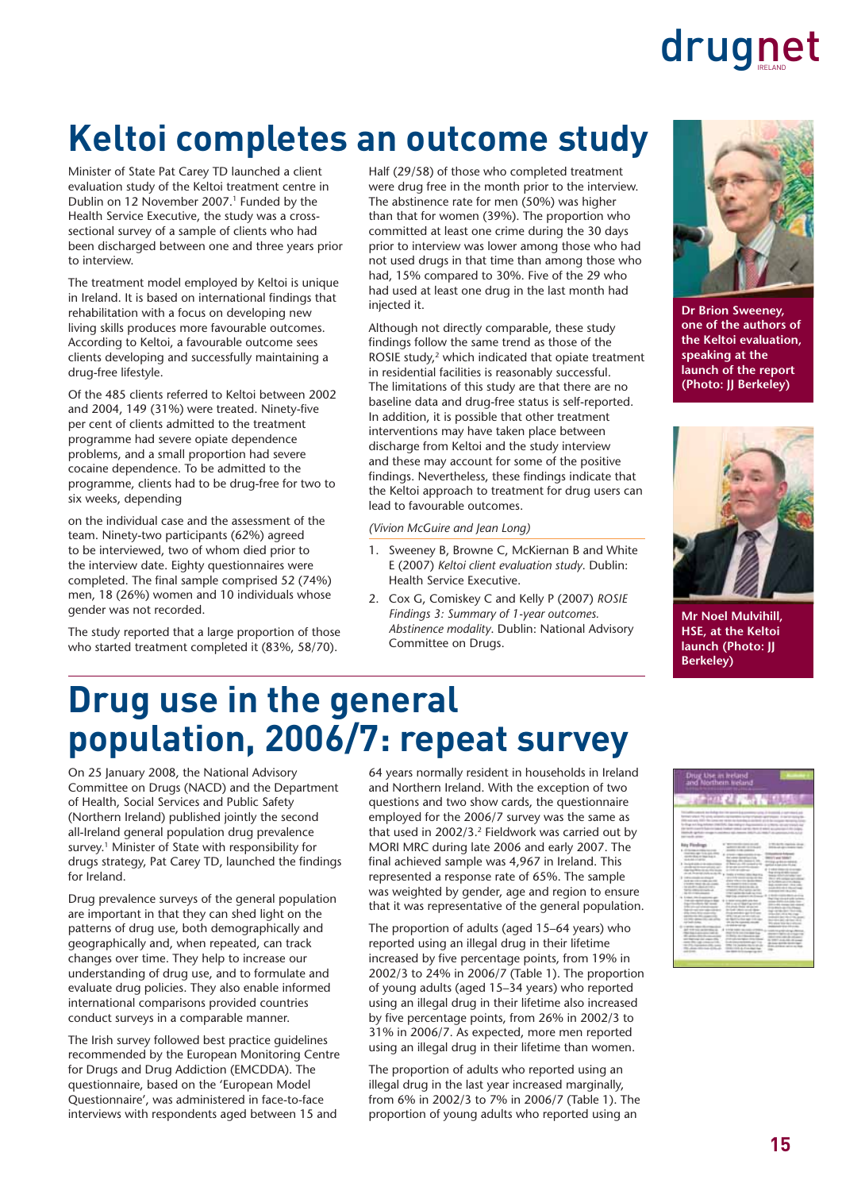# Keltoi completes an outcome study

Minister of State Pat Carey TD launched a client evaluation study of the Keltoi treatment centre in Dublin on 12 November 2007.[1] Funded by the Health Service Executive, the study was a cross-sectional survey of a sample of clients who had been discharged between one and three years prior to interview.

The treatment model employed by Keltoi is unique in Ireland. It is based on international findings that rehabilitation with a focus on developing new living skills produces more favourable outcomes. According to Keltoi, a favourable outcome sees clients developing and successfully maintaining a drug-free lifestyle.

Of the 485 clients referred to Keltoi between 2002 and 2004, 149 (31%) were treated. Ninety-five per cent of clients admitted to the treatment programme had severe opiate dependence problems, and a small proportion had severe cocaine dependence. To be admitted to the programme, clients had to be drug-free for two to six weeks, depending on the individual case and the assessment of the team. Ninety-two participants (62%) agreed to be interviewed, two of whom died prior to the interview date. Eighty questionnaires were completed. The final sample comprised 52 (74%) men, 18 (26%) women and 10 individuals whose gender was not recorded.

The study reported that a large proportion of those who started treatment completed it (83%, 58/70). Half (29/58) of those who completed treatment were drug free in the month prior to the interview. The abstinence rate for men (50%) was higher than that for women (39%). The proportion who committed at least one crime during the 30 days prior to interview was lower among those who had not used drugs in that time than among those who had, 15% compared to 30%. Five of the 29 who had used at least one drug in the last month had injected it.

Although not directly comparable, these study findings follow the same trend as those of the ROSIE study,[2] which indicated that opiate treatment in residential facilities is reasonably successful. The limitations of this study are that there are no baseline data and drug-free status is self-reported. In addition, it is possible that other treatment interventions may have taken place between discharge from Keltoi and the study interview and these may account for some of the positive findings. Nevertheless, these findings indicate that the Keltoi approach to treatment for drug users can lead to favourable outcomes.

*(Vivion McGuire and Jean Long)*

1. Sweeney B, Browne C, McKiernan B and White E (2007) *Keltoi client evaluation study*. Dublin: Health Service Executive.
2. Cox G, Comiskey C and Kelly P (2007) *ROSIE Findings 3: Summary of 1-year outcomes. Abstinence modality*. Dublin: National Advisory Committee on Drugs.

**Dr Brion Sweeney, one of the authors of the Keltoi evaluation, speaking at the launch of the report (Photo: JJ Berkeley)**

**Mr Noel Mulvihill, HSE, at the Keltoi launch (Photo: JJ Berkeley)**

# Drug use in the general population, 2006/7: repeat survey

On 25 January 2008, the National Advisory Committee on Drugs (NACD) and the Department of Health, Social Services and Public Safety (Northern Ireland) published jointly the second all-Ireland general population drug prevalence survey.[1] Minister of State with responsibility for drugs strategy, Pat Carey TD, launched the findings for Ireland.

Drug prevalence surveys of the general population are important in that they can shed light on the patterns of drug use, both demographically and geographically and, when repeated, can track changes over time. They help to increase our understanding of drug use, and to formulate and evaluate drug policies. They also enable informed international comparisons provided countries conduct surveys in a comparable manner.

The Irish survey followed best practice guidelines recommended by the European Monitoring Centre for Drugs and Drug Addiction (EMCDDA). The questionnaire, based on the 'European Model Questionnaire', was administered in face-to-face interviews with respondents aged between 15 and 64 years normally resident in households in Ireland and Northern Ireland. With the exception of two questions and two show cards, the questionnaire employed for the 2006/7 survey was the same as that used in 2002/3.[2] Fieldwork was carried out by MORI MRC during late 2006 and early 2007. The final achieved sample was 4,967 in Ireland. This represented a response rate of 65%. The sample was weighted by gender, age and region to ensure that it was representative of the general population.

The proportion of adults (aged 15–64 years) who reported using an illegal drug in their lifetime increased by five percentage points, from 19% in 2002/3 to 24% in 2006/7 (Table 1). The proportion of young adults (aged 15–34 years) who reported using an illegal drug in their lifetime also increased by five percentage points, from 26% in 2002/3 to 31% in 2006/7. As expected, more men reported using an illegal drug in their lifetime than women.

The proportion of adults who reported using an illegal drug in the last year increased marginally, from 6% in 2002/3 to 7% in 2006/7 (Table 1). The proportion of young adults who reported using an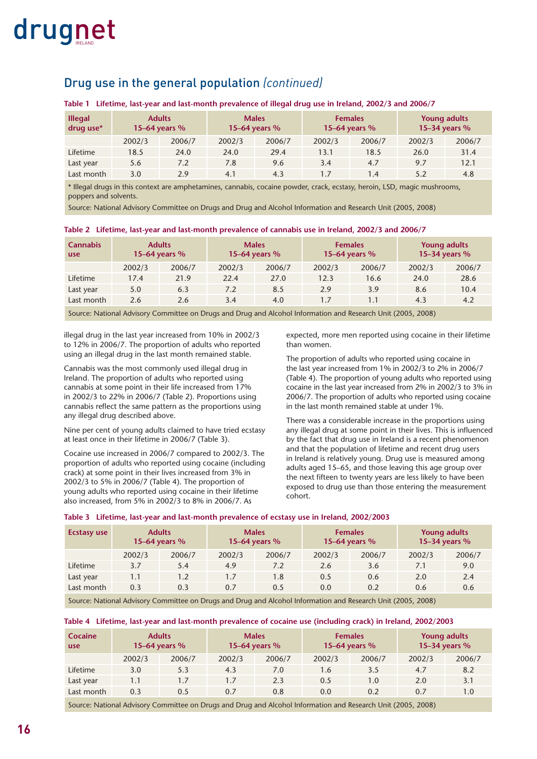## Drug use in the general population *(continued)*

**Table 1 Lifetime, last-year and last-month prevalence of illegal drug use in Ireland, 2002/3 and 2006/7**

| Illegal drug use* | Adults 15–64 years % | | Males 15–64 years % | | Females 15–64 years % | | Young adults 15–34 years % | |
|---|---|---|---|---|---|---|---|---|
| | 2002/3 | 2006/7 | 2002/3 | 2006/7 | 2002/3 | 2006/7 | 2002/3 | 2006/7 |
| Lifetime | 18.5 | 24.0 | 24.0 | 29.4 | 13.1 | 18.5 | 26.0 | 31.4 |
| Last year | 5.6 | 7.2 | 7.8 | 9.6 | 3.4 | 4.7 | 9.7 | 12.1 |
| Last month | 3.0 | 2.9 | 4.1 | 4.3 | 1.7 | 1.4 | 5.2 | 4.8 |

* Illegal drugs in this context are amphetamines, cannabis, cocaine powder, crack, ecstasy, heroin, LSD, magic mushrooms, poppers and solvents.

Source: National Advisory Committee on Drugs and Drug and Alcohol Information and Research Unit (2005, 2008)

**Table 2 Lifetime, last-year and last-month prevalence of cannabis use in Ireland, 2002/3 and 2006/7**

| Cannabis use | Adults 15–64 years % | | Males 15–64 years % | | Females 15–64 years % | | Young adults 15–34 years % | |
|---|---|---|---|---|---|---|---|---|
| | 2002/3 | 2006/7 | 2002/3 | 2006/7 | 2002/3 | 2006/7 | 2002/3 | 2006/7 |
| Lifetime | 17.4 | 21.9 | 22.4 | 27.0 | 12.3 | 16.6 | 24.0 | 28.6 |
| Last year | 5.0 | 6.3 | 7.2 | 8.5 | 2.9 | 3.9 | 8.6 | 10.4 |
| Last month | 2.6 | 2.6 | 3.4 | 4.0 | 1.7 | 1.1 | 4.3 | 4.2 |

Source: National Advisory Committee on Drugs and Drug and Alcohol Information and Research Unit (2005, 2008)

illegal drug in the last year increased from 10% in 2002/3 to 12% in 2006/7. The proportion of adults who reported using an illegal drug in the last month remained stable.

Cannabis was the most commonly used illegal drug in Ireland. The proportion of adults who reported using cannabis at some point in their life increased from 17% in 2002/3 to 22% in 2006/7 (Table 2). Proportions using cannabis reflect the same pattern as the proportions using any illegal drug described above.

Nine per cent of young adults claimed to have tried ecstasy at least once in their lifetime in 2006/7 (Table 3).

Cocaine use increased in 2006/7 compared to 2002/3. The proportion of adults who reported using cocaine (including crack) at some point in their lives increased from 3% in 2002/3 to 5% in 2006/7 (Table 4). The proportion of young adults who reported using cocaine in their lifetime also increased, from 5% in 2002/3 to 8% in 2006/7. As expected, more men reported using cocaine in their lifetime than women.

The proportion of adults who reported using cocaine in the last year increased from 1% in 2002/3 to 2% in 2006/7 (Table 4). The proportion of young adults who reported using cocaine in the last year increased from 2% in 2002/3 to 3% in 2006/7. The proportion of adults who reported using cocaine in the last month remained stable at under 1%.

There was a considerable increase in the proportions using any illegal drug at some point in their lives. This is influenced by the fact that drug use in Ireland is a recent phenomenon and that the population of lifetime and recent drug users in Ireland is relatively young. Drug use is measured among adults aged 15–65, and those leaving this age group over the next fifteen to twenty years are less likely to have been exposed to drug use than those entering the measurement cohort.

**Table 3 Lifetime, last-year and last-month prevalence of ecstasy use in Ireland, 2002/2003**

| Ecstasy use | Adults 15–64 years % | | Males 15–64 years % | | Females 15–64 years % | | Young adults 15–34 years % | |
|---|---|---|---|---|---|---|---|---|
| | 2002/3 | 2006/7 | 2002/3 | 2006/7 | 2002/3 | 2006/7 | 2002/3 | 2006/7 |
| Lifetime | 3.7 | 5.4 | 4.9 | 7.2 | 2.6 | 3.6 | 7.1 | 9.0 |
| Last year | 1.1 | 1.2 | 1.7 | 1.8 | 0.5 | 0.6 | 2.0 | 2.4 |
| Last month | 0.3 | 0.3 | 0.7 | 0.5 | 0.0 | 0.2 | 0.6 | 0.6 |

Source: National Advisory Committee on Drugs and Drug and Alcohol Information and Research Unit (2005, 2008)

**Table 4 Lifetime, last-year and last-month prevalence of cocaine use (including crack) in Ireland, 2002/2003**

| Cocaine use | Adults 15–64 years % | | Males 15–64 years % | | Females 15–64 years % | | Young adults 15–34 years % | |
|---|---|---|---|---|---|---|---|---|
| | 2002/3 | 2006/7 | 2002/3 | 2006/7 | 2002/3 | 2006/7 | 2002/3 | 2006/7 |
| Lifetime | 3.0 | 5.3 | 4.3 | 7.0 | 1.6 | 3.5 | 4.7 | 8.2 |
| Last year | 1.1 | 1.7 | 1.7 | 2.3 | 0.5 | 1.0 | 2.0 | 3.1 |
| Last month | 0.3 | 0.5 | 0.7 | 0.8 | 0.0 | 0.2 | 0.7 | 1.0 |

Source: National Advisory Committee on Drugs and Drug and Alcohol Information and Research Unit (2005, 2008)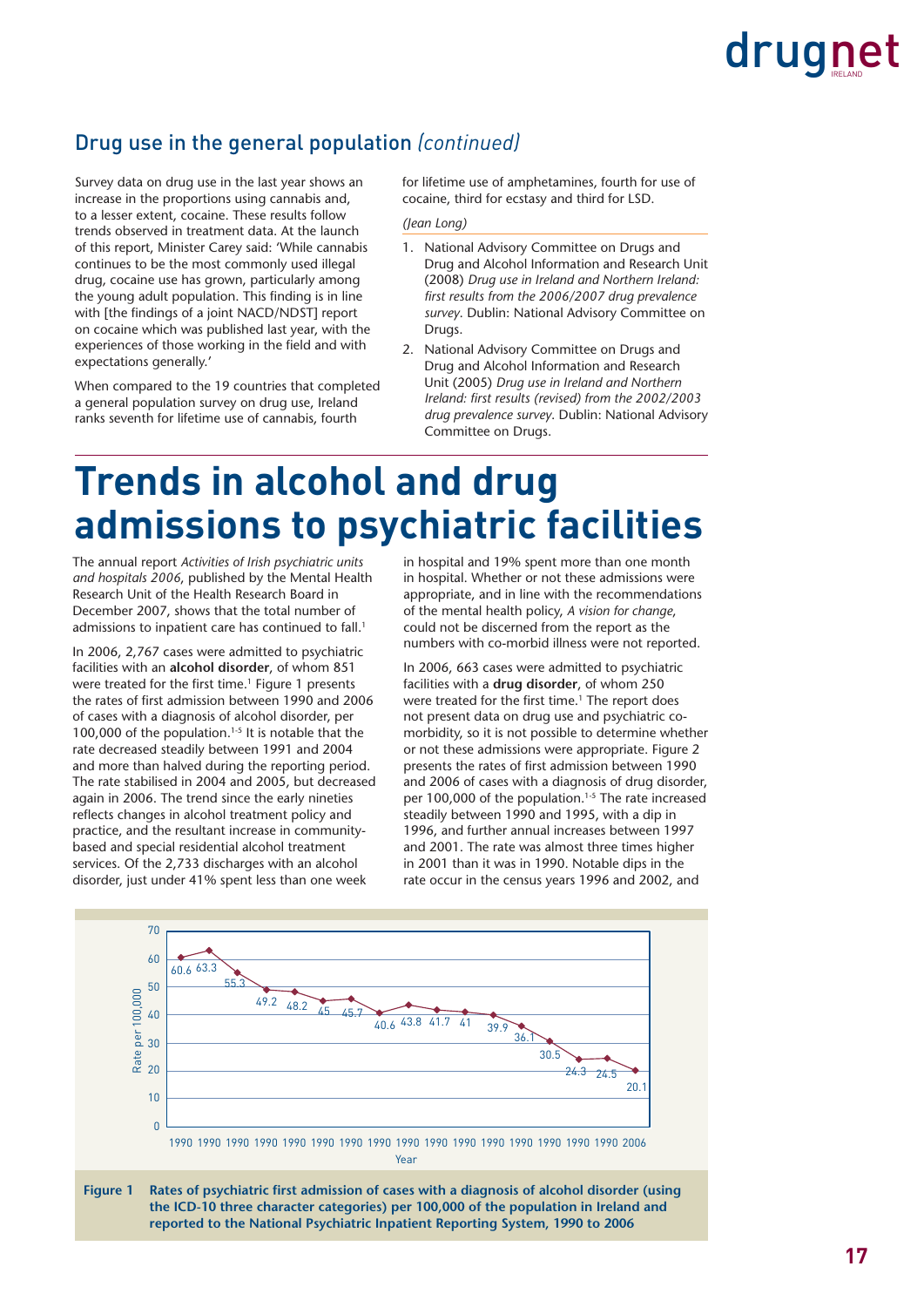## Drug use in the general population *(continued)*

Survey data on drug use in the last year shows an increase in the proportions using cannabis and, to a lesser extent, cocaine. These results follow trends observed in treatment data. At the launch of this report, Minister Carey said: 'While cannabis continues to be the most commonly used illegal drug, cocaine use has grown, particularly among the young adult population. This finding is in line with [the findings of a joint NACD/NDST] report on cocaine which was published last year, with the experiences of those working in the field and with expectations generally.'

When compared to the 19 countries that completed a general population survey on drug use, Ireland ranks seventh for lifetime use of cannabis, fourth for lifetime use of amphetamines, fourth for use of cocaine, third for ecstasy and third for LSD.

*(Jean Long)*

1. National Advisory Committee on Drugs and Drug and Alcohol Information and Research Unit (2008) *Drug use in Ireland and Northern Ireland: first results from the 2006/2007 drug prevalence survey*. Dublin: National Advisory Committee on Drugs.
2. National Advisory Committee on Drugs and Drug and Alcohol Information and Research Unit (2005) *Drug use in Ireland and Northern Ireland: first results (revised) from the 2002/2003 drug prevalence survey*. Dublin: National Advisory Committee on Drugs.

# Trends in alcohol and drug admissions to psychiatric facilities

The annual report *Activities of Irish psychiatric units and hospitals 2006*, published by the Mental Health Research Unit of the Health Research Board in December 2007, shows that the total number of admissions to inpatient care has continued to fall.[1]

In 2006, 2,767 cases were admitted to psychiatric facilities with an **alcohol disorder**, of whom 851 were treated for the first time.[1] Figure 1 presents the rates of first admission between 1990 and 2006 of cases with a diagnosis of alcohol disorder, per 100,000 of the population.[1-5] It is notable that the rate decreased steadily between 1991 and 2004 and more than halved during the reporting period. The rate stabilised in 2004 and 2005, but decreased again in 2006. The trend since the early nineties reflects changes in alcohol treatment policy and practice, and the resultant increase in community-based and special residential alcohol treatment services. Of the 2,733 discharges with an alcohol disorder, just under 41% spent less than one week in hospital and 19% spent more than one month in hospital. Whether or not these admissions were appropriate, and in line with the recommendations of the mental health policy, *A vision for change*, could not be discerned from the report as the numbers with co-morbid illness were not reported.

In 2006, 663 cases were admitted to psychiatric facilities with a **drug disorder**, of whom 250 were treated for the first time.[1] The report does not present data on drug use and psychiatric co-morbidity, so it is not possible to determine whether or not these admissions were appropriate. Figure 2 presents the rates of first admission between 1990 and 2006 of cases with a diagnosis of drug disorder, per 100,000 of the population.[1-5] The rate increased steadily between 1990 and 1995, with a dip in 1996, and further annual increases between 1997 and 2001. The rate was almost three times higher in 2001 than it was in 1990. Notable dips in the rate occur in the census years 1996 and 2002, and

| Year | Rate per 100,000 |
|---|---|
| 1990 | 60.6 |
| 1990 | 63.3 |
| 1990 | 55.3 |
| 1990 | 49.2 |
| 1990 | 48.2 |
| 1990 | 45 |
| 1990 | 45.7 |
| 1990 | 40.6 |
| 1990 | 43.8 |
| 1990 | 41.7 |
| 1990 | 41 |
| 1990 | 39.9 |
| 1990 | 36.1 |
| 1990 | 30.5 |
| 1990 | 24.3 |
| 1990 | 24.5 |
| 2006 | 20.1 |

**Figure 1** **Rates of psychiatric first admission of cases with a diagnosis of alcohol disorder (using the ICD-10 three character categories) per 100,000 of the population in Ireland and reported to the National Psychiatric Inpatient Reporting System, 1990 to 2006**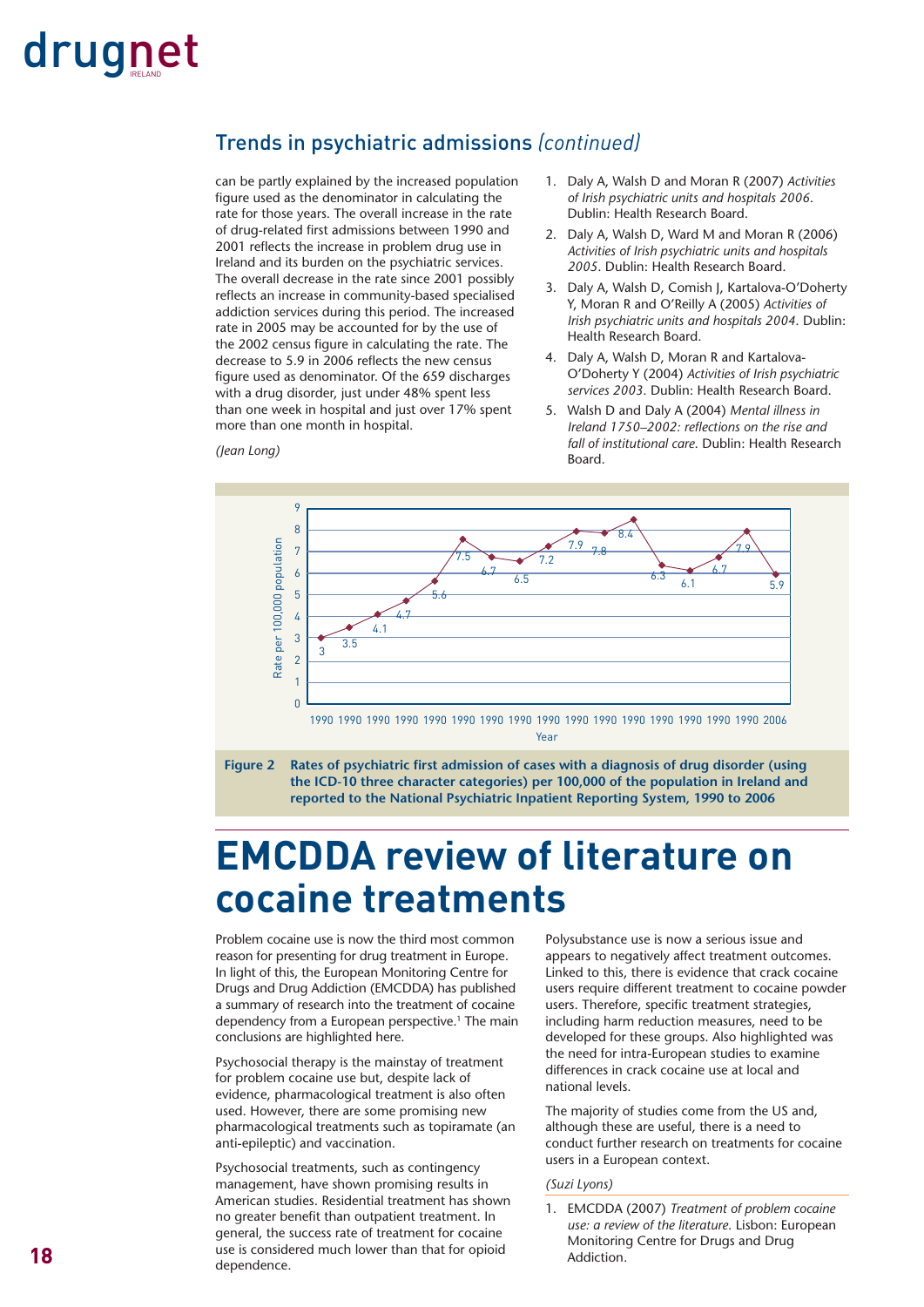## Trends in psychiatric admissions *(continued)*

can be partly explained by the increased population figure used as the denominator in calculating the rate for those years. The overall increase in the rate of drug-related first admissions between 1990 and 2001 reflects the increase in problem drug use in Ireland and its burden on the psychiatric services. The overall decrease in the rate since 2001 possibly reflects an increase in community-based specialised addiction services during this period. The increased rate in 2005 may be accounted for by the use of the 2002 census figure in calculating the rate. The decrease to 5.9 in 2006 reflects the new census figure used as denominator. Of the 659 discharges with a drug disorder, just under 48% spent less than one week in hospital and just over 17% spent more than one month in hospital.

*(Jean Long)*

1. Daly A, Walsh D and Moran R (2007) *Activities of Irish psychiatric units and hospitals 2006*. Dublin: Health Research Board.
2. Daly A, Walsh D, Ward M and Moran R (2006) *Activities of Irish psychiatric units and hospitals 2005*. Dublin: Health Research Board.
3. Daly A, Walsh D, Comish J, Kartalova-O'Doherty Y, Moran R and O'Reilly A (2005) *Activities of Irish psychiatric units and hospitals 2004*. Dublin: Health Research Board.
4. Daly A, Walsh D, Moran R and Kartalova-O'Doherty Y (2004) *Activities of Irish psychiatric services 2003*. Dublin: Health Research Board.
5. Walsh D and Daly A (2004) *Mental illness in Ireland 1750–2002: reflections on the rise and fall of institutional care.* Dublin: Health Research Board.

| Year | Rate per 100,000 population |
|---|---|
| 1990 | 3 |
| 1990 | 3.5 |
| 1990 | 4.1 |
| 1990 | 4.7 |
| 1990 | 5.6 |
| 1990 | 7.5 |
| 1990 | 6.7 |
| 1990 | 6.5 |
| 1990 | 7.2 |
| 1990 | 7.9 |
| 1990 | 7.8 |
| 1990 | 8.4 |
| 1990 | 6.3 |
| 1990 | 6.1 |
| 1990 | 6.7 |
| 1990 | 7.9 |
| 2006 | 5.9 |

**Figure 2 Rates of psychiatric first admission of cases with a diagnosis of drug disorder (using the ICD-10 three character categories) per 100,000 of the population in Ireland and reported to the National Psychiatric Inpatient Reporting System, 1990 to 2006**

# EMCDDA review of literature on cocaine treatments

Problem cocaine use is now the third most common reason for presenting for drug treatment in Europe. In light of this, the European Monitoring Centre for Drugs and Drug Addiction (EMCDDA) has published a summary of research into the treatment of cocaine dependency from a European perspective.[1] The main conclusions are highlighted here.

Psychosocial therapy is the mainstay of treatment for problem cocaine use but, despite lack of evidence, pharmacological treatment is also often used. However, there are some promising new pharmacological treatments such as topiramate (an anti-epileptic) and vaccination.

Psychosocial treatments, such as contingency management, have shown promising results in American studies. Residential treatment has shown no greater benefit than outpatient treatment. In general, the success rate of treatment for cocaine use is considered much lower than that for opioid dependence.

Polysubstance use is now a serious issue and appears to negatively affect treatment outcomes. Linked to this, there is evidence that crack cocaine users require different treatment to cocaine powder users. Therefore, specific treatment strategies, including harm reduction measures, need to be developed for these groups. Also highlighted was the need for intra-European studies to examine differences in crack cocaine use at local and national levels.

The majority of studies come from the US and, although these are useful, there is a need to conduct further research on treatments for cocaine users in a European context.

*(Suzi Lyons)*

1. EMCDDA (2007) *Treatment of problem cocaine use: a review of the literature.* Lisbon: European Monitoring Centre for Drugs and Drug Addiction.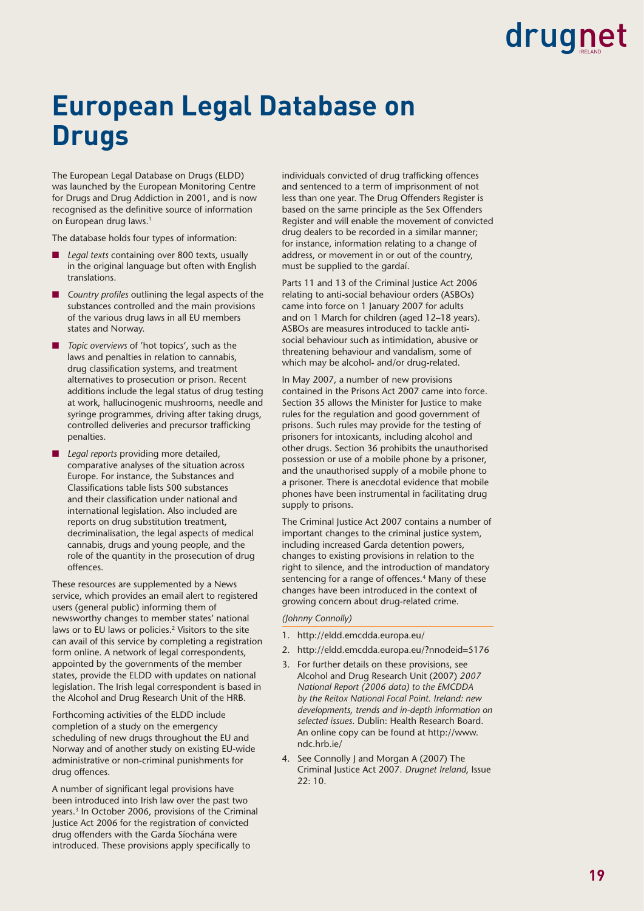# European Legal Database on Drugs

The European Legal Database on Drugs (ELDD) was launched by the European Monitoring Centre for Drugs and Drug Addiction in 2001, and is now recognised as the definitive source of information on European drug laws.[1]

The database holds four types of information:

- *Legal texts* containing over 800 texts, usually in the original language but often with English translations.
- *Country profiles* outlining the legal aspects of the substances controlled and the main provisions of the various drug laws in all EU members states and Norway.
- *Topic overviews* of 'hot topics', such as the laws and penalties in relation to cannabis, drug classification systems, and treatment alternatives to prosecution or prison. Recent additions include the legal status of drug testing at work, hallucinogenic mushrooms, needle and syringe programmes, driving after taking drugs, controlled deliveries and precursor trafficking penalties.
- *Legal reports* providing more detailed, comparative analyses of the situation across Europe. For instance, the Substances and Classifications table lists 500 substances and their classification under national and international legislation. Also included are reports on drug substitution treatment, decriminalisation, the legal aspects of medical cannabis, drugs and young people, and the role of the quantity in the prosecution of drug offences.

These resources are supplemented by a News service, which provides an email alert to registered users (general public) informing them of newsworthy changes to member states' national laws or to EU laws or policies.[2] Visitors to the site can avail of this service by completing a registration form online. A network of legal correspondents, appointed by the governments of the member states, provide the ELDD with updates on national legislation. The Irish legal correspondent is based in the Alcohol and Drug Research Unit of the HRB.

Forthcoming activities of the ELDD include completion of a study on the emergency scheduling of new drugs throughout the EU and Norway and of another study on existing EU-wide administrative or non-criminal punishments for drug offences.

A number of significant legal provisions have been introduced into Irish law over the past two years.[3] In October 2006, provisions of the Criminal Justice Act 2006 for the registration of convicted drug offenders with the Garda Síochána were introduced. These provisions apply specifically to individuals convicted of drug trafficking offences and sentenced to a term of imprisonment of not less than one year. The Drug Offenders Register is based on the same principle as the Sex Offenders Register and will enable the movement of convicted drug dealers to be recorded in a similar manner; for instance, information relating to a change of address, or movement in or out of the country, must be supplied to the gardaí.

Parts 11 and 13 of the Criminal Justice Act 2006 relating to anti-social behaviour orders (ASBOs) came into force on 1 January 2007 for adults and on 1 March for children (aged 12–18 years). ASBOs are measures introduced to tackle anti-social behaviour such as intimidation, abusive or threatening behaviour and vandalism, some of which may be alcohol- and/or drug-related.

In May 2007, a number of new provisions contained in the Prisons Act 2007 came into force. Section 35 allows the Minister for Justice to make rules for the regulation and good government of prisons. Such rules may provide for the testing of prisoners for intoxicants, including alcohol and other drugs. Section 36 prohibits the unauthorised possession or use of a mobile phone by a prisoner, and the unauthorised supply of a mobile phone to a prisoner. There is anecdotal evidence that mobile phones have been instrumental in facilitating drug supply to prisons.

The Criminal Justice Act 2007 contains a number of important changes to the criminal justice system, including increased Garda detention powers, changes to existing provisions in relation to the right to silence, and the introduction of mandatory sentencing for a range of offences.[4] Many of these changes have been introduced in the context of growing concern about drug-related crime.

*(Johnny Connolly)*

1. http://eldd.emcdda.europa.eu/
2. http://eldd.emcdda.europa.eu/?nnodeid=5176
3. For further details on these provisions, see Alcohol and Drug Research Unit (2007) *2007 National Report (2006 data) to the EMCDDA by the Reitox National Focal Point. Ireland: new developments, trends and in-depth information on selected issues*. Dublin: Health Research Board. An online copy can be found at http://www.ndc.hrb.ie/
4. See Connolly J and Morgan A (2007) The Criminal Justice Act 2007. *Drugnet Ireland*, Issue 22: 10.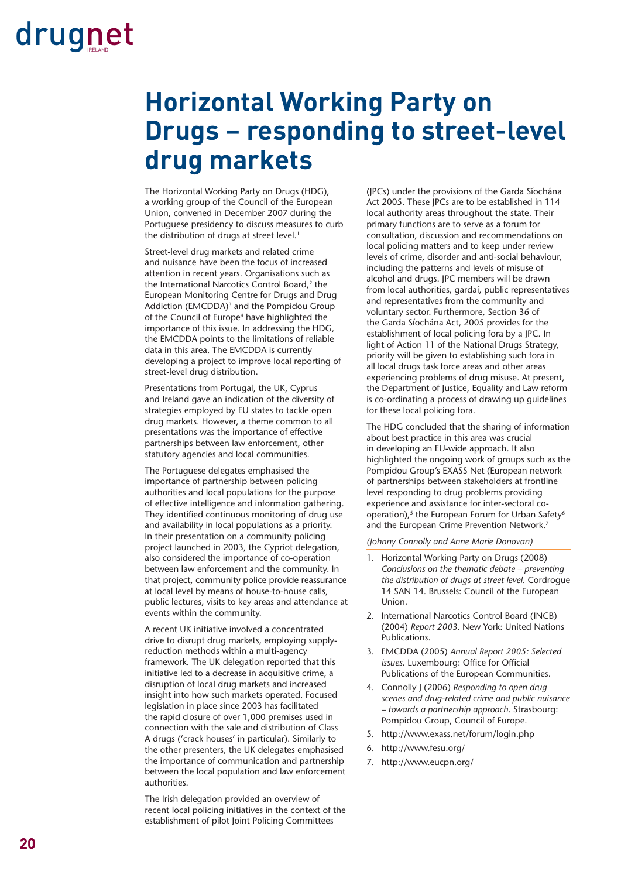# Horizontal Working Party on Drugs – responding to street-level drug markets

The Horizontal Working Party on Drugs (HDG), a working group of the Council of the European Union, convened in December 2007 during the Portuguese presidency to discuss measures to curb the distribution of drugs at street level.[1]

Street-level drug markets and related crime and nuisance have been the focus of increased attention in recent years. Organisations such as the International Narcotics Control Board,[2] the European Monitoring Centre for Drugs and Drug Addiction (EMCDDA)[3] and the Pompidou Group of the Council of Europe[4] have highlighted the importance of this issue. In addressing the HDG, the EMCDDA points to the limitations of reliable data in this area. The EMCDDA is currently developing a project to improve local reporting of street-level drug distribution.

Presentations from Portugal, the UK, Cyprus and Ireland gave an indication of the diversity of strategies employed by EU states to tackle open drug markets. However, a theme common to all presentations was the importance of effective partnerships between law enforcement, other statutory agencies and local communities.

The Portuguese delegates emphasised the importance of partnership between policing authorities and local populations for the purpose of effective intelligence and information gathering. They identified continuous monitoring of drug use and availability in local populations as a priority. In their presentation on a community policing project launched in 2003, the Cypriot delegation, also considered the importance of co-operation between law enforcement and the community. In that project, community police provide reassurance at local level by means of house-to-house calls, public lectures, visits to key areas and attendance at events within the community.

A recent UK initiative involved a concentrated drive to disrupt drug markets, employing supply-reduction methods within a multi-agency framework. The UK delegation reported that this initiative led to a decrease in acquisitive crime, a disruption of local drug markets and increased insight into how such markets operated. Focused legislation in place since 2003 has facilitated the rapid closure of over 1,000 premises used in connection with the sale and distribution of Class A drugs ('crack houses' in particular). Similarly to the other presenters, the UK delegates emphasised the importance of communication and partnership between the local population and law enforcement authorities.

The Irish delegation provided an overview of recent local policing initiatives in the context of the establishment of pilot Joint Policing Committees (JPCs) under the provisions of the Garda Síochána Act 2005. These JPCs are to be established in 114 local authority areas throughout the state. Their primary functions are to serve as a forum for consultation, discussion and recommendations on local policing matters and to keep under review levels of crime, disorder and anti-social behaviour, including the patterns and levels of misuse of alcohol and drugs. JPC members will be drawn from local authorities, gardaí, public representatives and representatives from the community and voluntary sector. Furthermore, Section 36 of the Garda Síochána Act, 2005 provides for the establishment of local policing fora by a JPC. In light of Action 11 of the National Drugs Strategy, priority will be given to establishing such fora in all local drugs task force areas and other areas experiencing problems of drug misuse. At present, the Department of Justice, Equality and Law reform is co-ordinating a process of drawing up guidelines for these local policing fora.

The HDG concluded that the sharing of information about best practice in this area was crucial in developing an EU-wide approach. It also highlighted the ongoing work of groups such as the Pompidou Group's EXASS Net (European network of partnerships between stakeholders at frontline level responding to drug problems providing experience and assistance for inter-sectoral co-operation),[5] the European Forum for Urban Safety[6] and the European Crime Prevention Network.[7]

*(Johnny Connolly and Anne Marie Donovan)*

1. Horizontal Working Party on Drugs (2008) *Conclusions on the thematic debate – preventing the distribution of drugs at street level.* Cordrogue 14 SAN 14. Brussels: Council of the European Union.
2. International Narcotics Control Board (INCB) (2004) *Report 2003.* New York: United Nations Publications.
3. EMCDDA (2005) *Annual Report 2005: Selected issues.* Luxembourg: Office for Official Publications of the European Communities.
4. Connolly J (2006) *Responding to open drug scenes and drug-related crime and public nuisance – towards a partnership approach.* Strasbourg: Pompidou Group, Council of Europe.
5. http://www.exass.net/forum/login.php
6. http://www.fesu.org/
7. http://www.eucpn.org/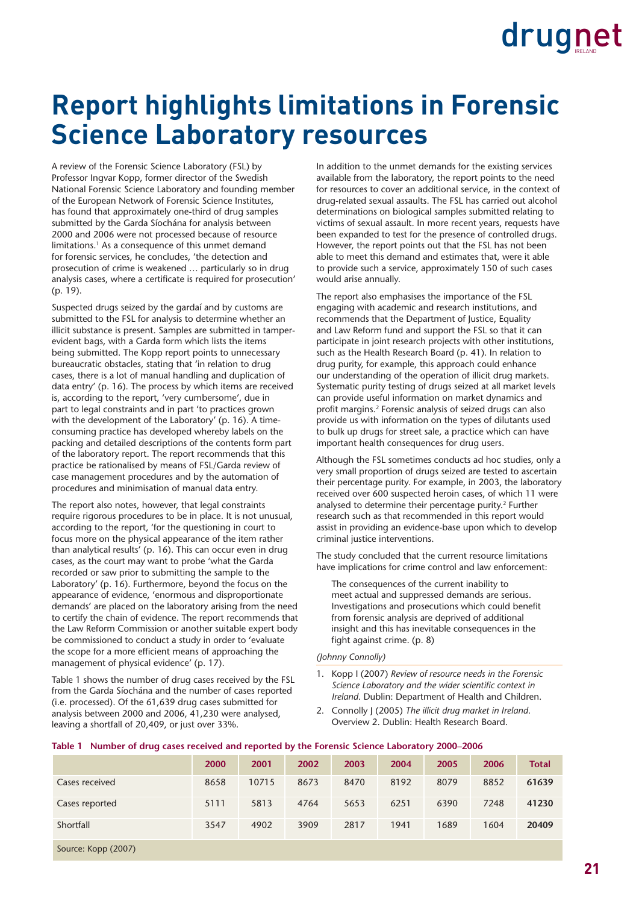# Report highlights limitations in Forensic Science Laboratory resources

A review of the Forensic Science Laboratory (FSL) by Professor Ingvar Kopp, former director of the Swedish National Forensic Science Laboratory and founding member of the European Network of Forensic Science Institutes, has found that approximately one-third of drug samples submitted by the Garda Síochána for analysis between 2000 and 2006 were not processed because of resource limitations.[1] As a consequence of this unmet demand for forensic services, he concludes, 'the detection and prosecution of crime is weakened … particularly so in drug analysis cases, where a certificate is required for prosecution' (p. 19).

Suspected drugs seized by the gardaí and by customs are submitted to the FSL for analysis to determine whether an illicit substance is present. Samples are submitted in tamper-evident bags, with a Garda form which lists the items being submitted. The Kopp report points to unnecessary bureaucratic obstacles, stating that 'in relation to drug cases, there is a lot of manual handling and duplication of data entry' (p. 16). The process by which items are received is, according to the report, 'very cumbersome', due in part to legal constraints and in part 'to practices grown with the development of the Laboratory' (p. 16). A time-consuming practice has developed whereby labels on the packing and detailed descriptions of the contents form part of the laboratory report. The report recommends that this practice be rationalised by means of FSL/Garda review of case management procedures and by the automation of procedures and minimisation of manual data entry.

The report also notes, however, that legal constraints require rigorous procedures to be in place. It is not unusual, according to the report, 'for the questioning in court to focus more on the physical appearance of the item rather than analytical results' (p. 16). This can occur even in drug cases, as the court may want to probe 'what the Garda recorded or saw prior to submitting the sample to the Laboratory' (p. 16). Furthermore, beyond the focus on the appearance of evidence, 'enormous and disproportionate demands' are placed on the laboratory arising from the need to certify the chain of evidence. The report recommends that the Law Reform Commission or another suitable expert body be commissioned to conduct a study in order to 'evaluate the scope for a more efficient means of approaching the management of physical evidence' (p. 17).

Table 1 shows the number of drug cases received by the FSL from the Garda Síochána and the number of cases reported (i.e. processed). Of the 61,639 drug cases submitted for analysis between 2000 and 2006, 41,230 were analysed, leaving a shortfall of 20,409, or just over 33%.

In addition to the unmet demands for the existing services available from the laboratory, the report points to the need for resources to cover an additional service, in the context of drug-related sexual assaults. The FSL has carried out alcohol determinations on biological samples submitted relating to victims of sexual assault. In more recent years, requests have been expanded to test for the presence of controlled drugs. However, the report points out that the FSL has not been able to meet this demand and estimates that, were it able to provide such a service, approximately 150 of such cases would arise annually.

The report also emphasises the importance of the FSL engaging with academic and research institutions, and recommends that the Department of Justice, Equality and Law Reform fund and support the FSL so that it can participate in joint research projects with other institutions, such as the Health Research Board (p. 41). In relation to drug purity, for example, this approach could enhance our understanding of the operation of illicit drug markets. Systematic purity testing of drugs seized at all market levels can provide useful information on market dynamics and profit margins.[2] Forensic analysis of seized drugs can also provide us with information on the types of dilutants used to bulk up drugs for street sale, a practice which can have important health consequences for drug users.

Although the FSL sometimes conducts ad hoc studies, only a very small proportion of drugs seized are tested to ascertain their percentage purity. For example, in 2003, the laboratory received over 600 suspected heroin cases, of which 11 were analysed to determine their percentage purity.[2] Further research such as that recommended in this report would assist in providing an evidence-base upon which to develop criminal justice interventions.

The study concluded that the current resource limitations have implications for crime control and law enforcement:

> The consequences of the current inability to meet actual and suppressed demands are serious. Investigations and prosecutions which could benefit from forensic analysis are deprived of additional insight and this has inevitable consequences in the fight against crime. (p. 8)

*(Johnny Connolly)*

1. Kopp I (2007) *Review of resource needs in the Forensic Science Laboratory and the wider scientific context in Ireland*. Dublin: Department of Health and Children.
2. Connolly J (2005) *The illicit drug market in Ireland*. Overview 2. Dublin: Health Research Board.

**Table 1 Number of drug cases received and reported by the Forensic Science Laboratory 2000–2006**

| | 2000 | 2001 | 2002 | 2003 | 2004 | 2005 | 2006 | Total |
|---|---|---|---|---|---|---|---|---|
| Cases received | 8658 | 10715 | 8673 | 8470 | 8192 | 8079 | 8852 | **61639** |
| Cases reported | 5111 | 5813 | 4764 | 5653 | 6251 | 6390 | 7248 | **41230** |
| Shortfall | 3547 | 4902 | 3909 | 2817 | 1941 | 1689 | 1604 | **20409** |

Source: Kopp (2007)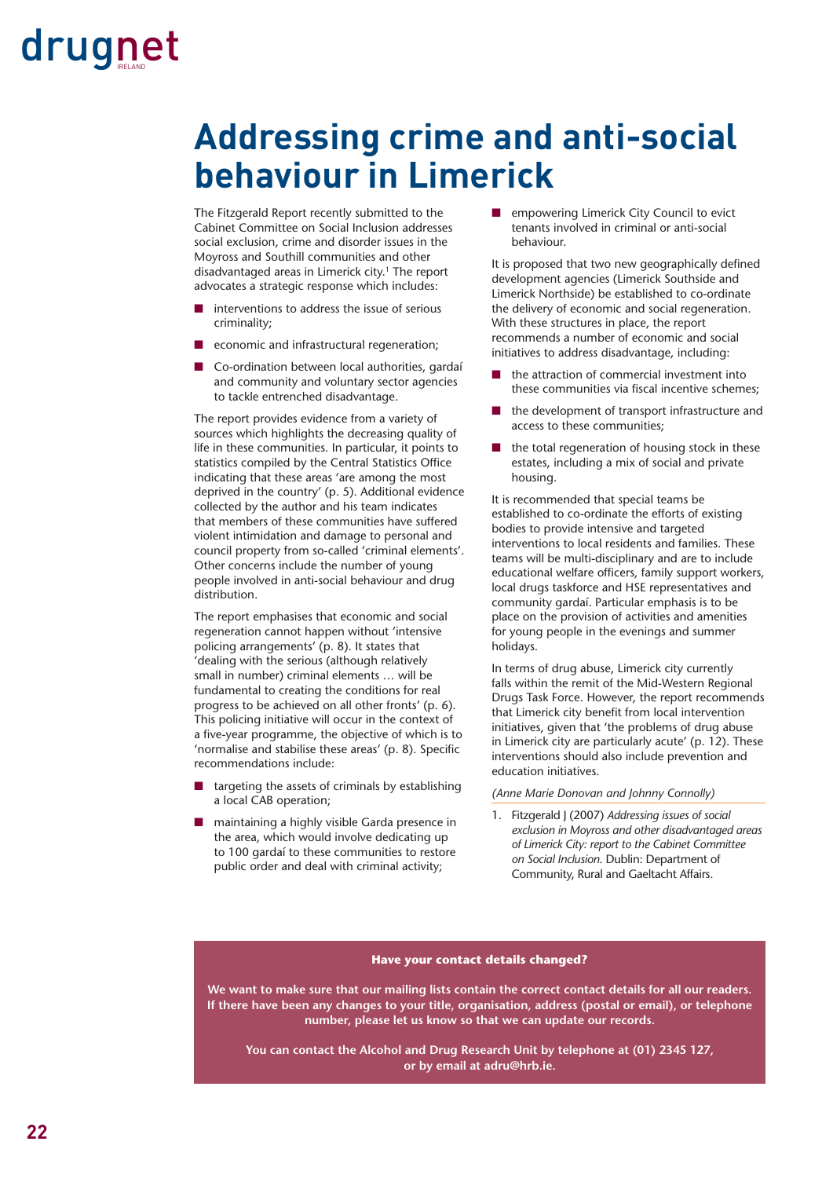# Addressing crime and anti-social behaviour in Limerick

The Fitzgerald Report recently submitted to the Cabinet Committee on Social Inclusion addresses social exclusion, crime and disorder issues in the Moyross and Southill communities and other disadvantaged areas in Limerick city.[1] The report advocates a strategic response which includes:

- interventions to address the issue of serious criminality;
- economic and infrastructural regeneration;
- Co-ordination between local authorities, gardaí and community and voluntary sector agencies to tackle entrenched disadvantage.

The report provides evidence from a variety of sources which highlights the decreasing quality of life in these communities. In particular, it points to statistics compiled by the Central Statistics Office indicating that these areas 'are among the most deprived in the country' (p. 5). Additional evidence collected by the author and his team indicates that members of these communities have suffered violent intimidation and damage to personal and council property from so-called 'criminal elements'. Other concerns include the number of young people involved in anti-social behaviour and drug distribution.

The report emphasises that economic and social regeneration cannot happen without 'intensive policing arrangements' (p. 8). It states that 'dealing with the serious (although relatively small in number) criminal elements … will be fundamental to creating the conditions for real progress to be achieved on all other fronts' (p. 6). This policing initiative will occur in the context of a five-year programme, the objective of which is to 'normalise and stabilise these areas' (p. 8). Specific recommendations include:

- targeting the assets of criminals by establishing a local CAB operation;
- maintaining a highly visible Garda presence in the area, which would involve dedicating up to 100 gardaí to these communities to restore public order and deal with criminal activity;
- empowering Limerick City Council to evict tenants involved in criminal or anti-social behaviour.

It is proposed that two new geographically defined development agencies (Limerick Southside and Limerick Northside) be established to co-ordinate the delivery of economic and social regeneration. With these structures in place, the report recommends a number of economic and social initiatives to address disadvantage, including:

- the attraction of commercial investment into these communities via fiscal incentive schemes;
- the development of transport infrastructure and access to these communities;
- the total regeneration of housing stock in these estates, including a mix of social and private housing.

It is recommended that special teams be established to co-ordinate the efforts of existing bodies to provide intensive and targeted interventions to local residents and families. These teams will be multi-disciplinary and are to include educational welfare officers, family support workers, local drugs taskforce and HSE representatives and community gardaí. Particular emphasis is to be place on the provision of activities and amenities for young people in the evenings and summer holidays.

In terms of drug abuse, Limerick city currently falls within the remit of the Mid-Western Regional Drugs Task Force. However, the report recommends that Limerick city benefit from local intervention initiatives, given that 'the problems of drug abuse in Limerick city are particularly acute' (p. 12). These interventions should also include prevention and education initiatives.

*(Anne Marie Donovan and Johnny Connolly)*

1. Fitzgerald J (2007) *Addressing issues of social exclusion in Moyross and other disadvantaged areas of Limerick City: report to the Cabinet Committee on Social Inclusion.* Dublin: Department of Community, Rural and Gaeltacht Affairs.

**Have your contact details changed?**

**We want to make sure that our mailing lists contain the correct contact details for all our readers. If there have been any changes to your title, organisation, address (postal or email), or telephone number, please let us know so that we can update our records.**

**You can contact the Alcohol and Drug Research Unit by telephone at (01) 2345 127, or by email at adru@hrb.ie.**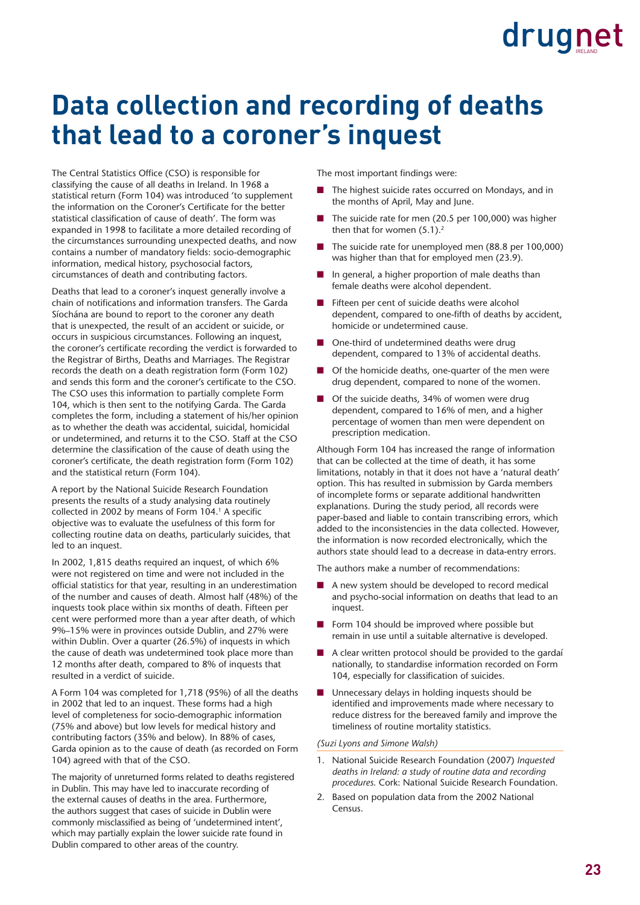# Data collection and recording of deaths that lead to a coroner's inquest

The Central Statistics Office (CSO) is responsible for classifying the cause of all deaths in Ireland. In 1968 a statistical return (Form 104) was introduced 'to supplement the information on the Coroner's Certificate for the better statistical classification of cause of death'. The form was expanded in 1998 to facilitate a more detailed recording of the circumstances surrounding unexpected deaths, and now contains a number of mandatory fields: socio-demographic information, medical history, psychosocial factors, circumstances of death and contributing factors.

Deaths that lead to a coroner's inquest generally involve a chain of notifications and information transfers. The Garda Síochána are bound to report to the coroner any death that is unexpected, the result of an accident or suicide, or occurs in suspicious circumstances. Following an inquest, the coroner's certificate recording the verdict is forwarded to the Registrar of Births, Deaths and Marriages. The Registrar records the death on a death registration form (Form 102) and sends this form and the coroner's certificate to the CSO. The CSO uses this information to partially complete Form 104, which is then sent to the notifying Garda. The Garda completes the form, including a statement of his/her opinion as to whether the death was accidental, suicidal, homicidal or undetermined, and returns it to the CSO. Staff at the CSO determine the classification of the cause of death using the coroner's certificate, the death registration form (Form 102) and the statistical return (Form 104).

A report by the National Suicide Research Foundation presents the results of a study analysing data routinely collected in 2002 by means of Form 104.[1] A specific objective was to evaluate the usefulness of this form for collecting routine data on deaths, particularly suicides, that led to an inquest.

In 2002, 1,815 deaths required an inquest, of which 6% were not registered on time and were not included in the official statistics for that year, resulting in an underestimation of the number and causes of death. Almost half (48%) of the inquests took place within six months of death. Fifteen per cent were performed more than a year after death, of which 9%–15% were in provinces outside Dublin, and 27% were within Dublin. Over a quarter (26.5%) of inquests in which the cause of death was undetermined took place more than 12 months after death, compared to 8% of inquests that resulted in a verdict of suicide.

A Form 104 was completed for 1,718 (95%) of all the deaths in 2002 that led to an inquest. These forms had a high level of completeness for socio-demographic information (75% and above) but low levels for medical history and contributing factors (35% and below). In 88% of cases, Garda opinion as to the cause of death (as recorded on Form 104) agreed with that of the CSO.

The majority of unreturned forms related to deaths registered in Dublin. This may have led to inaccurate recording of the external causes of deaths in the area. Furthermore, the authors suggest that cases of suicide in Dublin were commonly misclassified as being of 'undetermined intent', which may partially explain the lower suicide rate found in Dublin compared to other areas of the country.

The most important findings were:

- The highest suicide rates occurred on Mondays, and in the months of April, May and June.
- The suicide rate for men (20.5 per 100,000) was higher then that for women (5.1).[2]
- The suicide rate for unemployed men (88.8 per 100,000) was higher than that for employed men (23.9).
- In general, a higher proportion of male deaths than female deaths were alcohol dependent.
- Fifteen per cent of suicide deaths were alcohol dependent, compared to one-fifth of deaths by accident, homicide or undetermined cause.
- One-third of undetermined deaths were drug dependent, compared to 13% of accidental deaths.
- Of the homicide deaths, one-quarter of the men were drug dependent, compared to none of the women.
- Of the suicide deaths, 34% of women were drug dependent, compared to 16% of men, and a higher percentage of women than men were dependent on prescription medication.

Although Form 104 has increased the range of information that can be collected at the time of death, it has some limitations, notably in that it does not have a 'natural death' option. This has resulted in submission by Garda members of incomplete forms or separate additional handwritten explanations. During the study period, all records were paper-based and liable to contain transcribing errors, which added to the inconsistencies in the data collected. However, the information is now recorded electronically, which the authors state should lead to a decrease in data-entry errors.

The authors make a number of recommendations:

- A new system should be developed to record medical and psycho-social information on deaths that lead to an inquest.
- Form 104 should be improved where possible but remain in use until a suitable alternative is developed.
- A clear written protocol should be provided to the gardaí nationally, to standardise information recorded on Form 104, especially for classification of suicides.
- Unnecessary delays in holding inquests should be identified and improvements made where necessary to reduce distress for the bereaved family and improve the timeliness of routine mortality statistics.

*(Suzi Lyons and Simone Walsh)*

1. National Suicide Research Foundation (2007) *Inquested deaths in Ireland: a study of routine data and recording procedures.* Cork: National Suicide Research Foundation.
2. Based on population data from the 2002 National Census.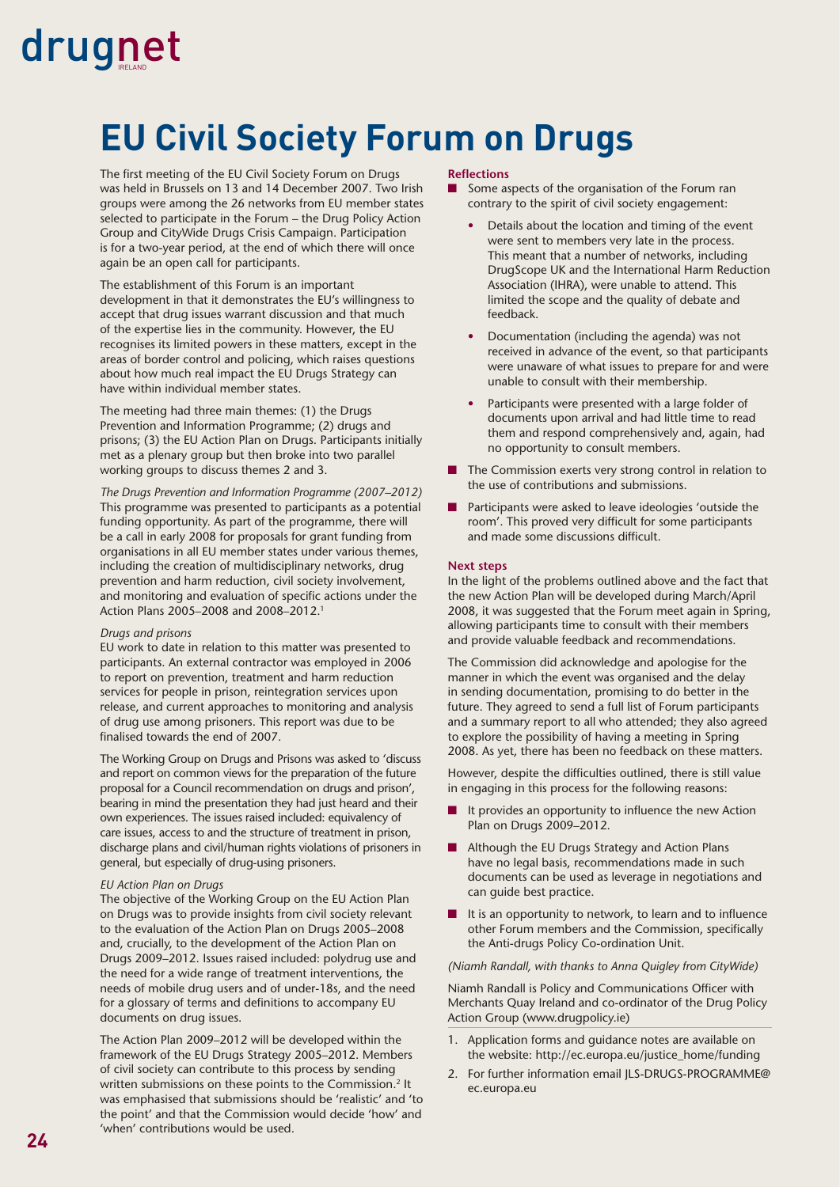# EU Civil Society Forum on Drugs

The first meeting of the EU Civil Society Forum on Drugs was held in Brussels on 13 and 14 December 2007. Two Irish groups were among the 26 networks from EU member states selected to participate in the Forum – the Drug Policy Action Group and CityWide Drugs Crisis Campaign. Participation is for a two-year period, at the end of which there will once again be an open call for participants.

The establishment of this Forum is an important development in that it demonstrates the EU's willingness to accept that drug issues warrant discussion and that much of the expertise lies in the community. However, the EU recognises its limited powers in these matters, except in the areas of border control and policing, which raises questions about how much real impact the EU Drugs Strategy can have within individual member states.

The meeting had three main themes: (1) the Drugs Prevention and Information Programme; (2) drugs and prisons; (3) the EU Action Plan on Drugs. Participants initially met as a plenary group but then broke into two parallel working groups to discuss themes 2 and 3.

*The Drugs Prevention and Information Programme (2007–2012)*
This programme was presented to participants as a potential funding opportunity. As part of the programme, there will be a call in early 2008 for proposals for grant funding from organisations in all EU member states under various themes, including the creation of multidisciplinary networks, drug prevention and harm reduction, civil society involvement, and monitoring and evaluation of specific actions under the Action Plans 2005–2008 and 2008–2012.[1]

*Drugs and prisons*
EU work to date in relation to this matter was presented to participants. An external contractor was employed in 2006 to report on prevention, treatment and harm reduction services for people in prison, reintegration services upon release, and current approaches to monitoring and analysis of drug use among prisoners. This report was due to be finalised towards the end of 2007.

The Working Group on Drugs and Prisons was asked to 'discuss and report on common views for the preparation of the future proposal for a Council recommendation on drugs and prison', bearing in mind the presentation they had just heard and their own experiences. The issues raised included: equivalency of care issues, access to and the structure of treatment in prison, discharge plans and civil/human rights violations of prisoners in general, but especially of drug-using prisoners.

*EU Action Plan on Drugs*
The objective of the Working Group on the EU Action Plan on Drugs was to provide insights from civil society relevant to the evaluation of the Action Plan on Drugs 2005–2008 and, crucially, to the development of the Action Plan on Drugs 2009–2012. Issues raised included: polydrug use and the need for a wide range of treatment interventions, the needs of mobile drug users and of under-18s, and the need for a glossary of terms and definitions to accompany EU documents on drug issues.

The Action Plan 2009–2012 will be developed within the framework of the EU Drugs Strategy 2005–2012. Members of civil society can contribute to this process by sending written submissions on these points to the Commission.[2] It was emphasised that submissions should be 'realistic' and 'to the point' and that the Commission would decide 'how' and 'when' contributions would be used.

**Reflections**

- Some aspects of the organisation of the Forum ran contrary to the spirit of civil society engagement:
  - Details about the location and timing of the event were sent to members very late in the process. This meant that a number of networks, including DrugScope UK and the International Harm Reduction Association (IHRA), were unable to attend. This limited the scope and the quality of debate and feedback.
  - Documentation (including the agenda) was not received in advance of the event, so that participants were unaware of what issues to prepare for and were unable to consult with their membership.
  - Participants were presented with a large folder of documents upon arrival and had little time to read them and respond comprehensively and, again, had no opportunity to consult members.
- The Commission exerts very strong control in relation to the use of contributions and submissions.
- Participants were asked to leave ideologies 'outside the room'. This proved very difficult for some participants and made some discussions difficult.

**Next steps**
In the light of the problems outlined above and the fact that the new Action Plan will be developed during March/April 2008, it was suggested that the Forum meet again in Spring, allowing participants time to consult with their members and provide valuable feedback and recommendations.

The Commission did acknowledge and apologise for the manner in which the event was organised and the delay in sending documentation, promising to do better in the future. They agreed to send a full list of Forum participants and a summary report to all who attended; they also agreed to explore the possibility of having a meeting in Spring 2008. As yet, there has been no feedback on these matters.

However, despite the difficulties outlined, there is still value in engaging in this process for the following reasons:

- It provides an opportunity to influence the new Action Plan on Drugs 2009–2012.
- Although the EU Drugs Strategy and Action Plans have no legal basis, recommendations made in such documents can be used as leverage in negotiations and can guide best practice.
- It is an opportunity to network, to learn and to influence other Forum members and the Commission, specifically the Anti-drugs Policy Co-ordination Unit.

*(Niamh Randall, with thanks to Anna Quigley from CityWide)*

Niamh Randall is Policy and Communications Officer with Merchants Quay Ireland and co-ordinator of the Drug Policy Action Group (www.drugpolicy.ie)

1. Application forms and guidance notes are available on the website: http://ec.europa.eu/justice_home/funding
2. For further information email JLS-DRUGS-PROGRAMME@ec.europa.eu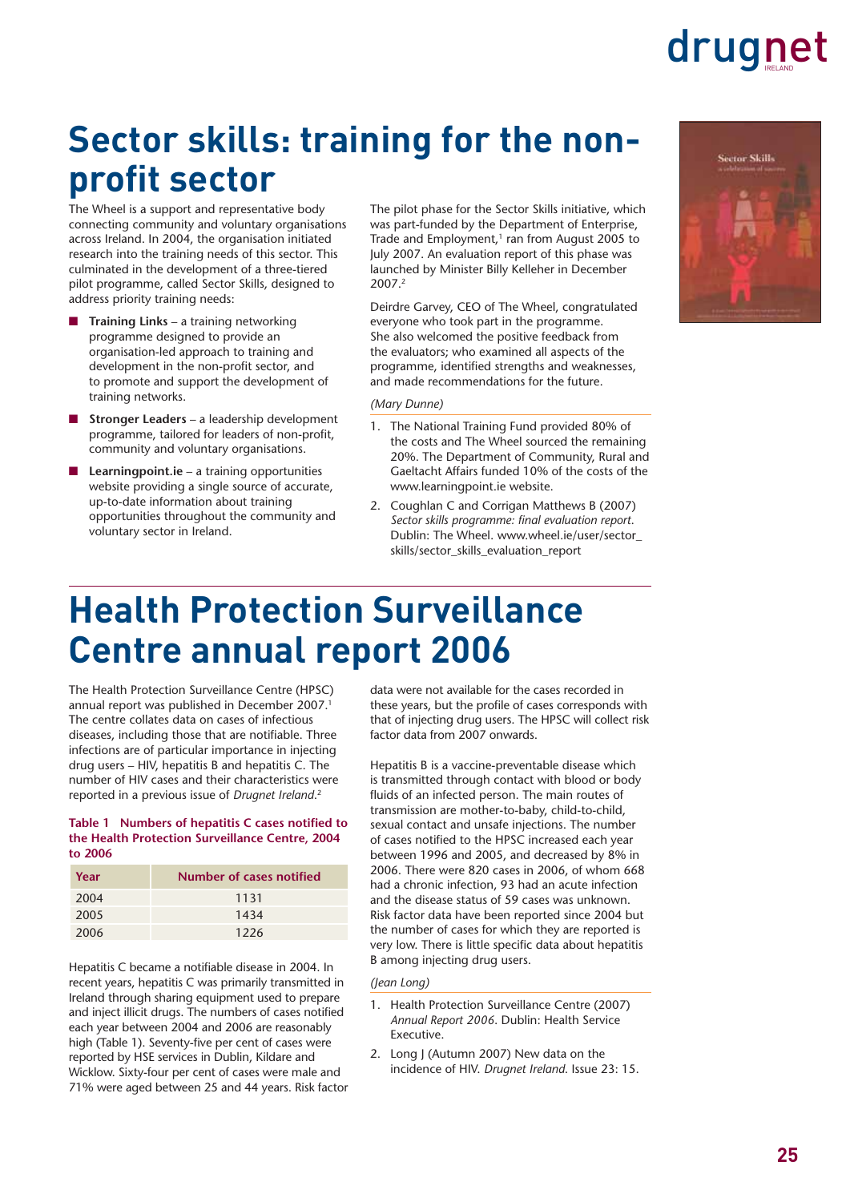# Sector skills: training for the non-profit sector

The Wheel is a support and representative body connecting community and voluntary organisations across Ireland. In 2004, the organisation initiated research into the training needs of this sector. This culminated in the development of a three-tiered pilot programme, called Sector Skills, designed to address priority training needs:

- **Training Links** – a training networking programme designed to provide an organisation-led approach to training and development in the non-profit sector, and to promote and support the development of training networks.
- **Stronger Leaders** – a leadership development programme, tailored for leaders of non-profit, community and voluntary organisations.
- **Learningpoint.ie** – a training opportunities website providing a single source of accurate, up-to-date information about training opportunities throughout the community and voluntary sector in Ireland.

The pilot phase for the Sector Skills initiative, which was part-funded by the Department of Enterprise, Trade and Employment,[1] ran from August 2005 to July 2007. An evaluation report of this phase was launched by Minister Billy Kelleher in December 2007.[2]

Deirdre Garvey, CEO of The Wheel, congratulated everyone who took part in the programme. She also welcomed the positive feedback from the evaluators; who examined all aspects of the programme, identified strengths and weaknesses, and made recommendations for the future.

*(Mary Dunne)*

1. The National Training Fund provided 80% of the costs and The Wheel sourced the remaining 20%. The Department of Community, Rural and Gaeltacht Affairs funded 10% of the costs of the www.learningpoint.ie website.
2. Coughlan C and Corrigan Matthews B (2007) *Sector skills programme: final evaluation report*. Dublin: The Wheel. www.wheel.ie/user/sector_skills/sector_skills_evaluation_report

# Health Protection Surveillance Centre annual report 2006

The Health Protection Surveillance Centre (HPSC) annual report was published in December 2007.[1] The centre collates data on cases of infectious diseases, including those that are notifiable. Three infections are of particular importance in injecting drug users – HIV, hepatitis B and hepatitis C. The number of HIV cases and their characteristics were reported in a previous issue of *Drugnet Ireland*.[2]

**Table 1 Numbers of hepatitis C cases notified to the Health Protection Surveillance Centre, 2004 to 2006**

| Year | Number of cases notified |
|---|---|
| 2004 | 1131 |
| 2005 | 1434 |
| 2006 | 1226 |

Hepatitis C became a notifiable disease in 2004. In recent years, hepatitis C was primarily transmitted in Ireland through sharing equipment used to prepare and inject illicit drugs. The numbers of cases notified each year between 2004 and 2006 are reasonably high (Table 1). Seventy-five per cent of cases were reported by HSE services in Dublin, Kildare and Wicklow. Sixty-four per cent of cases were male and 71% were aged between 25 and 44 years. Risk factor data were not available for the cases recorded in these years, but the profile of cases corresponds with that of injecting drug users. The HPSC will collect risk factor data from 2007 onwards.

Hepatitis B is a vaccine-preventable disease which is transmitted through contact with blood or body fluids of an infected person. The main routes of transmission are mother-to-baby, child-to-child, sexual contact and unsafe injections. The number of cases notified to the HPSC increased each year between 1996 and 2005, and decreased by 8% in 2006. There were 820 cases in 2006, of whom 668 had a chronic infection, 93 had an acute infection and the disease status of 59 cases was unknown. Risk factor data have been reported since 2004 but the number of cases for which they are reported is very low. There is little specific data about hepatitis B among injecting drug users.

*(Jean Long)*

1. Health Protection Surveillance Centre (2007) *Annual Report 2006*. Dublin: Health Service Executive.
2. Long J (Autumn 2007) New data on the incidence of HIV. *Drugnet Ireland*. Issue 23: 15.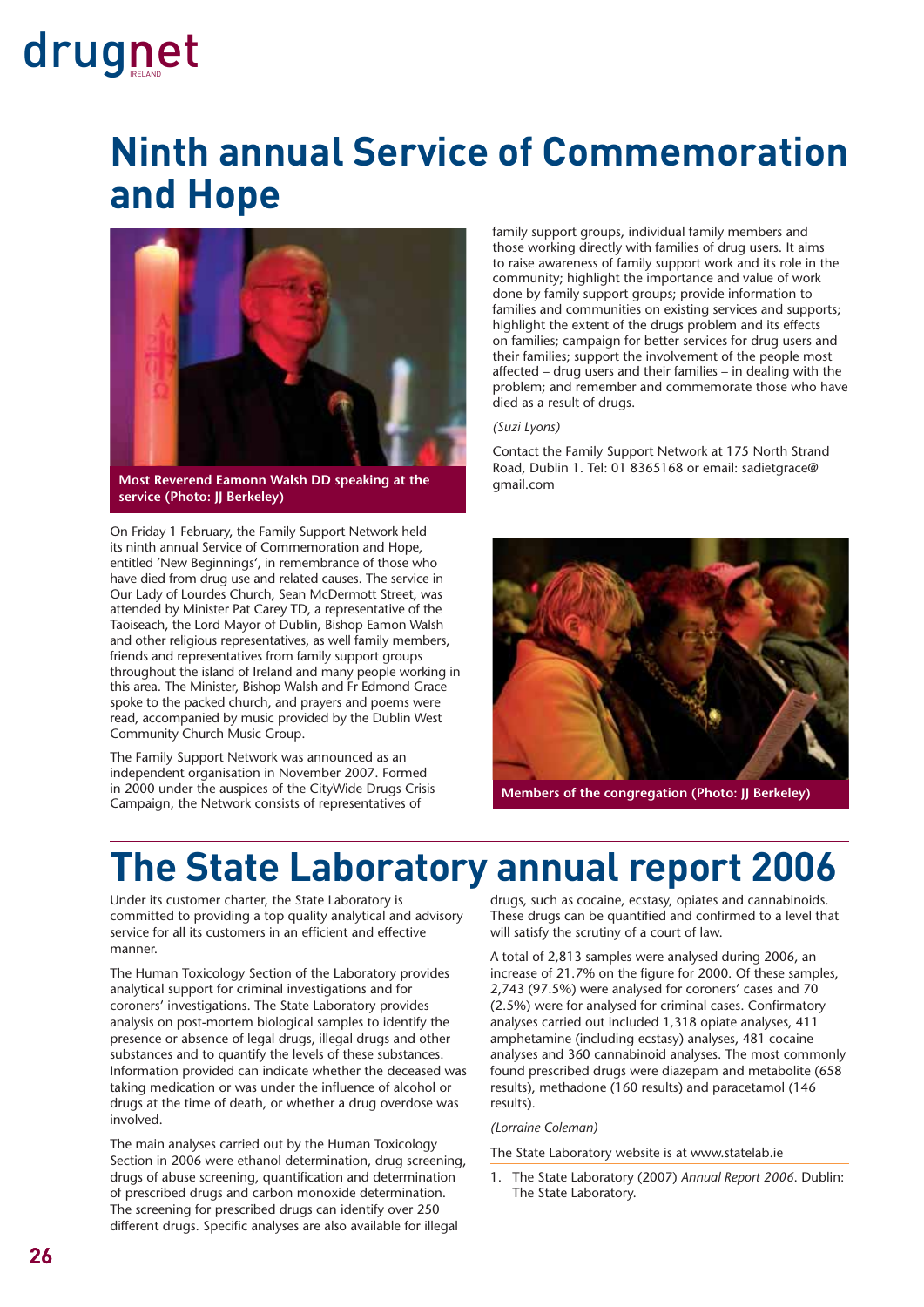# Ninth annual Service of Commemoration and Hope

Most Reverend Eamonn Walsh DD speaking at the service (Photo: JJ Berkeley)

On Friday 1 February, the Family Support Network held its ninth annual Service of Commemoration and Hope, entitled 'New Beginnings', in remembrance of those who have died from drug use and related causes. The service in Our Lady of Lourdes Church, Sean McDermott Street, was attended by Minister Pat Carey TD, a representative of the Taoiseach, the Lord Mayor of Dublin, Bishop Eamon Walsh and other religious representatives, as well family members, friends and representatives from family support groups throughout the island of Ireland and many people working in this area. The Minister, Bishop Walsh and Fr Edmond Grace spoke to the packed church, and prayers and poems were read, accompanied by music provided by the Dublin West Community Church Music Group.

The Family Support Network was announced as an independent organisation in November 2007. Formed in 2000 under the auspices of the CityWide Drugs Crisis Campaign, the Network consists of representatives of family support groups, individual family members and those working directly with families of drug users. It aims to raise awareness of family support work and its role in the community; highlight the importance and value of work done by family support groups; provide information to families and communities on existing services and supports; highlight the extent of the drugs problem and its effects on families; campaign for better services for drug users and their families; support the involvement of the people most affected – drug users and their families – in dealing with the problem; and remember and commemorate those who have died as a result of drugs.

*(Suzi Lyons)*

Contact the Family Support Network at 175 North Strand Road, Dublin 1. Tel: 01 8365168 or email: sadietgrace@gmail.com

Members of the congregation (Photo: JJ Berkeley)

# The State Laboratory annual report 2006

Under its customer charter, the State Laboratory is committed to providing a top quality analytical and advisory service for all its customers in an efficient and effective manner.

The Human Toxicology Section of the Laboratory provides analytical support for criminal investigations and for coroners' investigations. The State Laboratory provides analysis on post-mortem biological samples to identify the presence or absence of legal drugs, illegal drugs and other substances and to quantify the levels of these substances. Information provided can indicate whether the deceased was taking medication or was under the influence of alcohol or drugs at the time of death, or whether a drug overdose was involved.

The main analyses carried out by the Human Toxicology Section in 2006 were ethanol determination, drug screening, drugs of abuse screening, quantification and determination of prescribed drugs and carbon monoxide determination. The screening for prescribed drugs can identify over 250 different drugs. Specific analyses are also available for illegal drugs, such as cocaine, ecstasy, opiates and cannabinoids. These drugs can be quantified and confirmed to a level that will satisfy the scrutiny of a court of law.

A total of 2,813 samples were analysed during 2006, an increase of 21.7% on the figure for 2000. Of these samples, 2,743 (97.5%) were analysed for coroners' cases and 70 (2.5%) were for analysed for criminal cases. Confirmatory analyses carried out included 1,318 opiate analyses, 411 amphetamine (including ecstasy) analyses, 481 cocaine analyses and 360 cannabinoid analyses. The most commonly found prescribed drugs were diazepam and metabolite (658 results), methadone (160 results) and paracetamol (146 results).

*(Lorraine Coleman)*

The State Laboratory website is at www.statelab.ie

1. The State Laboratory (2007) *Annual Report 2006*. Dublin: The State Laboratory.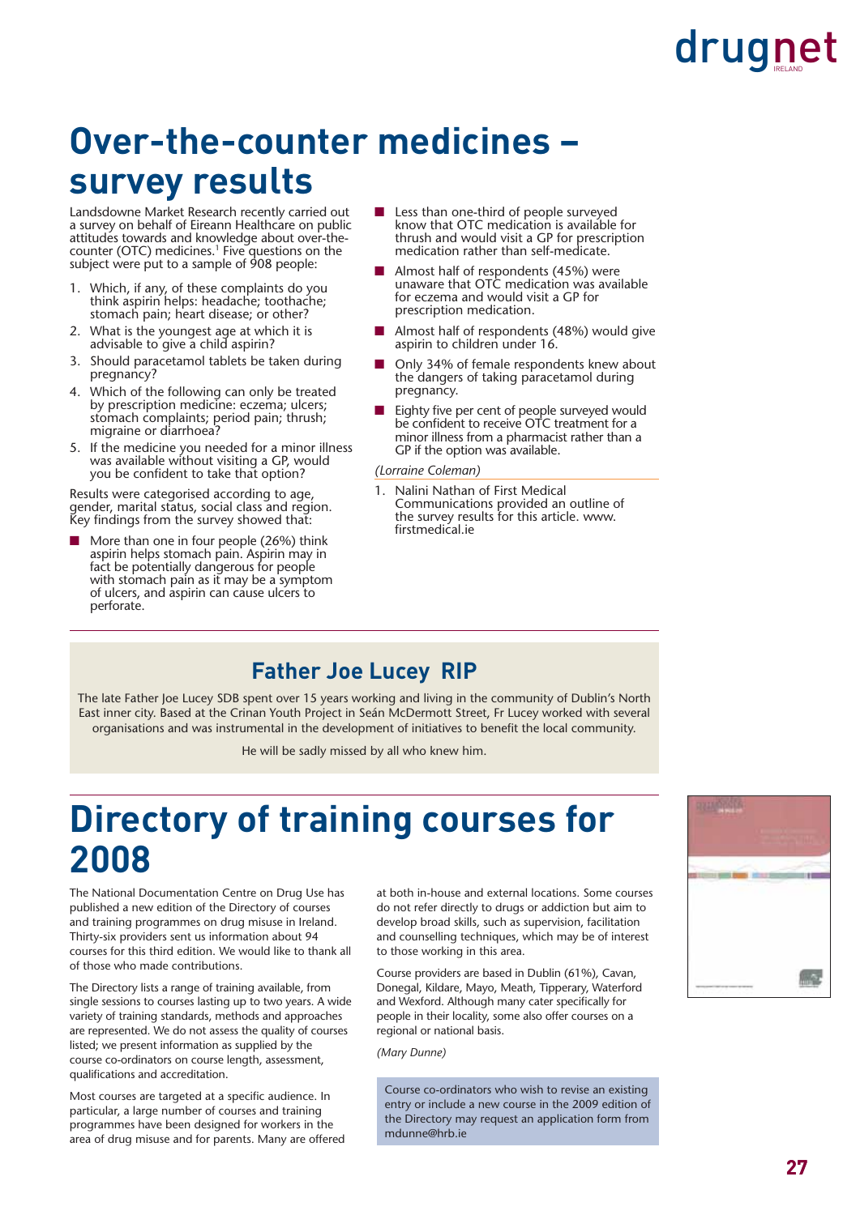# Over-the-counter medicines – survey results

Landsdowne Market Research recently carried out a survey on behalf of Eireann Healthcare on public attitudes towards and knowledge about over-the-counter (OTC) medicines.[1] Five questions on the subject were put to a sample of 908 people:

1. Which, if any, of these complaints do you think aspirin helps: headache; toothache; stomach pain; heart disease; or other?
2. What is the youngest age at which it is advisable to give a child aspirin?
3. Should paracetamol tablets be taken during pregnancy?
4. Which of the following can only be treated by prescription medicine: eczema; ulcers; stomach complaints; period pain; thrush; migraine or diarrhoea?
5. If the medicine you needed for a minor illness was available without visiting a GP, would you be confident to take that option?

Results were categorised according to age, gender, marital status, social class and region. Key findings from the survey showed that:

- More than one in four people (26%) think aspirin helps stomach pain. Aspirin may in fact be potentially dangerous for people with stomach pain as it may be a symptom of ulcers, and aspirin can cause ulcers to perforate.
- Less than one-third of people surveyed know that OTC medication is available for thrush and would visit a GP for prescription medication rather than self-medicate.
- Almost half of respondents (45%) were unaware that OTC medication was available for eczema and would visit a GP for prescription medication.
- Almost half of respondents (48%) would give aspirin to children under 16.
- Only 34% of female respondents knew about the dangers of taking paracetamol during pregnancy.
- Eighty five per cent of people surveyed would be confident to receive OTC treatment for a minor illness from a pharmacist rather than a GP if the option was available.

*(Lorraine Coleman)*

1. Nalini Nathan of First Medical Communications provided an outline of the survey results for this article. www.firstmedical.ie

## Father Joe Lucey RIP

The late Father Joe Lucey SDB spent over 15 years working and living in the community of Dublin's North East inner city. Based at the Crinan Youth Project in Seán McDermott Street, Fr Lucey worked with several organisations and was instrumental in the development of initiatives to benefit the local community.

He will be sadly missed by all who knew him.

# Directory of training courses for 2008

The National Documentation Centre on Drug Use has published a new edition of the Directory of courses and training programmes on drug misuse in Ireland. Thirty-six providers sent us information about 94 courses for this third edition. We would like to thank all of those who made contributions.

The Directory lists a range of training available, from single sessions to courses lasting up to two years. A wide variety of training standards, methods and approaches are represented. We do not assess the quality of courses listed; we present information as supplied by the course co-ordinators on course length, assessment, qualifications and accreditation.

Most courses are targeted at a specific audience. In particular, a large number of courses and training programmes have been designed for workers in the area of drug misuse and for parents. Many are offered at both in-house and external locations. Some courses do not refer directly to drugs or addiction but aim to develop broad skills, such as supervision, facilitation and counselling techniques, which may be of interest to those working in this area.

Course providers are based in Dublin (61%), Cavan, Donegal, Kildare, Mayo, Meath, Tipperary, Waterford and Wexford. Although many cater specifically for people in their locality, some also offer courses on a regional or national basis.

*(Mary Dunne)*

Course co-ordinators who wish to revise an existing entry or include a new course in the 2009 edition of the Directory may request an application form from mdunne@hrb.ie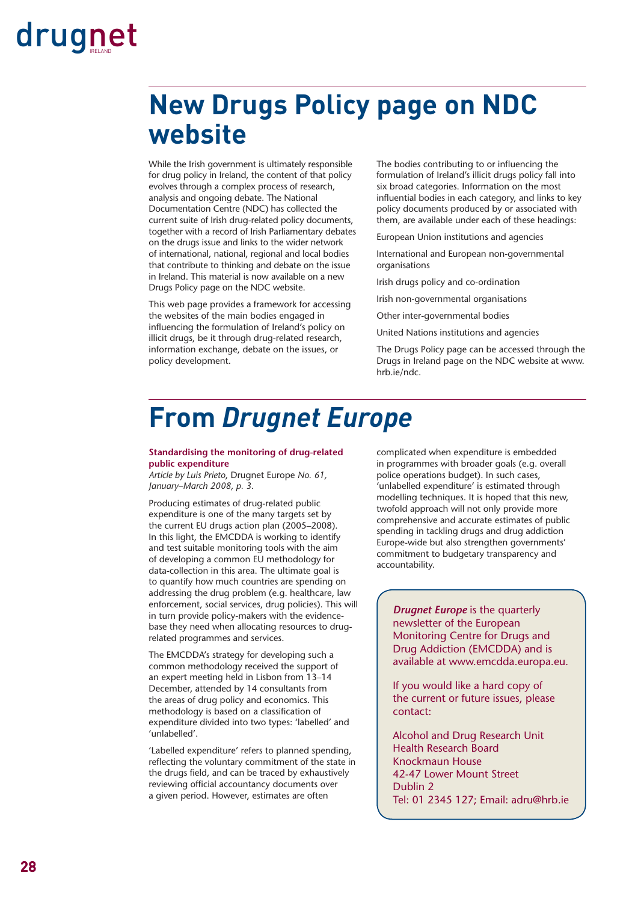# New Drugs Policy page on NDC website

While the Irish government is ultimately responsible for drug policy in Ireland, the content of that policy evolves through a complex process of research, analysis and ongoing debate. The National Documentation Centre (NDC) has collected the current suite of Irish drug-related policy documents, together with a record of Irish Parliamentary debates on the drugs issue and links to the wider network of international, national, regional and local bodies that contribute to thinking and debate on the issue in Ireland. This material is now available on a new Drugs Policy page on the NDC website.

This web page provides a framework for accessing the websites of the main bodies engaged in influencing the formulation of Ireland's policy on illicit drugs, be it through drug-related research, information exchange, debate on the issues, or policy development.

The bodies contributing to or influencing the formulation of Ireland's illicit drugs policy fall into six broad categories. Information on the most influential bodies in each category, and links to key policy documents produced by or associated with them, are available under each of these headings:

European Union institutions and agencies

International and European non-governmental organisations

Irish drugs policy and co-ordination

Irish non-governmental organisations

Other inter-governmental bodies

United Nations institutions and agencies

The Drugs Policy page can be accessed through the Drugs in Ireland page on the NDC website at www.hrb.ie/ndc.

# From *Drugnet Europe*

**Standardising the monitoring of drug-related public expenditure**

*Article by Luis Prieto*, Drugnet Europe *No. 61, January–March 2008, p. 3.*

Producing estimates of drug-related public expenditure is one of the many targets set by the current EU drugs action plan (2005–2008). In this light, the EMCDDA is working to identify and test suitable monitoring tools with the aim of developing a common EU methodology for data-collection in this area. The ultimate goal is to quantify how much countries are spending on addressing the drug problem (e.g. healthcare, law enforcement, social services, drug policies). This will in turn provide policy-makers with the evidence-base they need when allocating resources to drug-related programmes and services.

The EMCDDA's strategy for developing such a common methodology received the support of an expert meeting held in Lisbon from 13–14 December, attended by 14 consultants from the areas of drug policy and economics. This methodology is based on a classification of expenditure divided into two types: 'labelled' and 'unlabelled'.

'Labelled expenditure' refers to planned spending, reflecting the voluntary commitment of the state in the drugs field, and can be traced by exhaustively reviewing official accountancy documents over a given period. However, estimates are often complicated when expenditure is embedded in programmes with broader goals (e.g. overall police operations budget). In such cases, 'unlabelled expenditure' is estimated through modelling techniques. It is hoped that this new, twofold approach will not only provide more comprehensive and accurate estimates of public spending in tackling drugs and drug addiction Europe-wide but also strengthen governments' commitment to budgetary transparency and accountability.

> ***Drugnet Europe*** is the quarterly newsletter of the European Monitoring Centre for Drugs and Drug Addiction (EMCDDA) and is available at www.emcdda.europa.eu.
>
> If you would like a hard copy of the current or future issues, please contact:
>
> Alcohol and Drug Research Unit
> Health Research Board
> Knockmaun House
> 42-47 Lower Mount Street
> Dublin 2
> Tel: 01 2345 127; Email: adru@hrb.ie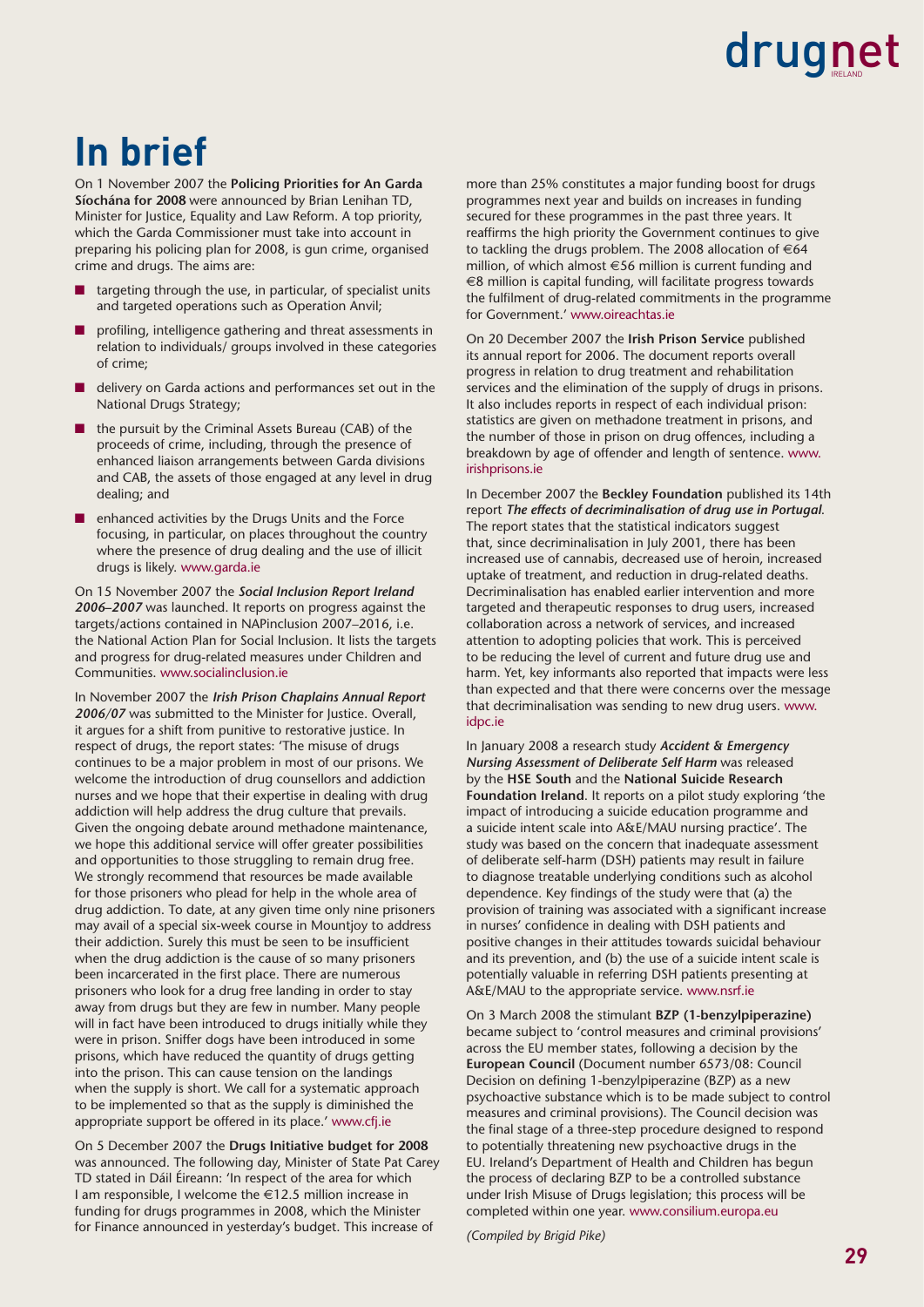# In brief

On 1 November 2007 the **Policing Priorities for An Garda Síochána for 2008** were announced by Brian Lenihan TD, Minister for Justice, Equality and Law Reform. A top priority, which the Garda Commissioner must take into account in preparing his policing plan for 2008, is gun crime, organised crime and drugs. The aims are:

- targeting through the use, in particular, of specialist units and targeted operations such as Operation Anvil;
- profiling, intelligence gathering and threat assessments in relation to individuals/ groups involved in these categories of crime;
- delivery on Garda actions and performances set out in the National Drugs Strategy;
- the pursuit by the Criminal Assets Bureau (CAB) of the proceeds of crime, including, through the presence of enhanced liaison arrangements between Garda divisions and CAB, the assets of those engaged at any level in drug dealing; and
- enhanced activities by the Drugs Units and the Force focusing, in particular, on places throughout the country where the presence of drug dealing and the use of illicit drugs is likely. www.garda.ie

On 15 November 2007 the ***Social Inclusion Report Ireland 2006–2007*** was launched. It reports on progress against the targets/actions contained in NAPinclusion 2007–2016, i.e. the National Action Plan for Social Inclusion. It lists the targets and progress for drug-related measures under Children and Communities. www.socialinclusion.ie

In November 2007 the ***Irish Prison Chaplains Annual Report 2006/07*** was submitted to the Minister for Justice. Overall, it argues for a shift from punitive to restorative justice. In respect of drugs, the report states: 'The misuse of drugs continues to be a major problem in most of our prisons. We welcome the introduction of drug counsellors and addiction nurses and we hope that their expertise in dealing with drug addiction will help address the drug culture that prevails. Given the ongoing debate around methadone maintenance, we hope this additional service will offer greater possibilities and opportunities to those struggling to remain drug free. We strongly recommend that resources be made available for those prisoners who plead for help in the whole area of drug addiction. To date, at any given time only nine prisoners may avail of a special six-week course in Mountjoy to address their addiction. Surely this must be seen to be insufficient when the drug addiction is the cause of so many prisoners been incarcerated in the first place. There are numerous prisoners who look for a drug free landing in order to stay away from drugs but they are few in number. Many people will in fact have been introduced to drugs initially while they were in prison. Sniffer dogs have been introduced in some prisons, which have reduced the quantity of drugs getting into the prison. This can cause tension on the landings when the supply is short. We call for a systematic approach to be implemented so that as the supply is diminished the appropriate support be offered in its place.' www.cfj.ie

On 5 December 2007 the **Drugs Initiative budget for 2008** was announced. The following day, Minister of State Pat Carey TD stated in Dáil Éireann: 'In respect of the area for which I am responsible, I welcome the €12.5 million increase in funding for drugs programmes in 2008, which the Minister for Finance announced in yesterday's budget. This increase of more than 25% constitutes a major funding boost for drugs programmes next year and builds on increases in funding secured for these programmes in the past three years. It reaffirms the high priority the Government continues to give to tackling the drugs problem. The 2008 allocation of €64 million, of which almost €56 million is current funding and €8 million is capital funding, will facilitate progress towards the fulfilment of drug-related commitments in the programme for Government.' www.oireachtas.ie

On 20 December 2007 the **Irish Prison Service** published its annual report for 2006. The document reports overall progress in relation to drug treatment and rehabilitation services and the elimination of the supply of drugs in prisons. It also includes reports in respect of each individual prison: statistics are given on methadone treatment in prisons, and the number of those in prison on drug offences, including a breakdown by age of offender and length of sentence. www.irishprisons.ie

In December 2007 the **Beckley Foundation** published its 14th report ***The effects of decriminalisation of drug use in Portugal***. The report states that the statistical indicators suggest that, since decriminalisation in July 2001, there has been increased use of cannabis, decreased use of heroin, increased uptake of treatment, and reduction in drug-related deaths. Decriminalisation has enabled earlier intervention and more targeted and therapeutic responses to drug users, increased collaboration across a network of services, and increased attention to adopting policies that work. This is perceived to be reducing the level of current and future drug use and harm. Yet, key informants also reported that impacts were less than expected and that there were concerns over the message that decriminalisation was sending to new drug users. www.idpc.ie

In January 2008 a research study ***Accident & Emergency Nursing Assessment of Deliberate Self Harm*** was released by the **HSE South** and the **National Suicide Research Foundation Ireland**. It reports on a pilot study exploring 'the impact of introducing a suicide education programme and a suicide intent scale into A&E/MAU nursing practice'. The study was based on the concern that inadequate assessment of deliberate self-harm (DSH) patients may result in failure to diagnose treatable underlying conditions such as alcohol dependence. Key findings of the study were that (a) the provision of training was associated with a significant increase in nurses' confidence in dealing with DSH patients and positive changes in their attitudes towards suicidal behaviour and its prevention, and (b) the use of a suicide intent scale is potentially valuable in referring DSH patients presenting at A&E/MAU to the appropriate service. www.nsrf.ie

On 3 March 2008 the stimulant **BZP (1-benzylpiperazine)** became subject to 'control measures and criminal provisions' across the EU member states, following a decision by the **European Council** (Document number 6573/08: Council Decision on defining 1-benzylpiperazine (BZP) as a new psychoactive substance which is to be made subject to control measures and criminal provisions). The Council decision was the final stage of a three-step procedure designed to respond to potentially threatening new psychoactive drugs in the EU. Ireland's Department of Health and Children has begun the process of declaring BZP to be a controlled substance under Irish Misuse of Drugs legislation; this process will be completed within one year. www.consilium.europa.eu

*(Compiled by Brigid Pike)*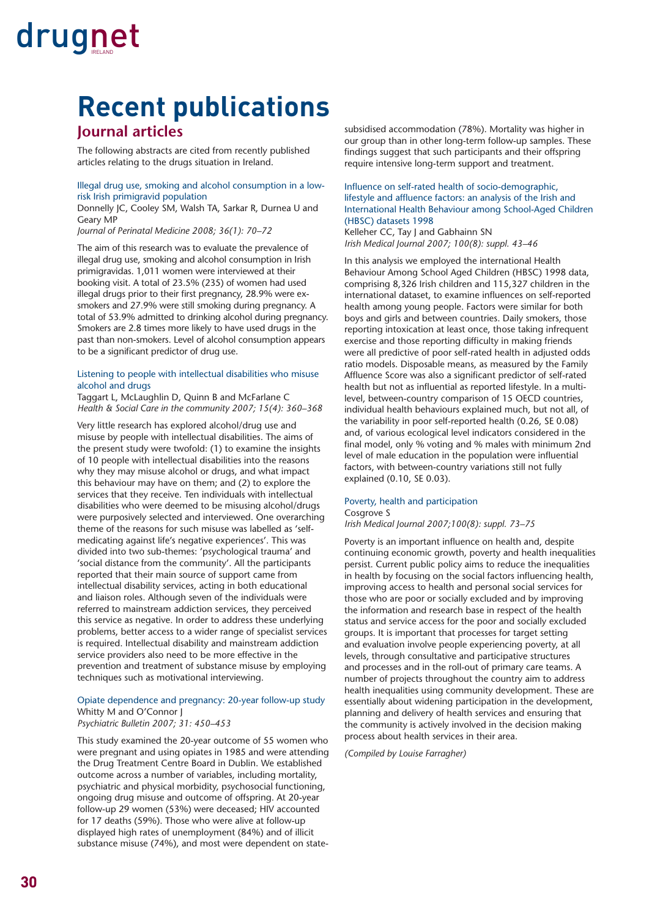# Recent publications

## Journal articles

The following abstracts are cited from recently published articles relating to the drugs situation in Ireland.

### Illegal drug use, smoking and alcohol consumption in a low-risk Irish primigravid population

Donnelly JC, Cooley SM, Walsh TA, Sarkar R, Durnea U and Geary MP
*Journal of Perinatal Medicine 2008; 36(1): 70–72*

The aim of this research was to evaluate the prevalence of illegal drug use, smoking and alcohol consumption in Irish primigravidas. 1,011 women were interviewed at their booking visit. A total of 23.5% (235) of women had used illegal drugs prior to their first pregnancy, 28.9% were ex-smokers and 27.9% were still smoking during pregnancy. A total of 53.9% admitted to drinking alcohol during pregnancy. Smokers are 2.8 times more likely to have used drugs in the past than non-smokers. Level of alcohol consumption appears to be a significant predictor of drug use.

### Listening to people with intellectual disabilities who misuse alcohol and drugs

Taggart L, McLaughlin D, Quinn B and McFarlane C
*Health & Social Care in the community 2007; 15(4): 360–368*

Very little research has explored alcohol/drug use and misuse by people with intellectual disabilities. The aims of the present study were twofold: (1) to examine the insights of 10 people with intellectual disabilities into the reasons why they may misuse alcohol or drugs, and what impact this behaviour may have on them; and (2) to explore the services that they receive. Ten individuals with intellectual disabilities who were deemed to be misusing alcohol/drugs were purposively selected and interviewed. One overarching theme of the reasons for such misuse was labelled as 'self-medicating against life's negative experiences'. This was divided into two sub-themes: 'psychological trauma' and 'social distance from the community'. All the participants reported that their main source of support came from intellectual disability services, acting in both educational and liaison roles. Although seven of the individuals were referred to mainstream addiction services, they perceived this service as negative. In order to address these underlying problems, better access to a wider range of specialist services is required. Intellectual disability and mainstream addiction service providers also need to be more effective in the prevention and treatment of substance misuse by employing techniques such as motivational interviewing.

### Opiate dependence and pregnancy: 20-year follow-up study

Whitty M and O'Connor J
*Psychiatric Bulletin 2007; 31: 450–453*

This study examined the 20-year outcome of 55 women who were pregnant and using opiates in 1985 and were attending the Drug Treatment Centre Board in Dublin. We established outcome across a number of variables, including mortality, psychiatric and physical morbidity, psychosocial functioning, ongoing drug misuse and outcome of offspring. At 20-year follow-up 29 women (53%) were deceased; HIV accounted for 17 deaths (59%). Those who were alive at follow-up displayed high rates of unemployment (84%) and of illicit substance misuse (74%), and most were dependent on state-subsidised accommodation (78%). Mortality was higher in our group than in other long-term follow-up samples. These findings suggest that such participants and their offspring require intensive long-term support and treatment.

### Influence on self-rated health of socio-demographic, lifestyle and affluence factors: an analysis of the Irish and International Health Behaviour among School-Aged Children (HBSC) datasets 1998

Kelleher CC, Tay J and Gabhainn SN
*Irish Medical Journal 2007; 100(8): suppl. 43–46*

In this analysis we employed the international Health Behaviour Among School Aged Children (HBSC) 1998 data, comprising 8,326 Irish children and 115,327 children in the international dataset, to examine influences on self-reported health among young people. Factors were similar for both boys and girls and between countries. Daily smokers, those reporting intoxication at least once, those taking infrequent exercise and those reporting difficulty in making friends were all predictive of poor self-rated health in adjusted odds ratio models. Disposable means, as measured by the Family Affluence Score was also a significant predictor of self-rated health but not as influential as reported lifestyle. In a multi-level, between-country comparison of 15 OECD countries, individual health behaviours explained much, but not all, of the variability in poor self-reported health (0.26, SE 0.08) and, of various ecological level indicators considered in the final model, only % voting and % males with minimum 2nd level of male education in the population were influential factors, with between-country variations still not fully explained (0.10, SE 0.03).

### Poverty, health and participation

Cosgrove S
*Irish Medical Journal 2007;100(8): suppl. 73–75*

Poverty is an important influence on health and, despite continuing economic growth, poverty and health inequalities persist. Current public policy aims to reduce the inequalities in health by focusing on the social factors influencing health, improving access to health and personal social services for those who are poor or socially excluded and by improving the information and research base in respect of the health status and service access for the poor and socially excluded groups. It is important that processes for target setting and evaluation involve people experiencing poverty, at all levels, through consultative and participative structures and processes and in the roll-out of primary care teams. A number of projects throughout the country aim to address health inequalities using community development. These are essentially about widening participation in the development, planning and delivery of health services and ensuring that the community is actively involved in the decision making process about health services in their area.

*(Compiled by Louise Farragher)*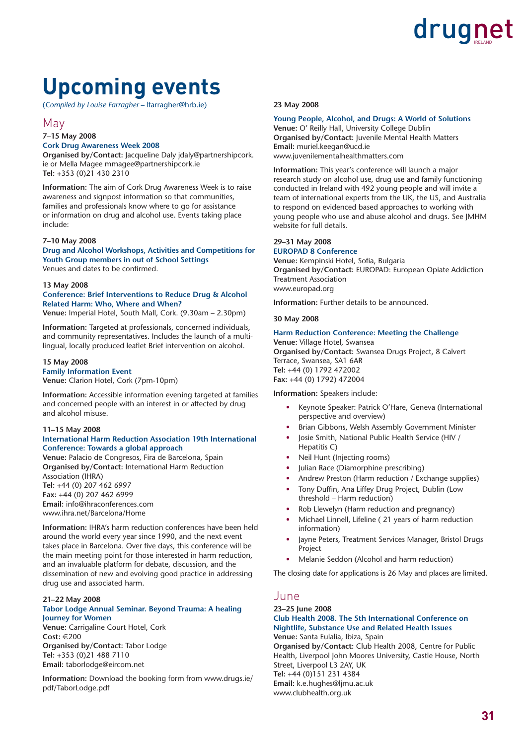# Upcoming events

(*Compiled by Louise Farragher* – lfarragher@hrb.ie)

## May

**7–15 May 2008**

**Cork Drug Awareness Week 2008**

**Organised by/Contact:** Jacqueline Daly jdaly@partnershipcork.ie or Mella Magee mmagee@partnershipcork.ie
**Tel:** +353 (0)21 430 2310

**Information:** The aim of Cork Drug Awareness Week is to raise awareness and signpost information so that communities, families and professionals know where to go for assistance or information on drug and alcohol use. Events taking place include:

**7–10 May 2008**

**Drug and Alcohol Workshops, Activities and Competitions for Youth Group members in out of School Settings**

Venues and dates to be confirmed.

**13 May 2008**

**Conference: Brief Interventions to Reduce Drug & Alcohol Related Harm: Who, Where and When?**

**Venue:** Imperial Hotel, South Mall, Cork. (9.30am – 2.30pm)

**Information:** Targeted at professionals, concerned individuals, and community representatives. Includes the launch of a multi-lingual, locally produced leaflet Brief intervention on alcohol.

**15 May 2008**

**Family Information Event**

**Venue:** Clarion Hotel, Cork (7pm-10pm)

**Information:** Accessible information evening targeted at families and concerned people with an interest in or affected by drug and alcohol misuse.

**11–15 May 2008**

**International Harm Reduction Association 19th International Conference: Towards a global approach**

**Venue:** Palacio de Congresos, Fira de Barcelona, Spain
**Organised by/Contact:** International Harm Reduction Association (IHRA)
**Tel:** +44 (0) 207 462 6997
**Fax:** +44 (0) 207 462 6999
**Email:** info@ihraconferences.com
www.ihra.net/Barcelona/Home

**Information:** IHRA's harm reduction conferences have been held around the world every year since 1990, and the next event takes place in Barcelona. Over five days, this conference will be the main meeting point for those interested in harm reduction, and an invaluable platform for debate, discussion, and the dissemination of new and evolving good practice in addressing drug use and associated harm.

**21–22 May 2008**

**Tabor Lodge Annual Seminar. Beyond Trauma: A healing Journey for Women**

**Venue:** Carrigaline Court Hotel, Cork
**Cost:** €200
**Organised by/Contact:** Tabor Lodge
**Tel:** +353 (0)21 488 7110
**Email:** taborlodge@eircom.net

**Information:** Download the booking form from www.drugs.ie/pdf/TaborLodge.pdf

**23 May 2008**

**Young People, Alcohol, and Drugs: A World of Solutions**

**Venue:** O' Reilly Hall, University College Dublin
**Organised by/Contact:** Juvenile Mental Health Matters
**Email:** muriel.keegan@ucd.ie
www.juvenilementalhealthmatters.com

**Information:** This year's conference will launch a major research study on alcohol use, drug use and family functioning conducted in Ireland with 492 young people and will invite a team of international experts from the UK, the US, and Australia to respond on evidenced based approaches to working with young people who use and abuse alcohol and drugs. See JMHM website for full details.

**29–31 May 2008**

**EUROPAD 8 Conference**

**Venue:** Kempinski Hotel, Sofia, Bulgaria
**Organised by/Contact:** EUROPAD: European Opiate Addiction Treatment Association
www.europad.org

**Information:** Further details to be announced.

**30 May 2008**

**Harm Reduction Conference: Meeting the Challenge**

**Venue:** Village Hotel, Swansea
**Organised by/Contact:** Swansea Drugs Project, 8 Calvert Terrace, Swansea, SA1 6AR
**Tel:** +44 (0) 1792 472002
**Fax:** +44 (0) 1792) 472004

**Information:** Speakers include:

- Keynote Speaker: Patrick O'Hare, Geneva (International perspective and overview)
- Brian Gibbons, Welsh Assembly Government Minister
- Josie Smith, National Public Health Service (HIV / Hepatitis C)
- Neil Hunt (Injecting rooms)
- Julian Race (Diamorphine prescribing)
- Andrew Preston (Harm reduction / Exchange supplies)
- Tony Duffin, Ana Liffey Drug Project, Dublin (Low threshold – Harm reduction)
- Rob Llewelyn (Harm reduction and pregnancy)
- Michael Linnell, Lifeline ( 21 years of harm reduction information)
- Jayne Peters, Treatment Services Manager, Bristol Drugs Project
- Melanie Seddon (Alcohol and harm reduction)

The closing date for applications is 26 May and places are limited.

## June

**23–25 June 2008**

**Club Health 2008. The 5th International Conference on Nightlife, Substance Use and Related Health Issues**

**Venue:** Santa Eulalia, Ibiza, Spain
**Organised by/Contact:** Club Health 2008, Centre for Public Health, Liverpool John Moores University, Castle House, North Street, Liverpool L3 2AY, UK
**Tel:** +44 (0)151 231 4384
**Email:** k.e.hughes@ljmu.ac.uk
www.clubhealth.org.uk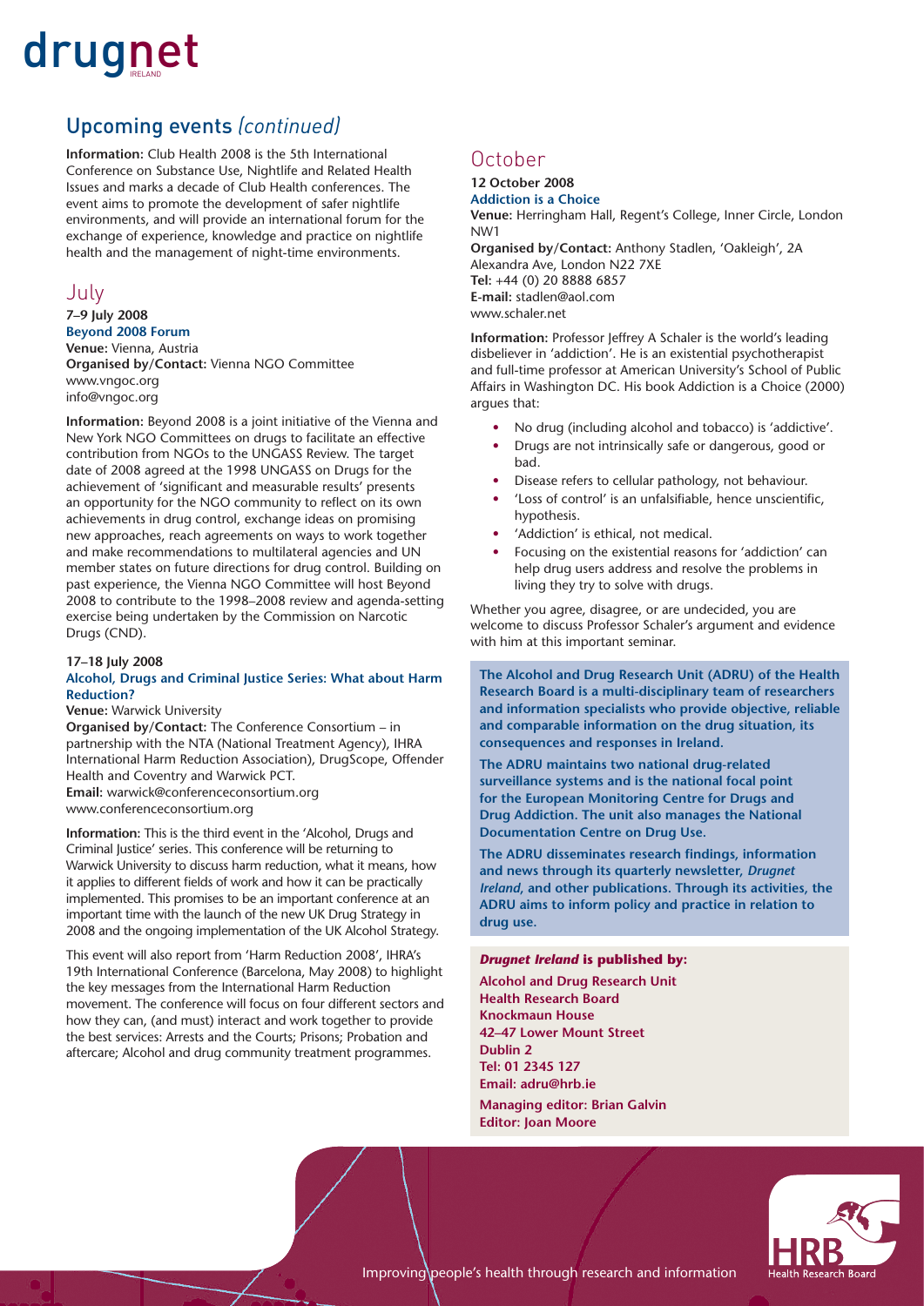## Upcoming events *(continued)*

**Information:** Club Health 2008 is the 5th International Conference on Substance Use, Nightlife and Related Health Issues and marks a decade of Club Health conferences. The event aims to promote the development of safer nightlife environments, and will provide an international forum for the exchange of experience, knowledge and practice on nightlife health and the management of night-time environments.

## July

**7–9 July 2008**
**Beyond 2008 Forum**
**Venue:** Vienna, Austria
**Organised by/Contact:** Vienna NGO Committee
www.vngoc.org
info@vngoc.org

**Information:** Beyond 2008 is a joint initiative of the Vienna and New York NGO Committees on drugs to facilitate an effective contribution from NGOs to the UNGASS Review. The target date of 2008 agreed at the 1998 UNGASS on Drugs for the achievement of 'significant and measurable results' presents an opportunity for the NGO community to reflect on its own achievements in drug control, exchange ideas on promising new approaches, reach agreements on ways to work together and make recommendations to multilateral agencies and UN member states on future directions for drug control. Building on past experience, the Vienna NGO Committee will host Beyond 2008 to contribute to the 1998–2008 review and agenda-setting exercise being undertaken by the Commission on Narcotic Drugs (CND).

**17–18 July 2008**
**Alcohol, Drugs and Criminal Justice Series: What about Harm Reduction?**
**Venue:** Warwick University
**Organised by/Contact:** The Conference Consortium – in partnership with the NTA (National Treatment Agency), IHRA International Harm Reduction Association), DrugScope, Offender Health and Coventry and Warwick PCT.
**Email:** warwick@conferenceconsortium.org
www.conferenceconsortium.org

**Information:** This is the third event in the 'Alcohol, Drugs and Criminal Justice' series. This conference will be returning to Warwick University to discuss harm reduction, what it means, how it applies to different fields of work and how it can be practically implemented. This promises to be an important conference at an important time with the launch of the new UK Drug Strategy in 2008 and the ongoing implementation of the UK Alcohol Strategy.

This event will also report from 'Harm Reduction 2008', IHRA's 19th International Conference (Barcelona, May 2008) to highlight the key messages from the International Harm Reduction movement. The conference will focus on four different sectors and how they can, (and must) interact and work together to provide the best services: Arrests and the Courts; Prisons; Probation and aftercare; Alcohol and drug community treatment programmes.

## October

**12 October 2008**
**Addiction is a Choice**
**Venue:** Herringham Hall, Regent's College, Inner Circle, London NW1
**Organised by/Contact:** Anthony Stadlen, 'Oakleigh', 2A Alexandra Ave, London N22 7XE
**Tel:** +44 (0) 20 8888 6857
**E-mail:** stadlen@aol.com
www.schaler.net

**Information:** Professor Jeffrey A Schaler is the world's leading disbeliever in 'addiction'. He is an existential psychotherapist and full-time professor at American University's School of Public Affairs in Washington DC. His book Addiction is a Choice (2000) argues that:

- No drug (including alcohol and tobacco) is 'addictive'.
- Drugs are not intrinsically safe or dangerous, good or bad.
- Disease refers to cellular pathology, not behaviour.
- 'Loss of control' is an unfalsifiable, hence unscientific, hypothesis.
- 'Addiction' is ethical, not medical.
- Focusing on the existential reasons for 'addiction' can help drug users address and resolve the problems in living they try to solve with drugs.

Whether you agree, disagree, or are undecided, you are welcome to discuss Professor Schaler's argument and evidence with him at this important seminar.

**The Alcohol and Drug Research Unit (ADRU) of the Health Research Board is a multi-disciplinary team of researchers and information specialists who provide objective, reliable and comparable information on the drug situation, its consequences and responses in Ireland.**

**The ADRU maintains two national drug-related surveillance systems and is the national focal point for the European Monitoring Centre for Drugs and Drug Addiction. The unit also manages the National Documentation Centre on Drug Use.**

**The ADRU disseminates research findings, information and news through its quarterly newsletter, *Drugnet Ireland*, and other publications. Through its activities, the ADRU aims to inform policy and practice in relation to drug use.**

***Drugnet Ireland* is published by:**

**Alcohol and Drug Research Unit**
**Health Research Board**
**Knockmaun House**
**42–47 Lower Mount Street**
**Dublin 2**
**Tel: 01 2345 127**
**Email: adru@hrb.ie**
**Managing editor: Brian Galvin**
**Editor: Joan Moore**

Improving people's health through research and information